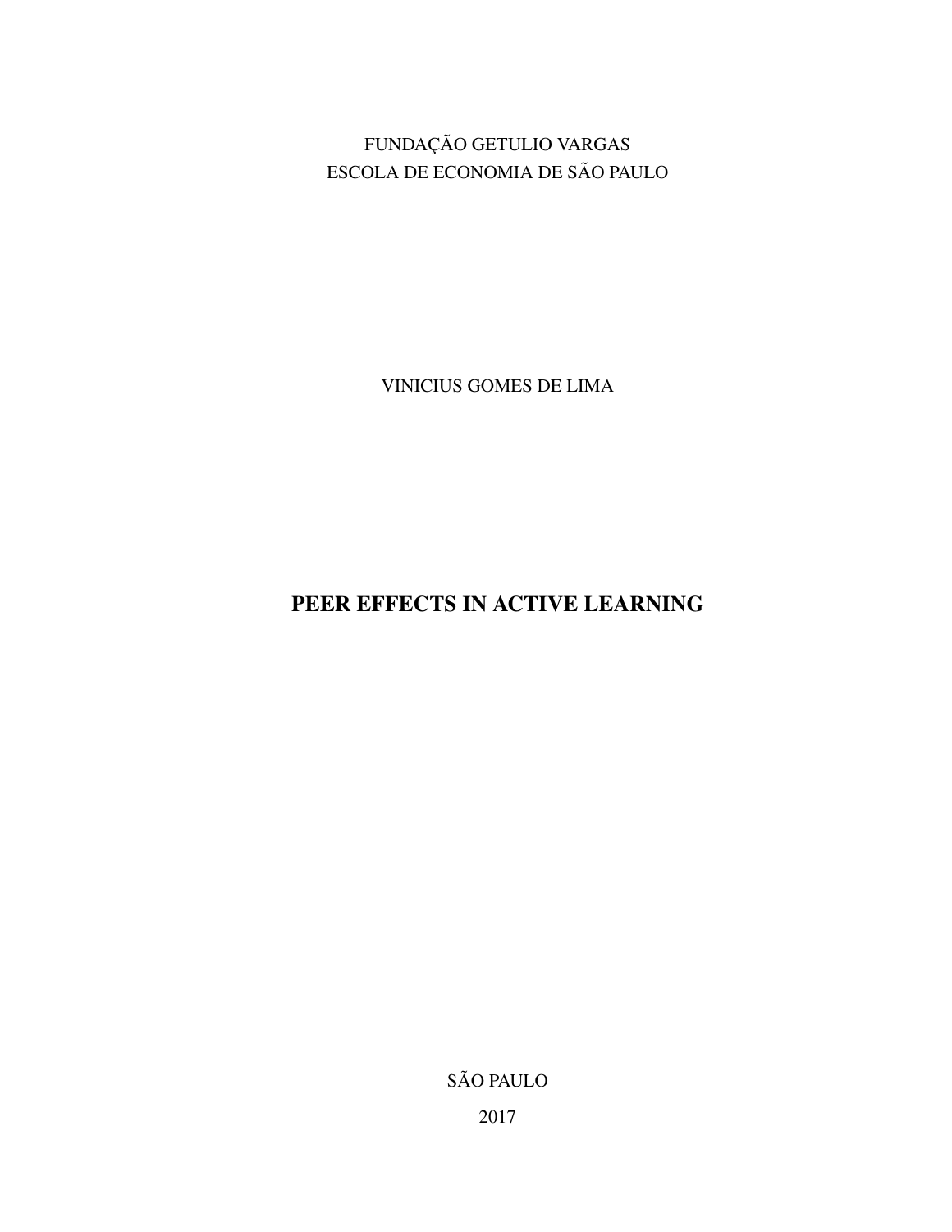FUNDAÇÃO GETULIO VARGAS

ESCOLA DE ECONOMIA DE SÃO PAULO

VINICIUS GOMES DE LIMA

# PEER EFFECTS IN ACTIVE LEARNING

SÃO PAULO

2017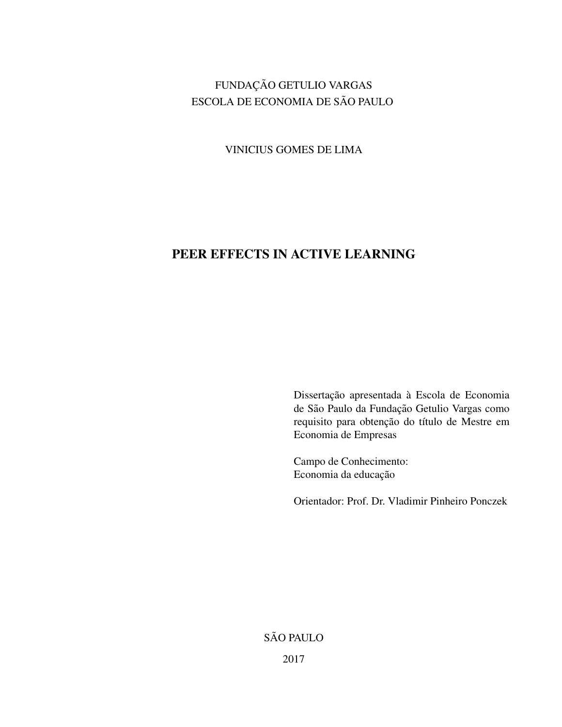FUNDAÇÃO GETULIO VARGAS
ESCOLA DE ECONOMIA DE SÃO PAULO

VINICIUS GOMES DE LIMA

# PEER EFFECTS IN ACTIVE LEARNING

Dissertação apresentada à Escola de Economia de São Paulo da Fundação Getulio Vargas como requisito para obtenção do título de Mestre em Economia de Empresas

Campo de Conhecimento:
Economia da educação

Orientador: Prof. Dr. Vladimir Pinheiro Ponczek

SÃO PAULO

2017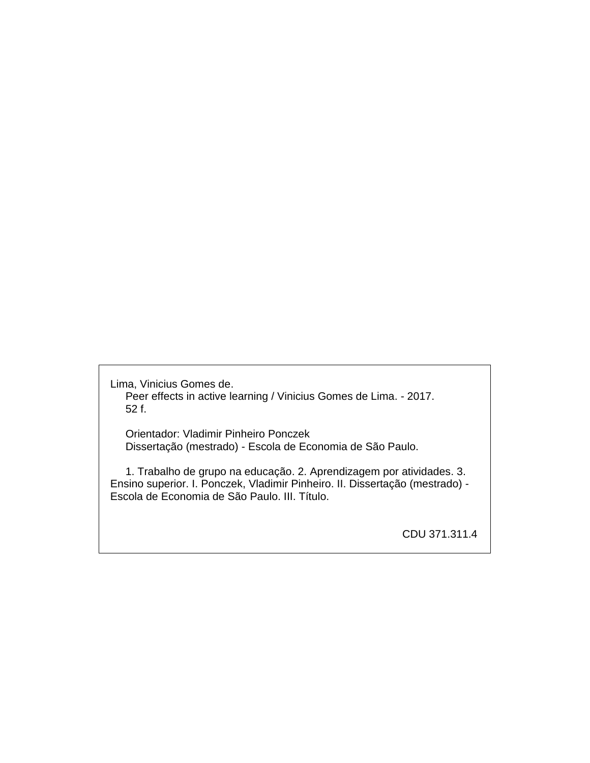Lima, Vinicius Gomes de.

Peer effects in active learning / Vinicius Gomes de Lima. - 2017.

52 f.

Orientador: Vladimir Pinheiro Ponczek

Dissertação (mestrado) - Escola de Economia de São Paulo.

1. Trabalho de grupo na educação. 2. Aprendizagem por atividades. 3. Ensino superior. I. Ponczek, Vladimir Pinheiro. II. Dissertação (mestrado) - Escola de Economia de São Paulo. III. Título.

CDU 371.311.4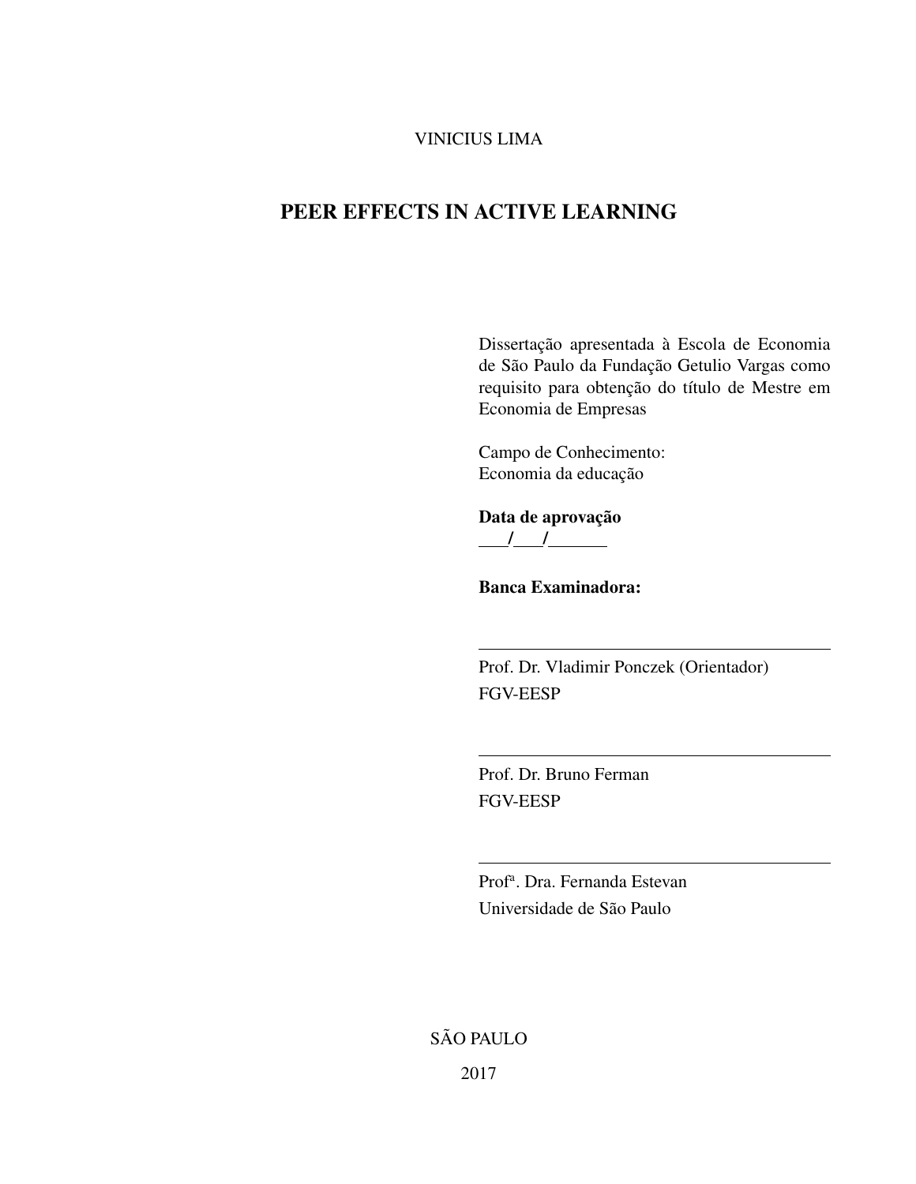VINICIUS LIMA

# PEER EFFECTS IN ACTIVE LEARNING

Dissertação apresentada à Escola de Economia de São Paulo da Fundação Getulio Vargas como requisito para obtenção do título de Mestre em Economia de Empresas

Campo de Conhecimento:
Economia da educação

**Data de aprovação**
___/___/______

**Banca Examinadora:**

_______________________________________

Prof. Dr. Vladimir Ponczek (Orientador)
FGV-EESP

_______________________________________

Prof. Dr. Bruno Ferman
FGV-EESP

_______________________________________

Prof[a]. Dra. Fernanda Estevan
Universidade de São Paulo

SÃO PAULO

2017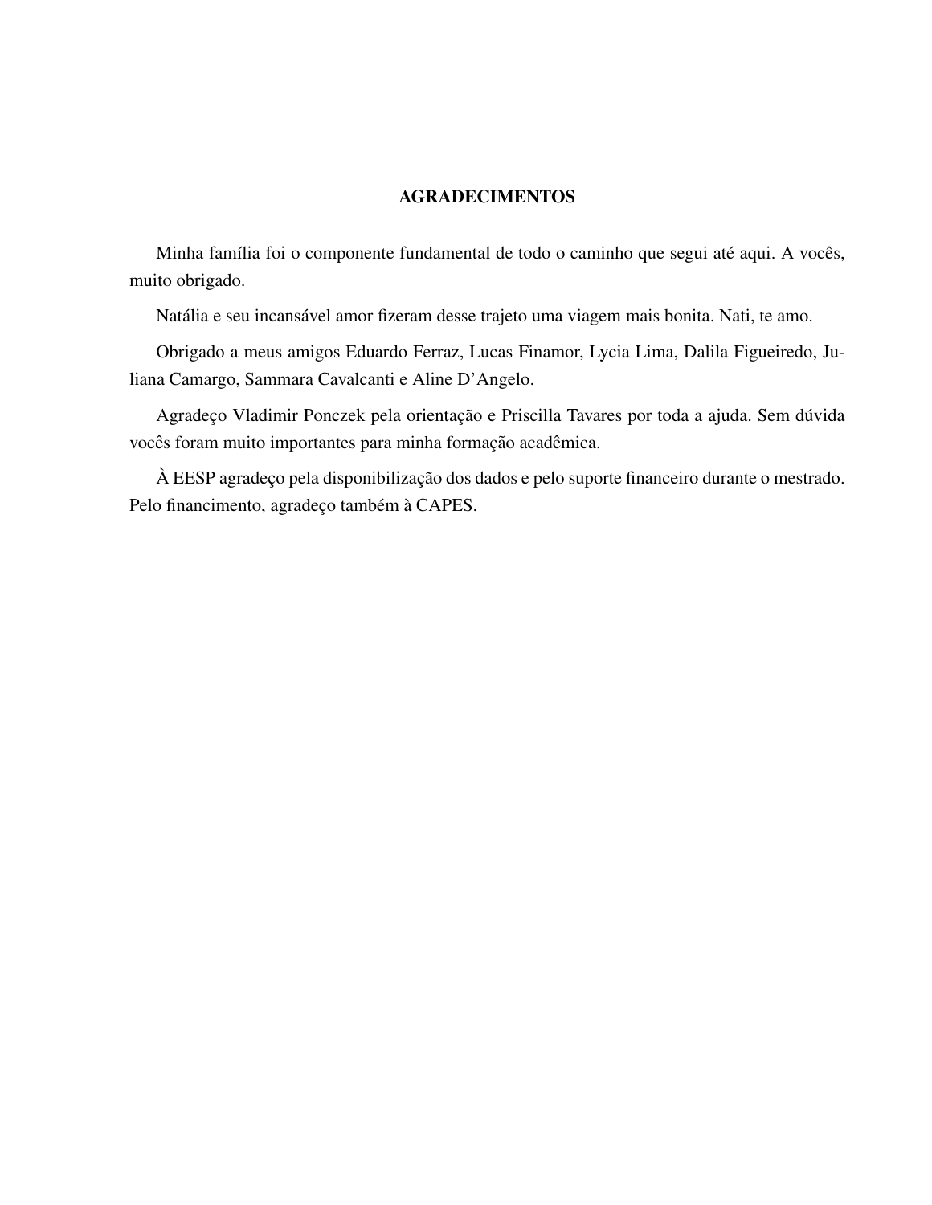# AGRADECIMENTOS

Minha família foi o componente fundamental de todo o caminho que segui até aqui. A vocês, muito obrigado.

Natália e seu incansável amor fizeram desse trajeto uma viagem mais bonita. Nati, te amo.

Obrigado a meus amigos Eduardo Ferraz, Lucas Finamor, Lycia Lima, Dalila Figueiredo, Juliana Camargo, Sammara Cavalcanti e Aline D'Angelo.

Agradeço Vladimir Ponczek pela orientação e Priscilla Tavares por toda a ajuda. Sem dúvida vocês foram muito importantes para minha formação acadêmica.

À EESP agradeço pela disponibilização dos dados e pelo suporte financeiro durante o mestrado. Pelo financiamento, agradeço também à CAPES.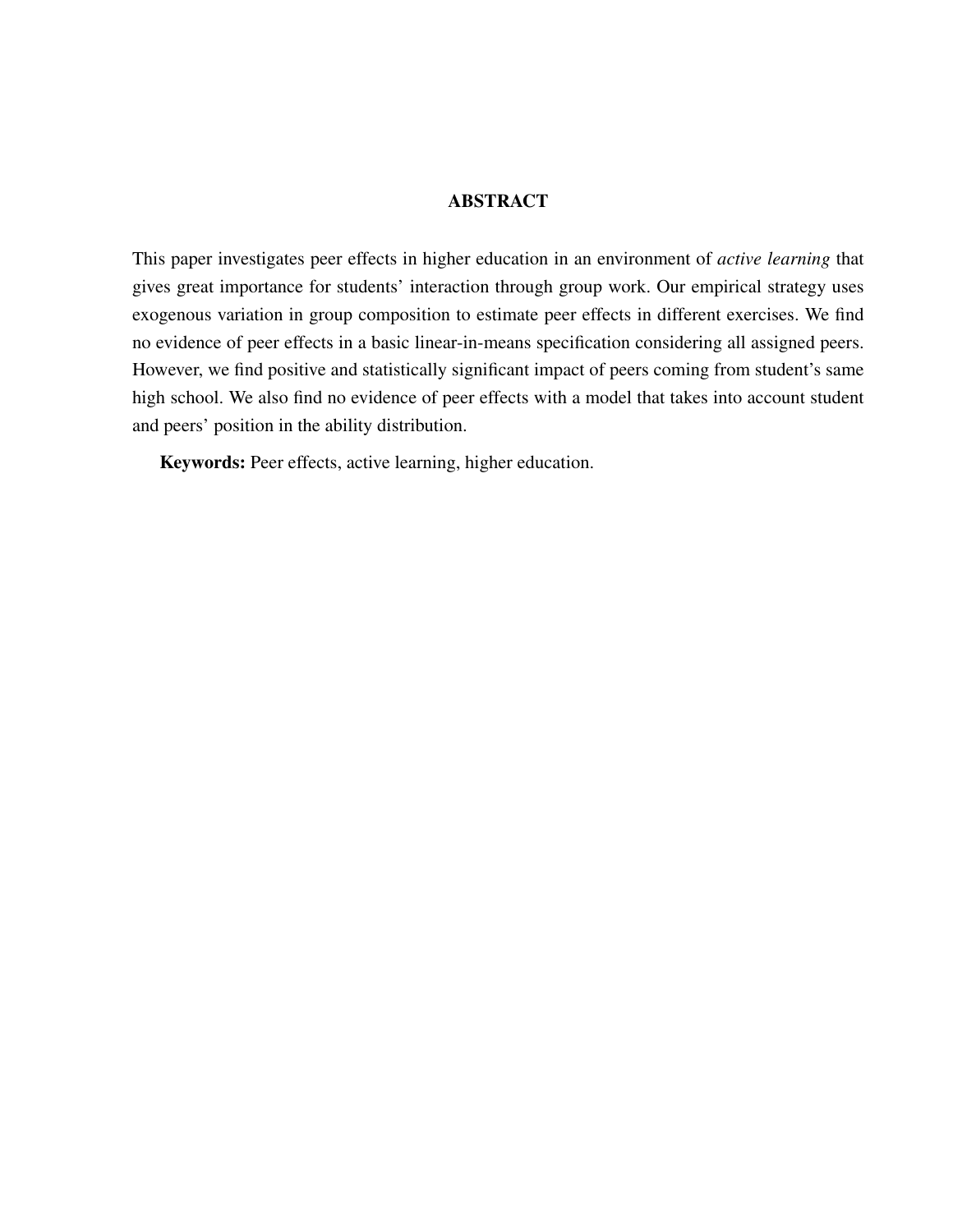## ABSTRACT

This paper investigates peer effects in higher education in an environment of *active learning* that gives great importance for students' interaction through group work. Our empirical strategy uses exogenous variation in group composition to estimate peer effects in different exercises. We find no evidence of peer effects in a basic linear-in-means specification considering all assigned peers. However, we find positive and statistically significant impact of peers coming from student's same high school. We also find no evidence of peer effects with a model that takes into account student and peers' position in the ability distribution.

**Keywords:** Peer effects, active learning, higher education.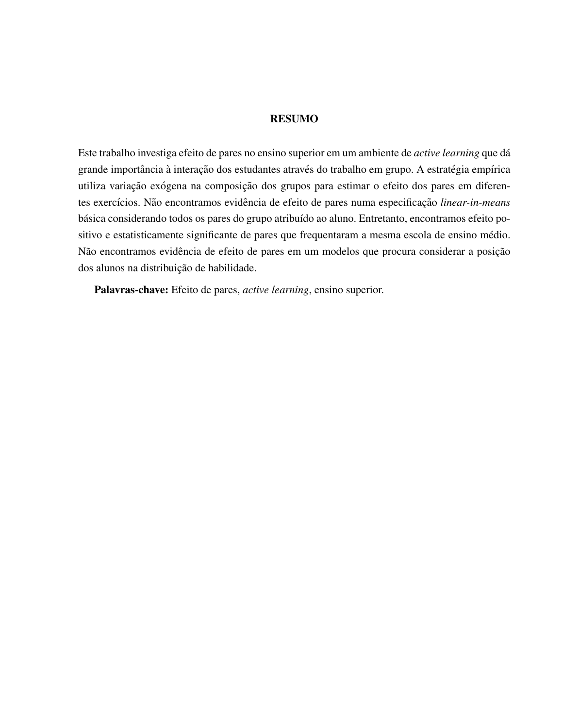## RESUMO

Este trabalho investiga efeito de pares no ensino superior em um ambiente de *active learning* que dá grande importância à interação dos estudantes através do trabalho em grupo. A estratégia empírica utiliza variação exógena na composição dos grupos para estimar o efeito dos pares em diferentes exercícios. Não encontramos evidência de efeito de pares numa especificação *linear-in-means* básica considerando todos os pares do grupo atribuído ao aluno. Entretanto, encontramos efeito positivo e estatisticamente significante de pares que frequentaram a mesma escola de ensino médio. Não encontramos evidência de efeito de pares em um modelos que procura considerar a posição dos alunos na distribuição de habilidade.

**Palavras-chave:** Efeito de pares, *active learning*, ensino superior.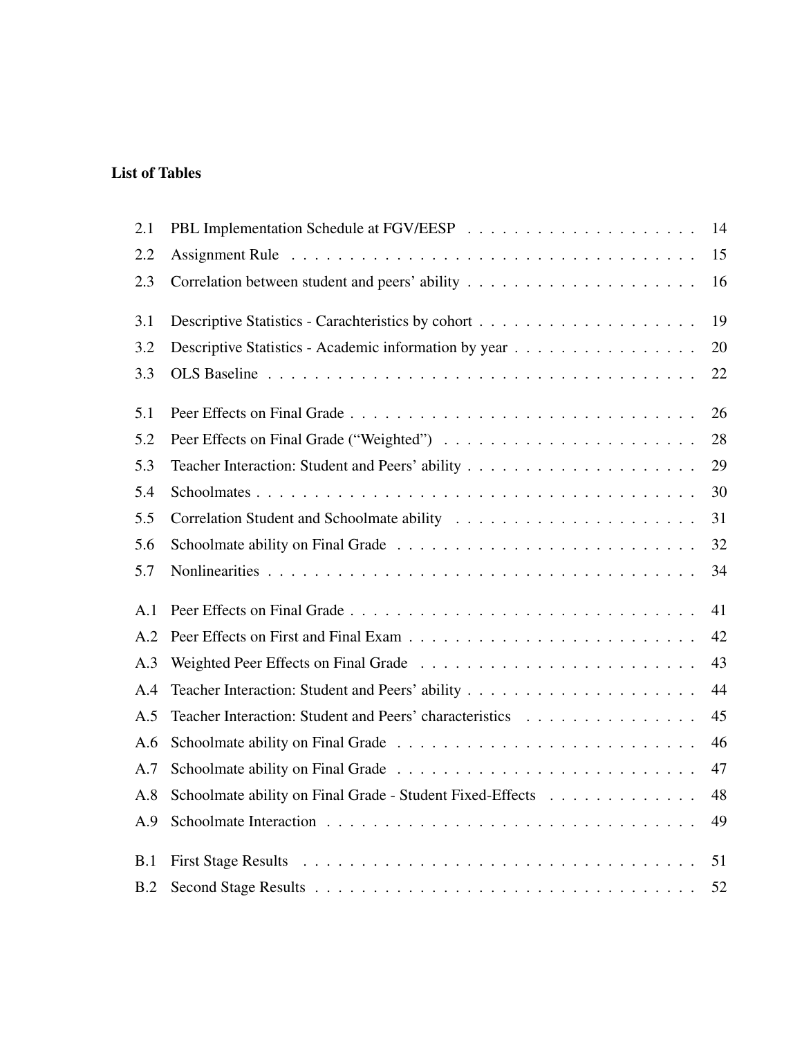# List of Tables

| | | |
|---|---|---|
| 2.1 | PBL Implementation Schedule at FGV/EESP | 14 |
| 2.2 | Assignment Rule | 15 |
| 2.3 | Correlation between student and peers' ability | 16 |
| 3.1 | Descriptive Statistics - Carachteristics by cohort | 19 |
| 3.2 | Descriptive Statistics - Academic information by year | 20 |
| 3.3 | OLS Baseline | 22 |
| 5.1 | Peer Effects on Final Grade | 26 |
| 5.2 | Peer Effects on Final Grade ("Weighted") | 28 |
| 5.3 | Teacher Interaction: Student and Peers' ability | 29 |
| 5.4 | Schoolmates | 30 |
| 5.5 | Correlation Student and Schoolmate ability | 31 |
| 5.6 | Schoolmate ability on Final Grade | 32 |
| 5.7 | Nonlinearities | 34 |
| A.1 | Peer Effects on Final Grade | 41 |
| A.2 | Peer Effects on First and Final Exam | 42 |
| A.3 | Weighted Peer Effects on Final Grade | 43 |
| A.4 | Teacher Interaction: Student and Peers' ability | 44 |
| A.5 | Teacher Interaction: Student and Peers' characteristics | 45 |
| A.6 | Schoolmate ability on Final Grade | 46 |
| A.7 | Schoolmate ability on Final Grade | 47 |
| A.8 | Schoolmate ability on Final Grade - Student Fixed-Effects | 48 |
| A.9 | Schoolmate Interaction | 49 |
| B.1 | First Stage Results | 51 |
| B.2 | Second Stage Results | 52 |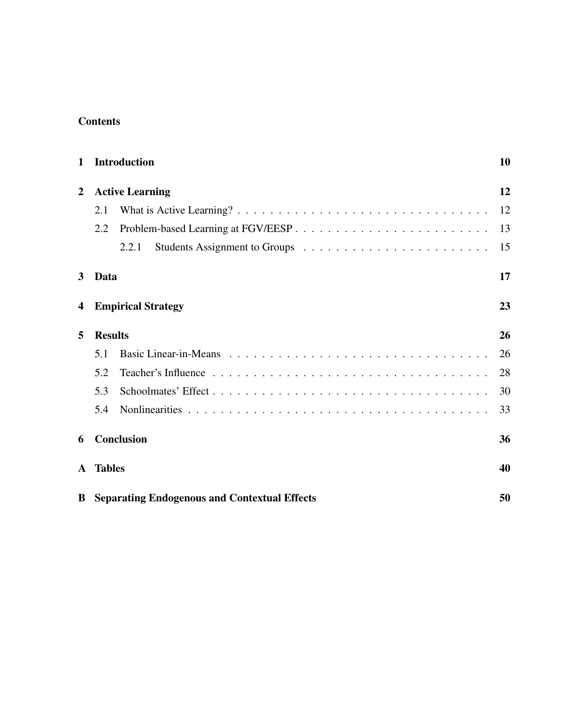## Contents

| | | |
|---|---|---|
| **1** | **Introduction** | **10** |
| **2** | **Active Learning** | **12** |
| | 2.1 What is Active Learning? | 12 |
| | 2.2 Problem-based Learning at FGV/EESP | 13 |
| | 2.2.1 Students Assignment to Groups | 15 |
| **3** | **Data** | **17** |
| **4** | **Empirical Strategy** | **23** |
| **5** | **Results** | **26** |
| | 5.1 Basic Linear-in-Means | 26 |
| | 5.2 Teacher's Influence | 28 |
| | 5.3 Schoolmates' Effect | 30 |
| | 5.4 Nonlinearities | 33 |
| **6** | **Conclusion** | **36** |
| **A** | **Tables** | **40** |
| **B** | **Separating Endogenous and Contextual Effects** | **50** |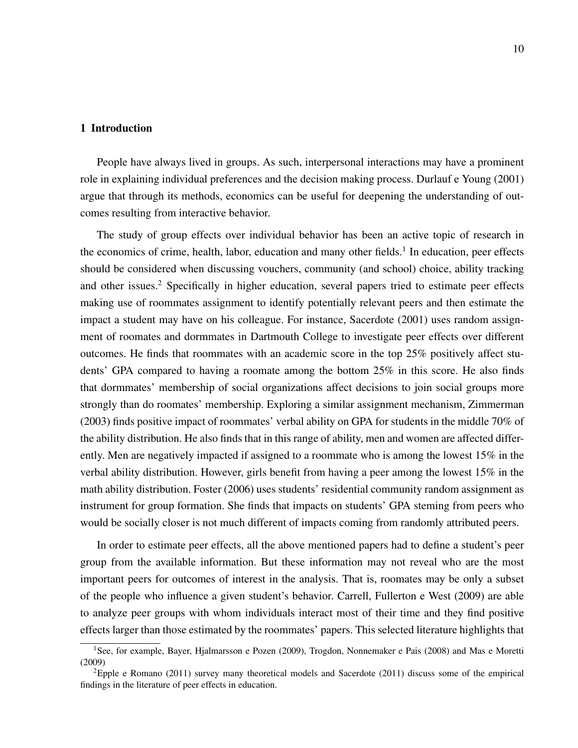# 1 Introduction

People have always lived in groups. As such, interpersonal interactions may have a prominent role in explaining individual preferences and the decision making process. Durlauf e Young (2001) argue that through its methods, economics can be useful for deepening the understanding of outcomes resulting from interactive behavior.

The study of group effects over individual behavior has been an active topic of research in the economics of crime, health, labor, education and many other fields.[1] In education, peer effects should be considered when discussing vouchers, community (and school) choice, ability tracking and other issues.[2] Specifically in higher education, several papers tried to estimate peer effects making use of roommates assignment to identify potentially relevant peers and then estimate the impact a student may have on his colleague. For instance, Sacerdote (2001) uses random assignment of roomates and dormmates in Dartmouth College to investigate peer effects over different outcomes. He finds that roommates with an academic score in the top 25% positively affect students' GPA compared to having a roomate among the bottom 25% in this score. He also finds that dormmates' membership of social organizations affect decisions to join social groups more strongly than do roomates' membership. Exploring a similar assignment mechanism, Zimmerman (2003) finds positive impact of roommates' verbal ability on GPA for students in the middle 70% of the ability distribution. He also finds that in this range of ability, men and women are affected differently. Men are negatively impacted if assigned to a roommate who is among the lowest 15% in the verbal ability distribution. However, girls benefit from having a peer among the lowest 15% in the math ability distribution. Foster (2006) uses students' residential community random assignment as instrument for group formation. She finds that impacts on students' GPA steming from peers who would be socially closer is not much different of impacts coming from randomly attributed peers.

In order to estimate peer effects, all the above mentioned papers had to define a student's peer group from the available information. But these information may not reveal who are the most important peers for outcomes of interest in the analysis. That is, roomates may be only a subset of the people who influence a given student's behavior. Carrell, Fullerton e West (2009) are able to analyze peer groups with whom individuals interact most of their time and they find positive effects larger than those estimated by the roommates' papers. This selected literature highlights that

[1] See, for example, Bayer, Hjalmarsson e Pozen (2009), Trogdon, Nonnemaker e Pais (2008) and Mas e Moretti (2009)

[2] Epple e Romano (2011) survey many theoretical models and Sacerdote (2011) discuss some of the empirical findings in the literature of peer effects in education.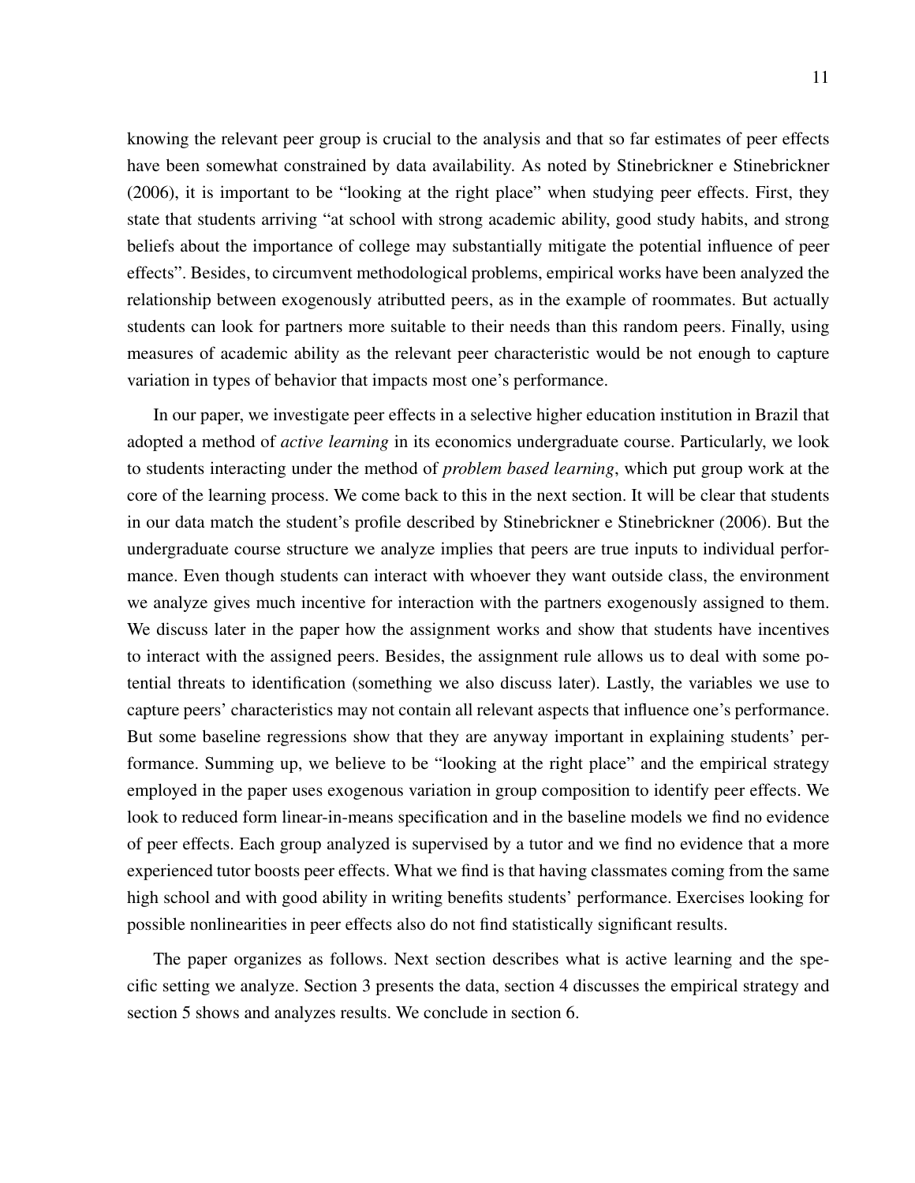knowing the relevant peer group is crucial to the analysis and that so far estimates of peer effects have been somewhat constrained by data availability. As noted by Stinebrickner e Stinebrickner (2006), it is important to be "looking at the right place" when studying peer effects. First, they state that students arriving "at school with strong academic ability, good study habits, and strong beliefs about the importance of college may substantially mitigate the potential influence of peer effects". Besides, to circumvent methodological problems, empirical works have been analyzed the relationship between exogenously atributted peers, as in the example of roommates. But actually students can look for partners more suitable to their needs than this random peers. Finally, using measures of academic ability as the relevant peer characteristic would be not enough to capture variation in types of behavior that impacts most one's performance.

In our paper, we investigate peer effects in a selective higher education institution in Brazil that adopted a method of *active learning* in its economics undergraduate course. Particularly, we look to students interacting under the method of *problem based learning*, which put group work at the core of the learning process. We come back to this in the next section. It will be clear that students in our data match the student's profile described by Stinebrickner e Stinebrickner (2006). But the undergraduate course structure we analyze implies that peers are true inputs to individual performance. Even though students can interact with whoever they want outside class, the environment we analyze gives much incentive for interaction with the partners exogenously assigned to them. We discuss later in the paper how the assignment works and show that students have incentives to interact with the assigned peers. Besides, the assignment rule allows us to deal with some potential threats to identification (something we also discuss later). Lastly, the variables we use to capture peers' characteristics may not contain all relevant aspects that influence one's performance. But some baseline regressions show that they are anyway important in explaining students' performance. Summing up, we believe to be "looking at the right place" and the empirical strategy employed in the paper uses exogenous variation in group composition to identify peer effects. We look to reduced form linear-in-means specification and in the baseline models we find no evidence of peer effects. Each group analyzed is supervised by a tutor and we find no evidence that a more experienced tutor boosts peer effects. What we find is that having classmates coming from the same high school and with good ability in writing benefits students' performance. Exercises looking for possible nonlinearities in peer effects also do not find statistically significant results.

The paper organizes as follows. Next section describes what is active learning and the specific setting we analyze. Section 3 presents the data, section 4 discusses the empirical strategy and section 5 shows and analyzes results. We conclude in section 6.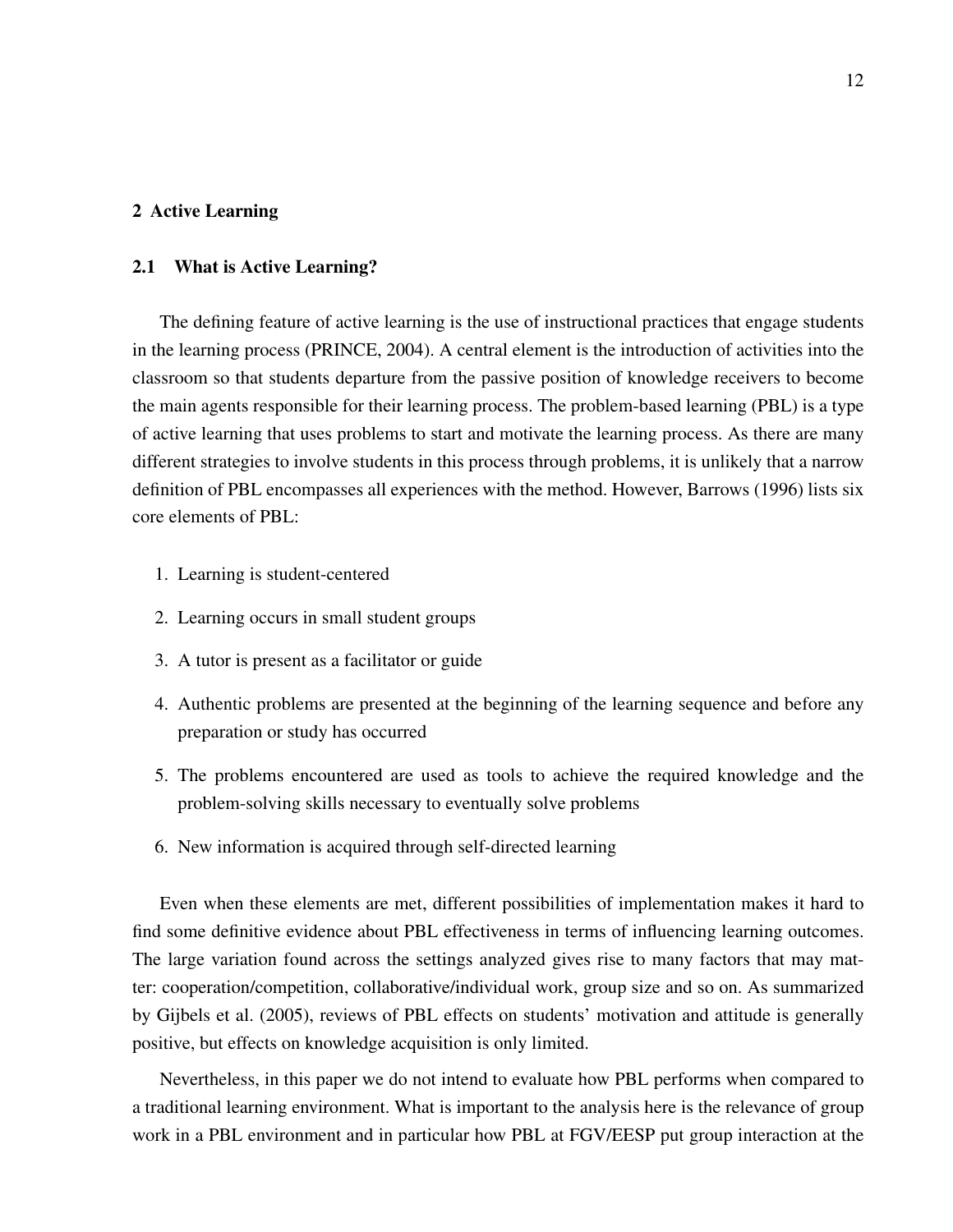## 2 Active Learning

### 2.1 What is Active Learning?

The defining feature of active learning is the use of instructional practices that engage students in the learning process (PRINCE, 2004). A central element is the introduction of activities into the classroom so that students departure from the passive position of knowledge receivers to become the main agents responsible for their learning process. The problem-based learning (PBL) is a type of active learning that uses problems to start and motivate the learning process. As there are many different strategies to involve students in this process through problems, it is unlikely that a narrow definition of PBL encompasses all experiences with the method. However, Barrows (1996) lists six core elements of PBL:

1. Learning is student-centered
2. Learning occurs in small student groups
3. A tutor is present as a facilitator or guide
4. Authentic problems are presented at the beginning of the learning sequence and before any preparation or study has occurred
5. The problems encountered are used as tools to achieve the required knowledge and the problem-solving skills necessary to eventually solve problems
6. New information is acquired through self-directed learning

Even when these elements are met, different possibilities of implementation makes it hard to find some definitive evidence about PBL effectiveness in terms of influencing learning outcomes. The large variation found across the settings analyzed gives rise to many factors that may matter: cooperation/competition, collaborative/individual work, group size and so on. As summarized by Gijbels et al. (2005), reviews of PBL effects on students' motivation and attitude is generally positive, but effects on knowledge acquisition is only limited.

Nevertheless, in this paper we do not intend to evaluate how PBL performs when compared to a traditional learning environment. What is important to the analysis here is the relevance of group work in a PBL environment and in particular how PBL at FGV/EESP put group interaction at the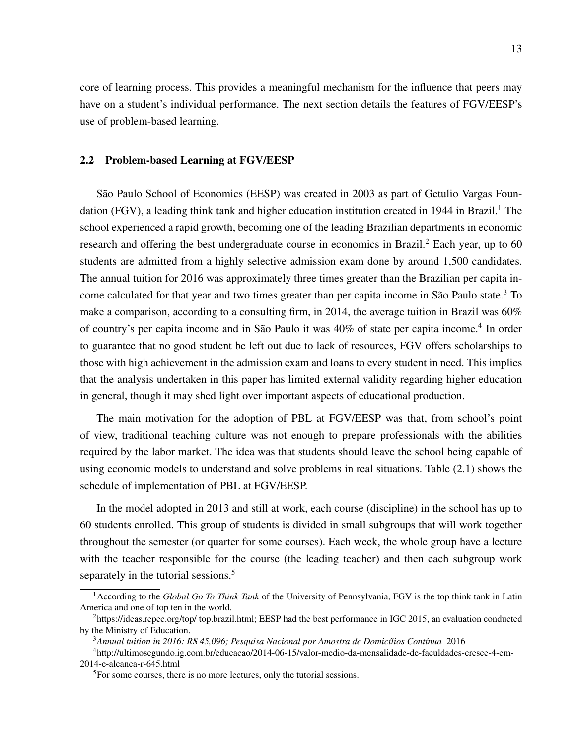core of learning process. This provides a meaningful mechanism for the influence that peers may have on a student's individual performance. The next section details the features of FGV/EESP's use of problem-based learning.

## 2.2 Problem-based Learning at FGV/EESP

São Paulo School of Economics (EESP) was created in 2003 as part of Getulio Vargas Foundation (FGV), a leading think tank and higher education institution created in 1944 in Brazil.[1] The school experienced a rapid growth, becoming one of the leading Brazilian departments in economic research and offering the best undergraduate course in economics in Brazil.[2] Each year, up to 60 students are admitted from a highly selective admission exam done by around 1,500 candidates. The annual tuition for 2016 was approximately three times greater than the Brazilian per capita income calculated for that year and two times greater than per capita income in São Paulo state.[3] To make a comparison, according to a consulting firm, in 2014, the average tuition in Brazil was 60% of country's per capita income and in São Paulo it was 40% of state per capita income.[4] In order to guarantee that no good student be left out due to lack of resources, FGV offers scholarships to those with high achievement in the admission exam and loans to every student in need. This implies that the analysis undertaken in this paper has limited external validity regarding higher education in general, though it may shed light over important aspects of educational production.

The main motivation for the adoption of PBL at FGV/EESP was that, from school's point of view, traditional teaching culture was not enough to prepare professionals with the abilities required by the labor market. The idea was that students should leave the school being capable of using economic models to understand and solve problems in real situations. Table (2.1) shows the schedule of implementation of PBL at FGV/EESP.

In the model adopted in 2013 and still at work, each course (discipline) in the school has up to 60 students enrolled. This group of students is divided in small subgroups that will work together throughout the semester (or quarter for some courses). Each week, the whole group have a lecture with the teacher responsible for the course (the leading teacher) and then each subgroup work separately in the tutorial sessions.[5]

---

[1] According to the *Global Go To Think Tank* of the University of Pennsylvania, FGV is the top think tank in Latin America and one of top ten in the world.

[2] https://ideas.repec.org/top/ top.brazil.html; EESP had the best performance in IGC 2015, an evaluation conducted by the Ministry of Education.

[3] *Annual tuition in 2016: R$ 45,096; Pesquisa Nacional por Amostra de Domicílios Contínua* 2016

[4] http://ultimosegundo.ig.com.br/educacao/2014-06-15/valor-medio-da-mensalidade-de-faculdades-cresce-4-em-2014-e-alcanca-r-645.html

[5] For some courses, there is no more lectures, only the tutorial sessions.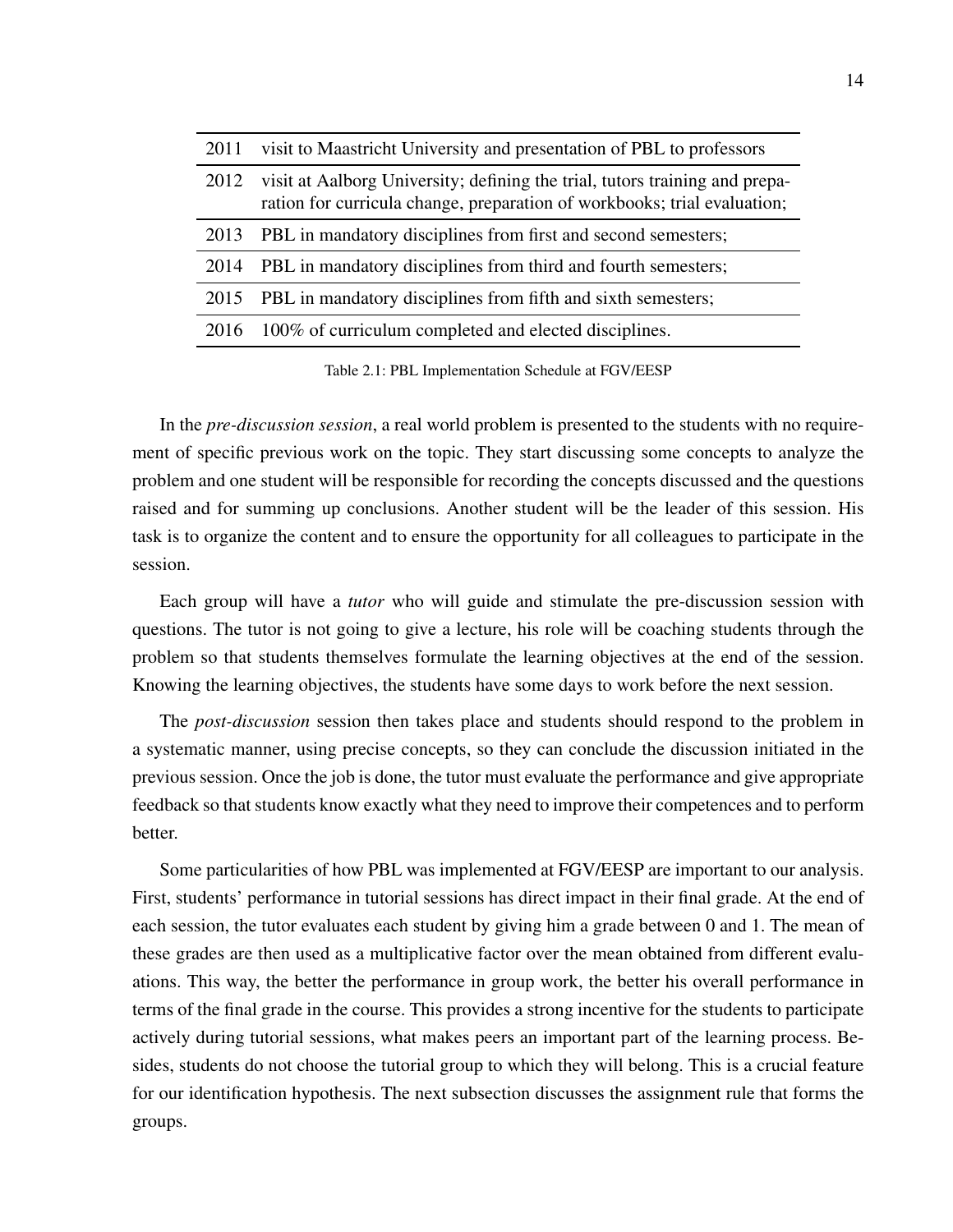| | |
|---|---|
| 2011 | visit to Maastricht University and presentation of PBL to professors |
| 2012 | visit at Aalborg University; defining the trial, tutors training and preparation for curricula change, preparation of workbooks; trial evaluation; |
| 2013 | PBL in mandatory disciplines from first and second semesters; |
| 2014 | PBL in mandatory disciplines from third and fourth semesters; |
| 2015 | PBL in mandatory disciplines from fifth and sixth semesters; |
| 2016 | 100% of curriculum completed and elected disciplines. |

Table 2.1: PBL Implementation Schedule at FGV/EESP

In the *pre-discussion session*, a real world problem is presented to the students with no requirement of specific previous work on the topic. They start discussing some concepts to analyze the problem and one student will be responsible for recording the concepts discussed and the questions raised and for summing up conclusions. Another student will be the leader of this session. His task is to organize the content and to ensure the opportunity for all colleagues to participate in the session.

Each group will have a *tutor* who will guide and stimulate the pre-discussion session with questions. The tutor is not going to give a lecture, his role will be coaching students through the problem so that students themselves formulate the learning objectives at the end of the session. Knowing the learning objectives, the students have some days to work before the next session.

The *post-discussion* session then takes place and students should respond to the problem in a systematic manner, using precise concepts, so they can conclude the discussion initiated in the previous session. Once the job is done, the tutor must evaluate the performance and give appropriate feedback so that students know exactly what they need to improve their competences and to perform better.

Some particularities of how PBL was implemented at FGV/EESP are important to our analysis. First, students' performance in tutorial sessions has direct impact in their final grade. At the end of each session, the tutor evaluates each student by giving him a grade between 0 and 1. The mean of these grades are then used as a multiplicative factor over the mean obtained from different evaluations. This way, the better the performance in group work, the better his overall performance in terms of the final grade in the course. This provides a strong incentive for the students to participate actively during tutorial sessions, what makes peers an important part of the learning process. Besides, students do not choose the tutorial group to which they will belong. This is a crucial feature for our identification hypothesis. The next subsection discusses the assignment rule that forms the groups.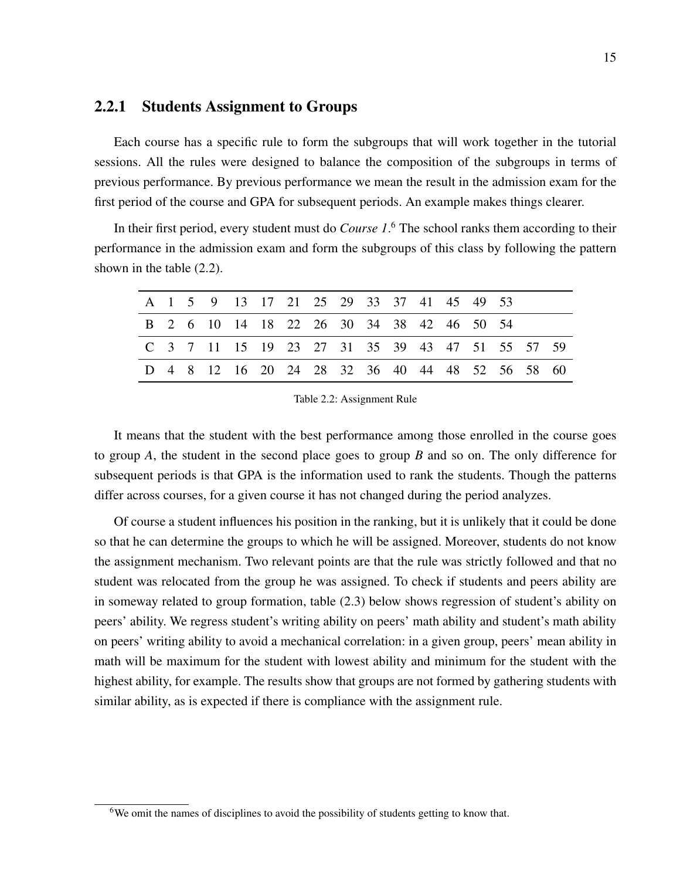### 2.2.1 Students Assignment to Groups

Each course has a specific rule to form the subgroups that will work together in the tutorial sessions. All the rules were designed to balance the composition of the subgroups in terms of previous performance. By previous performance we mean the result in the admission exam for the first period of the course and GPA for subsequent periods. An example makes things clearer.

In their first period, every student must do *Course 1*.[6] The school ranks them according to their performance in the admission exam and form the subgroups of this class by following the pattern shown in the table (2.2).

| | | | | | | | | | | | | | | | | |
|---|---|---|---|---|---|---|---|---|---|---|---|---|---|---|---|---|
| A | 1 | 5 | 9 | 13 | 17 | 21 | 25 | 29 | 33 | 37 | 41 | 45 | 49 | 53 | | |
| B | 2 | 6 | 10 | 14 | 18 | 22 | 26 | 30 | 34 | 38 | 42 | 46 | 50 | 54 | | |
| C | 3 | 7 | 11 | 15 | 19 | 23 | 27 | 31 | 35 | 39 | 43 | 47 | 51 | 55 | 57 | 59 |
| D | 4 | 8 | 12 | 16 | 20 | 24 | 28 | 32 | 36 | 40 | 44 | 48 | 52 | 56 | 58 | 60 |

Table 2.2: Assignment Rule

It means that the student with the best performance among those enrolled in the course goes to group *A*, the student in the second place goes to group *B* and so on. The only difference for subsequent periods is that GPA is the information used to rank the students. Though the patterns differ across courses, for a given course it has not changed during the period analyzes.

Of course a student influences his position in the ranking, but it is unlikely that it could be done so that he can determine the groups to which he will be assigned. Moreover, students do not know the assignment mechanism. Two relevant points are that the rule was strictly followed and that no student was relocated from the group he was assigned. To check if students and peers ability are in someway related to group formation, table (2.3) below shows regression of student's ability on peers' ability. We regress student's writing ability on peers' math ability and student's math ability on peers' writing ability to avoid a mechanical correlation: in a given group, peers' mean ability in math will be maximum for the student with lowest ability and minimum for the student with the highest ability, for example. The results show that groups are not formed by gathering students with similar ability, as is expected if there is compliance with the assignment rule.

[6] We omit the names of disciplines to avoid the possibility of students getting to know that.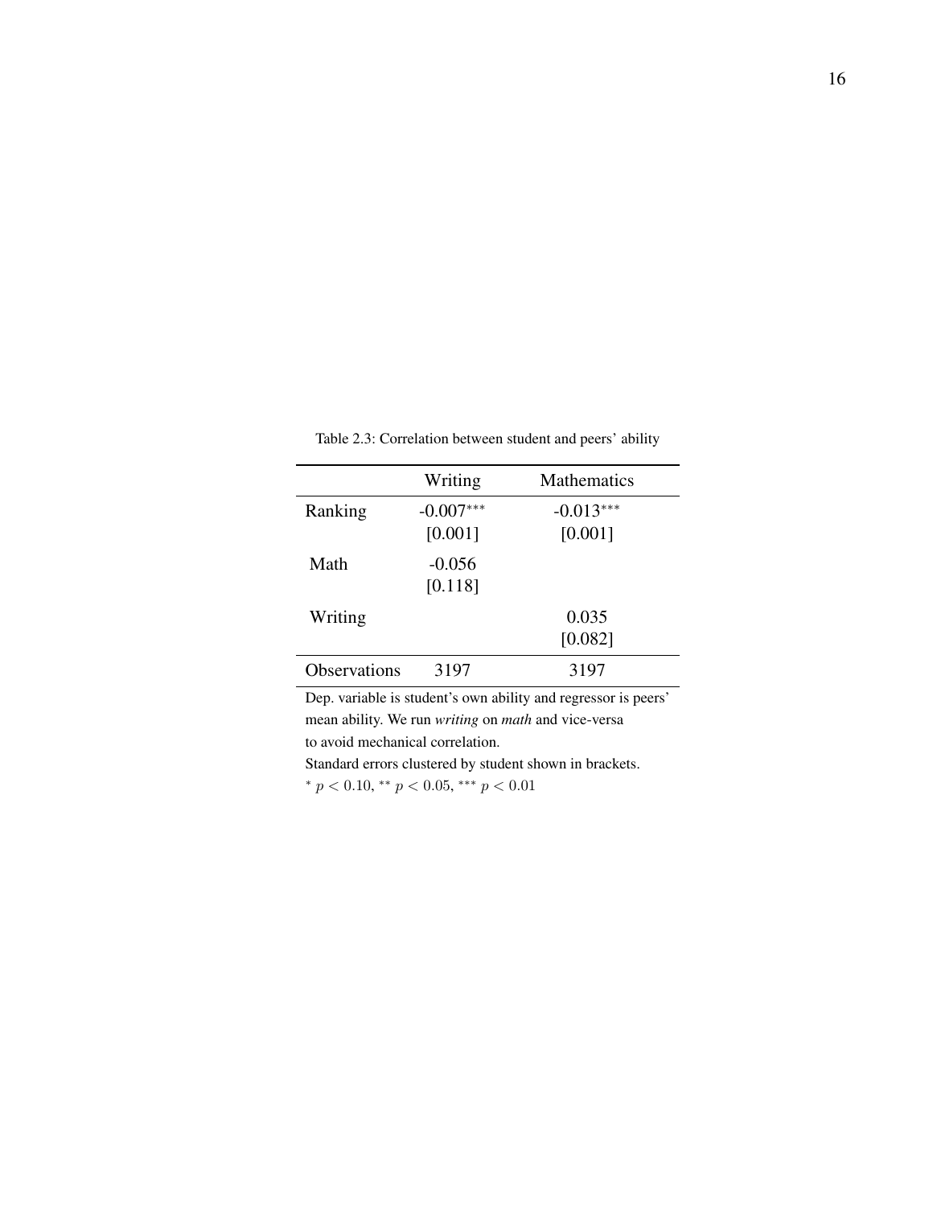Table 2.3: Correlation between student and peers' ability

| | Writing | Mathematics |
|---|---|---|
| Ranking | -0.007$^{***}$ | -0.013$^{***}$ |
| | [0.001] | [0.001] |
| Math | -0.056 | |
| | [0.118] | |
| Writing | | 0.035 |
| | | [0.082] |
| Observations | 3197 | 3197 |

Dep. variable is student's own ability and regressor is peers' mean ability. We run *writing* on *math* and vice-versa to avoid mechanical correlation.

Standard errors clustered by student shown in brackets.

$^{*}$ $p < 0.10$, $^{**}$ $p < 0.05$, $^{***}$ $p < 0.01$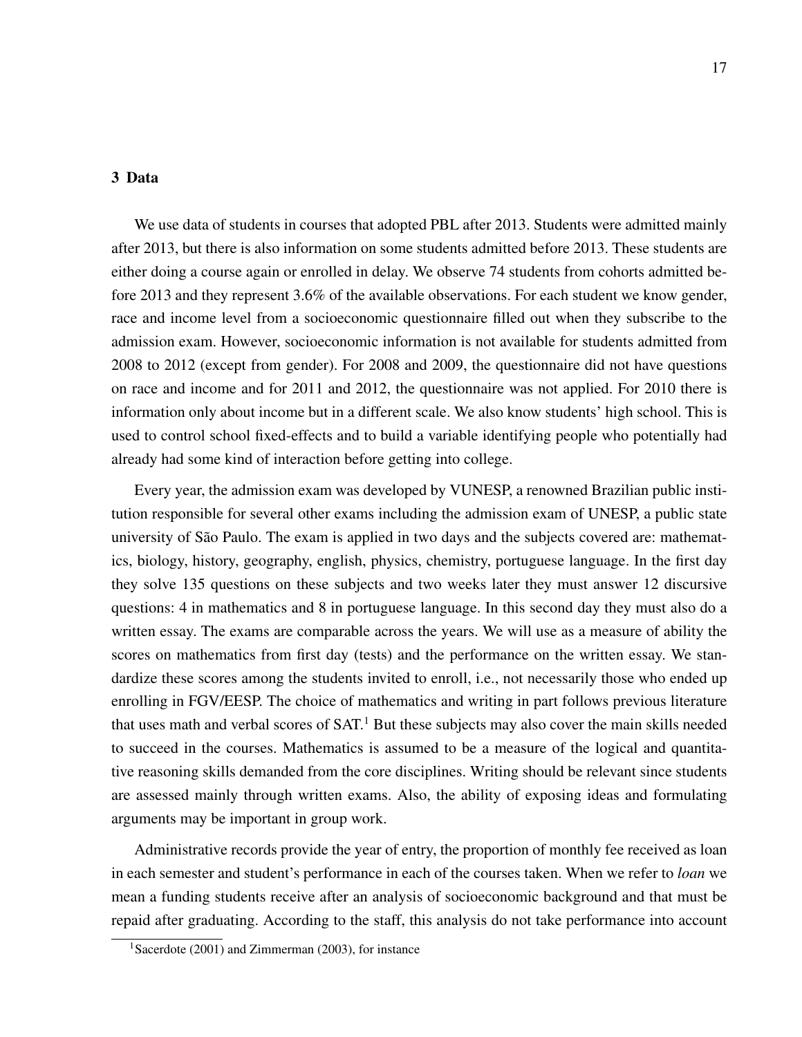## 3 Data

We use data of students in courses that adopted PBL after 2013. Students were admitted mainly after 2013, but there is also information on some students admitted before 2013. These students are either doing a course again or enrolled in delay. We observe 74 students from cohorts admitted before 2013 and they represent 3.6% of the available observations. For each student we know gender, race and income level from a socioeconomic questionnaire filled out when they subscribe to the admission exam. However, socioeconomic information is not available for students admitted from 2008 to 2012 (except from gender). For 2008 and 2009, the questionnaire did not have questions on race and income and for 2011 and 2012, the questionnaire was not applied. For 2010 there is information only about income but in a different scale. We also know students' high school. This is used to control school fixed-effects and to build a variable identifying people who potentially had already had some kind of interaction before getting into college.

Every year, the admission exam was developed by VUNESP, a renowned Brazilian public institution responsible for several other exams including the admission exam of UNESP, a public state university of São Paulo. The exam is applied in two days and the subjects covered are: mathematics, biology, history, geography, english, physics, chemistry, portuguese language. In the first day they solve 135 questions on these subjects and two weeks later they must answer 12 discursive questions: 4 in mathematics and 8 in portuguese language. In this second day they must also do a written essay. The exams are comparable across the years. We will use as a measure of ability the scores on mathematics from first day (tests) and the performance on the written essay. We standardize these scores among the students invited to enroll, i.e., not necessarily those who ended up enrolling in FGV/EESP. The choice of mathematics and writing in part follows previous literature that uses math and verbal scores of SAT.[1] But these subjects may also cover the main skills needed to succeed in the courses. Mathematics is assumed to be a measure of the logical and quantitative reasoning skills demanded from the core disciplines. Writing should be relevant since students are assessed mainly through written exams. Also, the ability of exposing ideas and formulating arguments may be important in group work.

Administrative records provide the year of entry, the proportion of monthly fee received as loan in each semester and student's performance in each of the courses taken. When we refer to *loan* we mean a funding students receive after an analysis of socioeconomic background and that must be repaid after graduating. According to the staff, this analysis do not take performance into account

[1] Sacerdote (2001) and Zimmerman (2003), for instance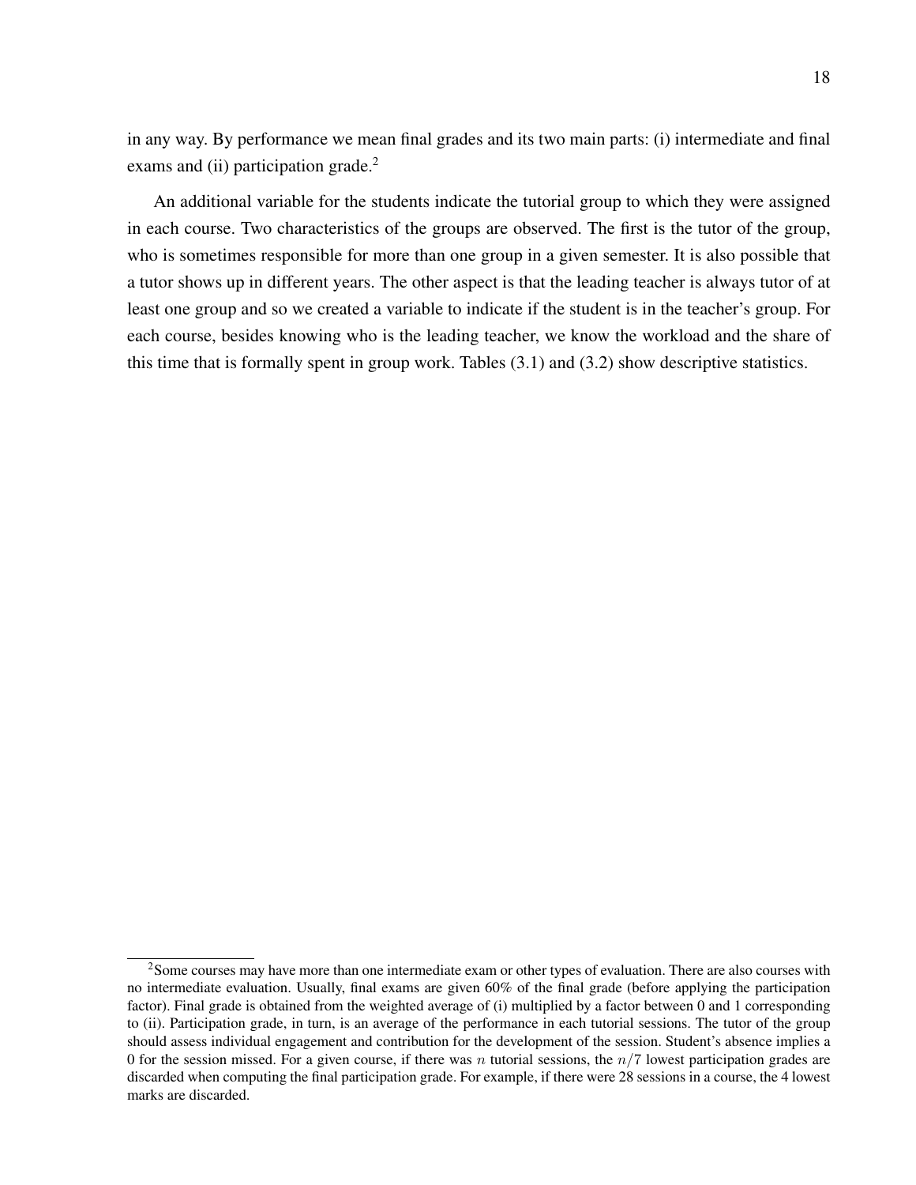in any way. By performance we mean final grades and its two main parts: (i) intermediate and final exams and (ii) participation grade.[2]

An additional variable for the students indicate the tutorial group to which they were assigned in each course. Two characteristics of the groups are observed. The first is the tutor of the group, who is sometimes responsible for more than one group in a given semester. It is also possible that a tutor shows up in different years. The other aspect is that the leading teacher is always tutor of at least one group and so we created a variable to indicate if the student is in the teacher's group. For each course, besides knowing who is the leading teacher, we know the workload and the share of this time that is formally spent in group work. Tables (3.1) and (3.2) show descriptive statistics.

[2] Some courses may have more than one intermediate exam or other types of evaluation. There are also courses with no intermediate evaluation. Usually, final exams are given 60% of the final grade (before applying the participation factor). Final grade is obtained from the weighted average of (i) multiplied by a factor between 0 and 1 corresponding to (ii). Participation grade, in turn, is an average of the performance in each tutorial sessions. The tutor of the group should assess individual engagement and contribution for the development of the session. Student's absence implies a 0 for the session missed. For a given course, if there was $n$ tutorial sessions, the $n/7$ lowest participation grades are discarded when computing the final participation grade. For example, if there were 28 sessions in a course, the 4 lowest marks are discarded.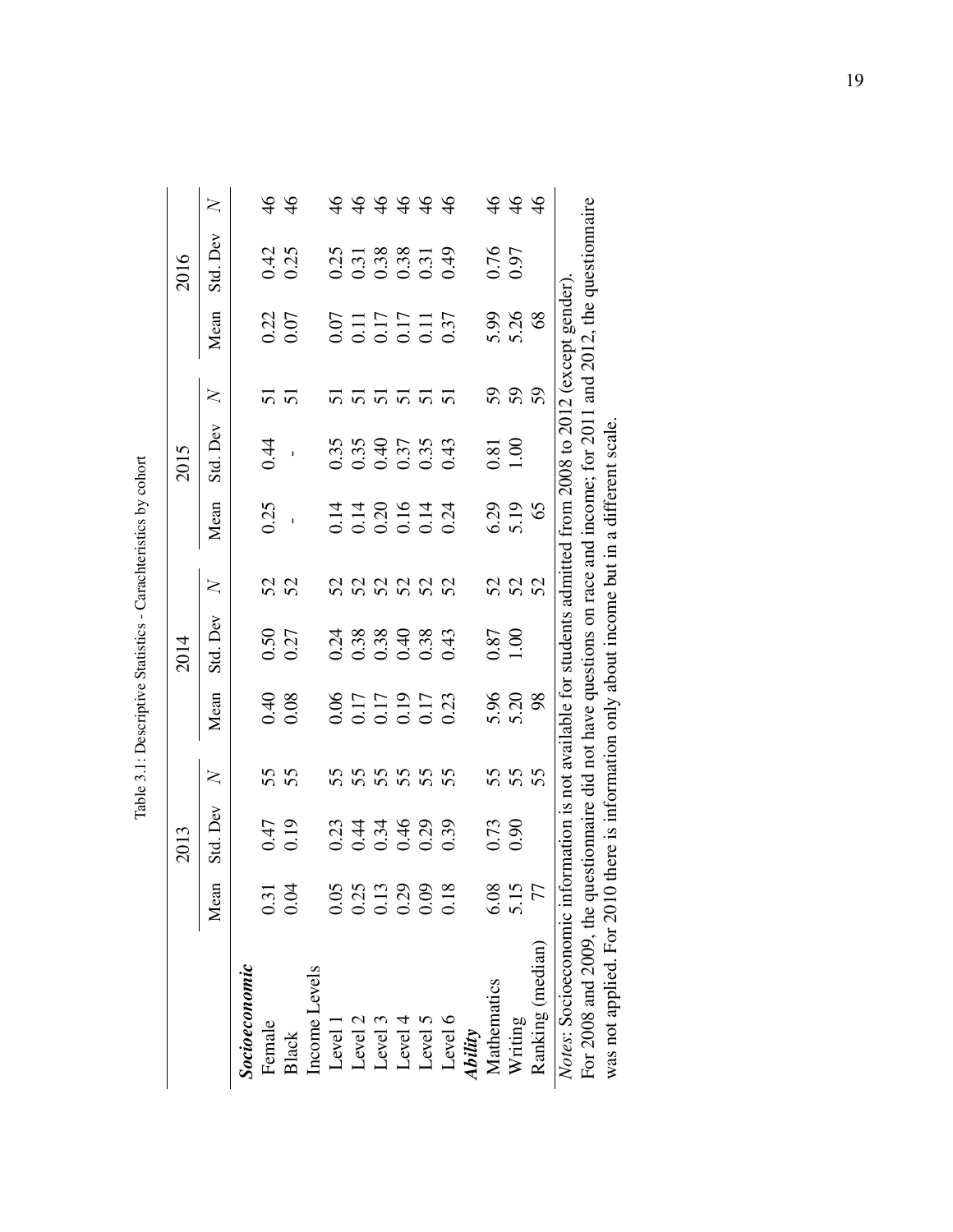Table 3.1: Descriptive Statistics - Carachteristics by cohort

| | 2013 | | | 2014 | | | 2015 | | | 2016 | | |
|---|---|---|---|---|---|---|---|---|---|---|---|---|
| | Mean | Std. Dev | $N$ | Mean | Std. Dev | $N$ | Mean | Std. Dev | $N$ | Mean | Std. Dev | $N$ |
| ***Socioeconomic*** | | | | | | | | | | | | |
| Female | 0.31 | 0.47 | 55 | 0.40 | 0.50 | 52 | 0.25 | 0.44 | 51 | 0.22 | 0.42 | 46 |
| Black | 0.04 | 0.19 | 55 | 0.08 | 0.27 | 52 | - | - | 51 | 0.07 | 0.25 | 46 |
| Income Levels | | | | | | | | | | | | |
| Level 1 | 0.05 | 0.23 | 55 | 0.06 | 0.24 | 52 | 0.14 | 0.35 | 51 | 0.07 | 0.25 | 46 |
| Level 2 | 0.25 | 0.44 | 55 | 0.17 | 0.38 | 52 | 0.14 | 0.35 | 51 | 0.11 | 0.31 | 46 |
| Level 3 | 0.13 | 0.34 | 55 | 0.17 | 0.38 | 52 | 0.20 | 0.40 | 51 | 0.17 | 0.38 | 46 |
| Level 4 | 0.29 | 0.46 | 55 | 0.19 | 0.40 | 52 | 0.16 | 0.37 | 51 | 0.17 | 0.38 | 46 |
| Level 5 | 0.09 | 0.29 | 55 | 0.17 | 0.38 | 52 | 0.14 | 0.35 | 51 | 0.11 | 0.31 | 46 |
| Level 6 | 0.18 | 0.39 | 55 | 0.23 | 0.43 | 52 | 0.24 | 0.43 | 51 | 0.37 | 0.49 | 46 |
| ***Ability*** | | | | | | | | | | | | |
| Mathematics | 6.08 | 0.73 | 55 | 5.96 | 0.87 | 52 | 6.29 | 0.81 | 59 | 5.99 | 0.76 | 46 |
| Writing | 5.15 | 0.90 | 55 | 5.20 | 1.00 | 52 | 5.19 | 1.00 | 59 | 5.26 | 0.97 | 46 |
| Ranking (median) | 77 | | 55 | 98 | | 52 | 65 | | 59 | 68 | | 46 |

*Notes*: Socioeconomic information is not available for students admitted from 2008 to 2012 (except gender). For 2008 and 2009, the questionnaire did not have questions on race and income; for 2011 and 2012, the questionnaire was not applied. For 2010 there is information only about income but in a different scale.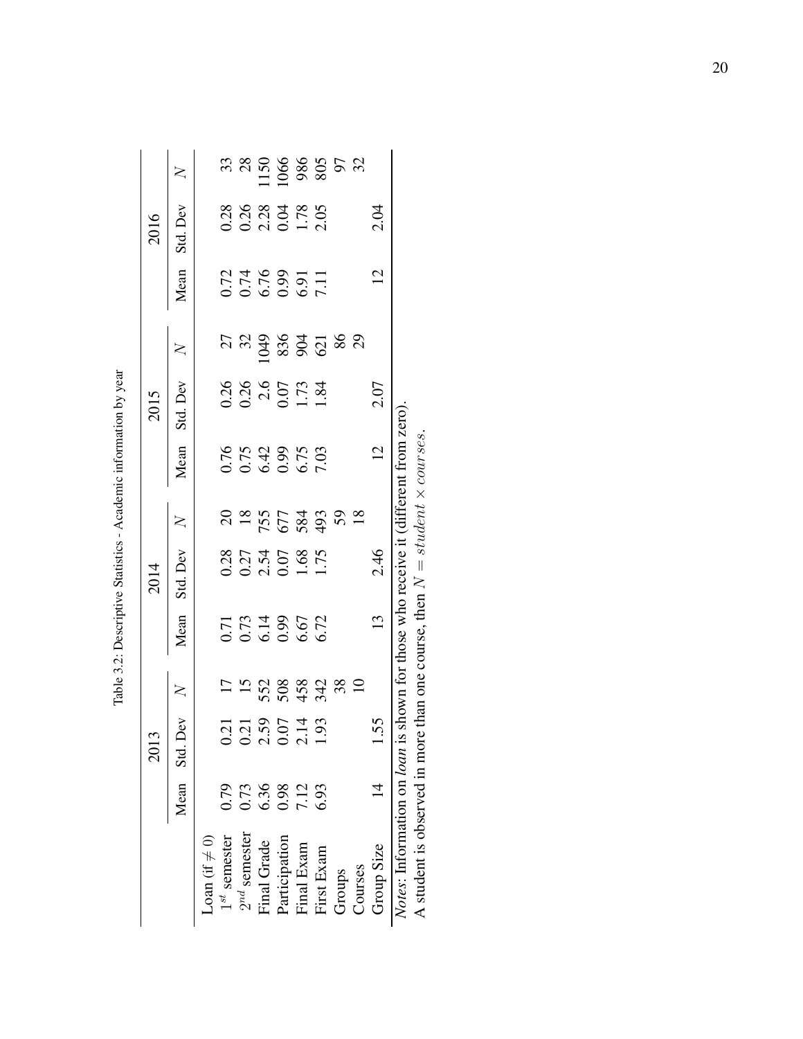Table 3.2: Descriptive Statistics - Academic information by year

| | 2013 | | | 2014 | | | 2015 | | | 2016 | | |
|---|---|---|---|---|---|---|---|---|---|---|---|---|
| | Mean | Std. Dev | $N$ | Mean | Std. Dev | $N$ | Mean | Std. Dev | $N$ | Mean | Std. Dev | $N$ |
| Loan (if $\neq 0$) | | | | | | | | | | | | |
| $1^{st}$ semester | 0.79 | 0.21 | 17 | 0.71 | 0.28 | 20 | 0.76 | 0.26 | 27 | 0.72 | 0.28 | 33 |
| $2^{nd}$ semester | 0.73 | 0.21 | 15 | 0.73 | 0.27 | 18 | 0.75 | 0.26 | 32 | 0.74 | 0.26 | 28 |
| Final Grade | 6.36 | 2.59 | 552 | 6.14 | 2.54 | 755 | 6.42 | 2.6 | 1049 | 6.76 | 2.28 | 1150 |
| Participation | 0.98 | 0.07 | 508 | 0.99 | 0.07 | 677 | 0.99 | 0.07 | 836 | 0.99 | 0.04 | 1066 |
| Final Exam | 7.12 | 2.14 | 458 | 6.67 | 1.68 | 584 | 6.75 | 1.73 | 904 | 6.91 | 1.78 | 986 |
| First Exam | 6.93 | 1.93 | 342 | 6.72 | 1.75 | 493 | 7.03 | 1.84 | 621 | 7.11 | 2.05 | 805 |
| Groups | | | 38 | | | 59 | | | 86 | | | 97 |
| Courses | | | 10 | | | 18 | | | 29 | | | 32 |
| Group Size | 14 | 1.55 | | 13 | 2.46 | | 12 | 2.07 | | 12 | 2.04 | |

*Notes*: Information on *loan* is shown for those who receive it (different from zero).
A student is observed in more than one course, then $N = student \times courses$.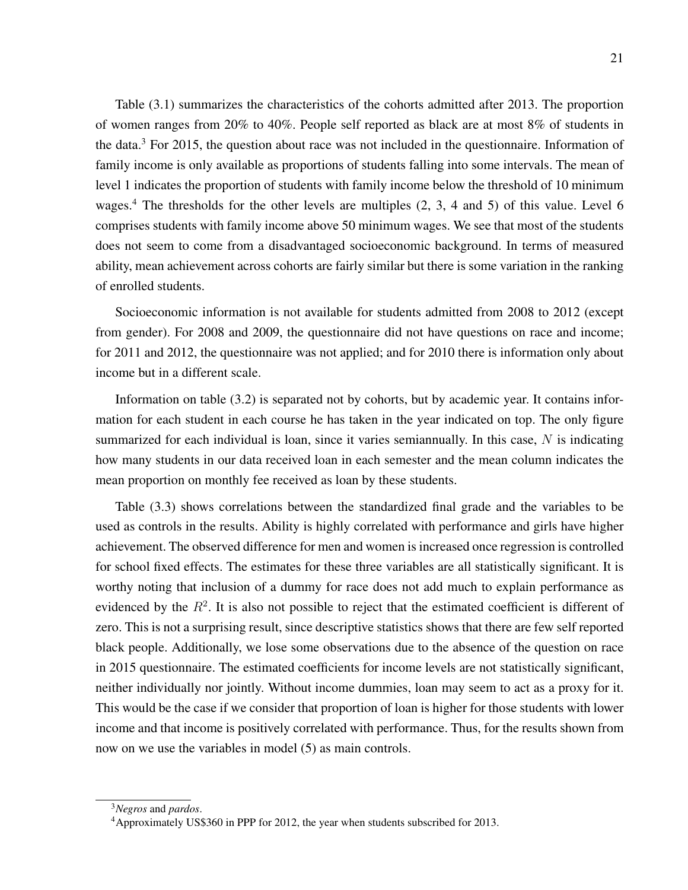Table (3.1) summarizes the characteristics of the cohorts admitted after 2013. The proportion of women ranges from 20% to 40%. People self reported as black are at most 8% of students in the data.[3] For 2015, the question about race was not included in the questionnaire. Information of family income is only available as proportions of students falling into some intervals. The mean of level 1 indicates the proportion of students with family income below the threshold of 10 minimum wages.[4] The thresholds for the other levels are multiples (2, 3, 4 and 5) of this value. Level 6 comprises students with family income above 50 minimum wages. We see that most of the students does not seem to come from a disadvantaged socioeconomic background. In terms of measured ability, mean achievement across cohorts are fairly similar but there is some variation in the ranking of enrolled students.

Socioeconomic information is not available for students admitted from 2008 to 2012 (except from gender). For 2008 and 2009, the questionnaire did not have questions on race and income; for 2011 and 2012, the questionnaire was not applied; and for 2010 there is information only about income but in a different scale.

Information on table (3.2) is separated not by cohorts, but by academic year. It contains information for each student in each course he has taken in the year indicated on top. The only figure summarized for each individual is loan, since it varies semiannually. In this case, $N$ is indicating how many students in our data received loan in each semester and the mean column indicates the mean proportion on monthly fee received as loan by these students.

Table (3.3) shows correlations between the standardized final grade and the variables to be used as controls in the results. Ability is highly correlated with performance and girls have higher achievement. The observed difference for men and women is increased once regression is controlled for school fixed effects. The estimates for these three variables are all statistically significant. It is worthy noting that inclusion of a dummy for race does not add much to explain performance as evidenced by the $R^2$. It is also not possible to reject that the estimated coefficient is different of zero. This is not a surprising result, since descriptive statistics shows that there are few self reported black people. Additionally, we lose some observations due to the absence of the question on race in 2015 questionnaire. The estimated coefficients for income levels are not statistically significant, neither individually nor jointly. Without income dummies, loan may seem to act as a proxy for it. This would be the case if we consider that proportion of loan is higher for those students with lower income and that income is positively correlated with performance. Thus, for the results shown from now on we use the variables in model (5) as main controls.

[3] *Negros* and *pardos*.

[4] Approximately US$360 in PPP for 2012, the year when students subscribed for 2013.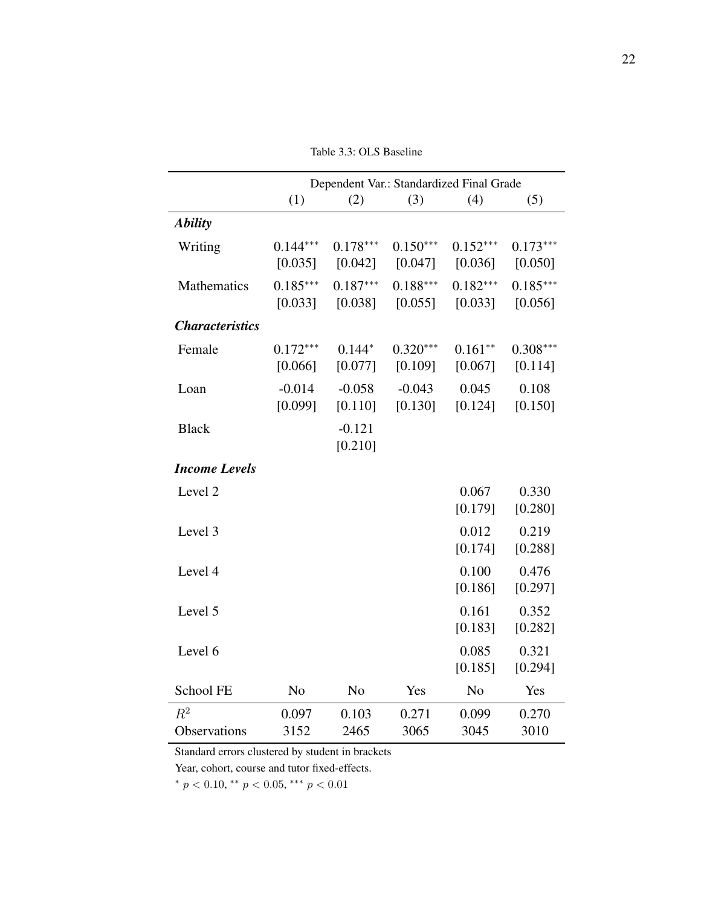Table 3.3: OLS Baseline

| | Dependent Var.: Standardized Final Grade | | | | |
|---|---|---|---|---|---|
| | (1) | (2) | (3) | (4) | (5) |
| ***Ability*** | | | | | |
| Writing | $0.144^{***}$ | $0.178^{***}$ | $0.150^{***}$ | $0.152^{***}$ | $0.173^{***}$ |
| | [0.035] | [0.042] | [0.047] | [0.036] | [0.050] |
| Mathematics | $0.185^{***}$ | $0.187^{***}$ | $0.188^{***}$ | $0.182^{***}$ | $0.185^{***}$ |
| | [0.033] | [0.038] | [0.055] | [0.033] | [0.056] |
| ***Characteristics*** | | | | | |
| Female | $0.172^{***}$ | $0.144^{*}$ | $0.320^{***}$ | $0.161^{**}$ | $0.308^{***}$ |
| | [0.066] | [0.077] | [0.109] | [0.067] | [0.114] |
| Loan | -0.014 | -0.058 | -0.043 | 0.045 | 0.108 |
| | [0.099] | [0.110] | [0.130] | [0.124] | [0.150] |
| Black | | -0.121 | | | |
| | | [0.210] | | | |
| ***Income Levels*** | | | | | |
| Level 2 | | | | 0.067 | 0.330 |
| | | | | [0.179] | [0.280] |
| Level 3 | | | | 0.012 | 0.219 |
| | | | | [0.174] | [0.288] |
| Level 4 | | | | 0.100 | 0.476 |
| | | | | [0.186] | [0.297] |
| Level 5 | | | | 0.161 | 0.352 |
| | | | | [0.183] | [0.282] |
| Level 6 | | | | 0.085 | 0.321 |
| | | | | [0.185] | [0.294] |
| School FE | No | No | Yes | No | Yes |
| $R^2$ | 0.097 | 0.103 | 0.271 | 0.099 | 0.270 |
| Observations | 3152 | 2465 | 3065 | 3045 | 3010 |

Standard errors clustered by student in brackets

Year, cohort, course and tutor fixed-effects.

$^{*}$ $p < 0.10$, $^{**}$ $p < 0.05$, $^{***}$ $p < 0.01$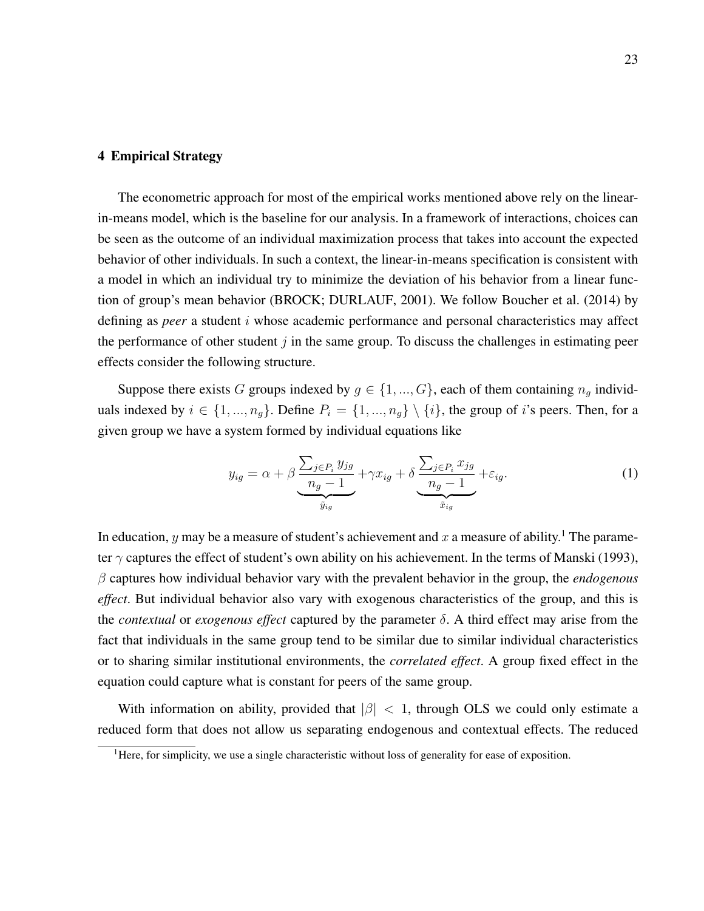## 4 Empirical Strategy

The econometric approach for most of the empirical works mentioned above rely on the linear-in-means model, which is the baseline for our analysis. In a framework of interactions, choices can be seen as the outcome of an individual maximization process that takes into account the expected behavior of other individuals. In such a context, the linear-in-means specification is consistent with a model in which an individual try to minimize the deviation of his behavior from a linear function of group's mean behavior (BROCK; DURLAUF, 2001). We follow Boucher et al. (2014) by defining as *peer* a student $i$ whose academic performance and personal characteristics may affect the performance of other student $j$ in the same group. To discuss the challenges in estimating peer effects consider the following structure.

Suppose there exists $G$ groups indexed by $g \in \{1, ..., G\}$, each of them containing $n_g$ individuals indexed by $i \in \{1, ..., n_g\}$. Define $P_i = \{1, ..., n_g\} \setminus \{i\}$, the group of $i$'s peers. Then, for a given group we have a system formed by individual equations like

$$y_{ig} = \alpha + \beta \underbrace{\frac{\sum_{j \in P_i} y_{jg}}{n_g - 1}}_{\tilde{y}_{ig}} + \gamma x_{ig} + \delta \underbrace{\frac{\sum_{j \in P_i} x_{jg}}{n_g - 1}}_{\tilde{x}_{ig}} + \varepsilon_{ig}. \tag{1}$$

In education, $y$ may be a measure of student's achievement and $x$ a measure of ability.[1] The parameter $\gamma$ captures the effect of student's own ability on his achievement. In the terms of Manski (1993), $\beta$ captures how individual behavior vary with the prevalent behavior in the group, the *endogenous effect*. But individual behavior also vary with exogenous characteristics of the group, and this is the *contextual* or *exogenous effect* captured by the parameter $\delta$. A third effect may arise from the fact that individuals in the same group tend to be similar due to similar individual characteristics or to sharing similar institutional environments, the *correlated effect*. A group fixed effect in the equation could capture what is constant for peers of the same group.

With information on ability, provided that $|\beta| < 1$, through OLS we could only estimate a reduced form that does not allow us separating endogenous and contextual effects. The reduced

[1] Here, for simplicity, we use a single characteristic without loss of generality for ease of exposition.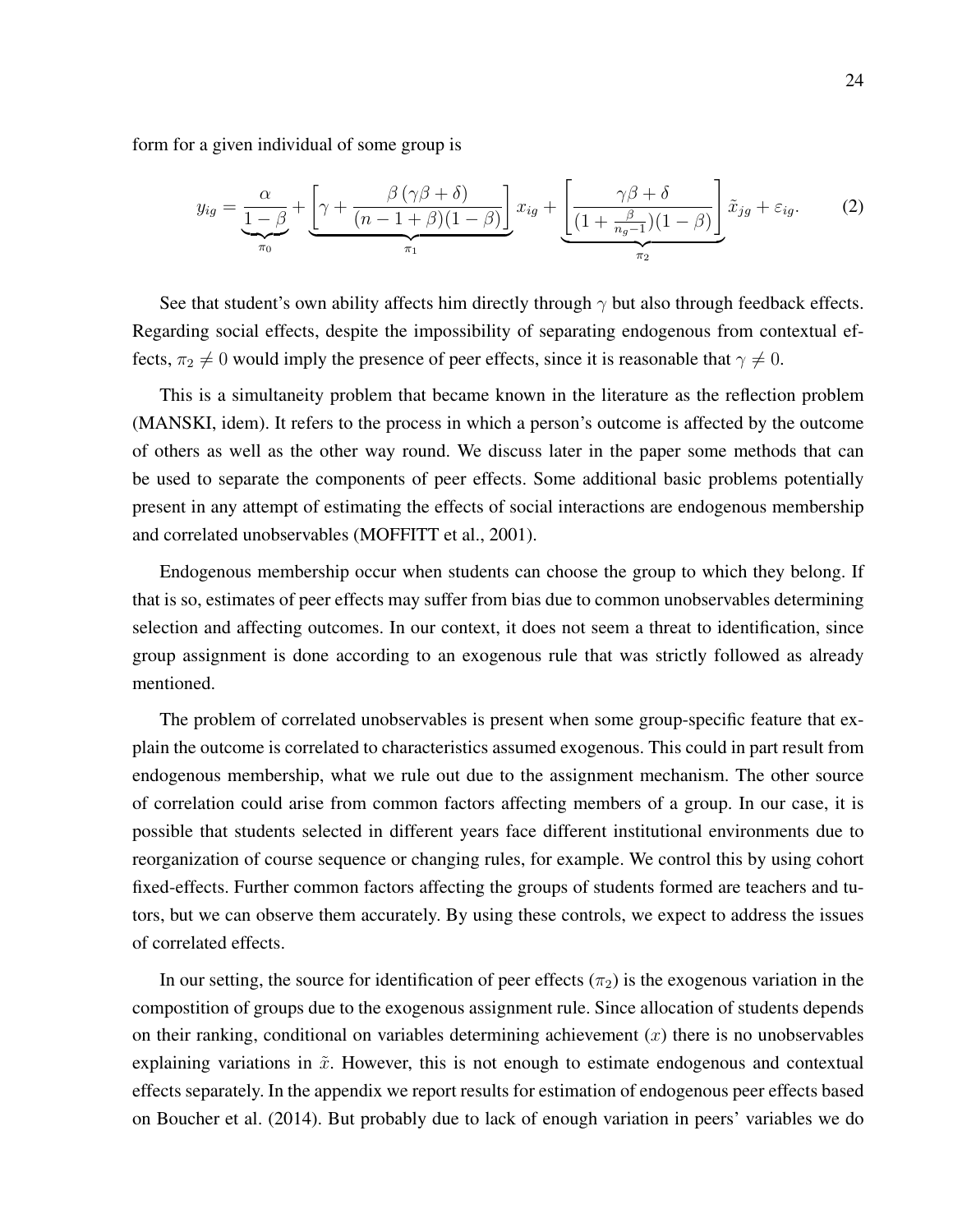form for a given individual of some group is

$$y_{ig} = \underbrace{\frac{\alpha}{1-\beta}}_{\pi_0} + \underbrace{\left[\gamma + \frac{\beta\left(\gamma\beta + \delta\right)}{(n-1+\beta)(1-\beta)}\right]}_{\pi_1} x_{ig} + \underbrace{\left[\frac{\gamma\beta + \delta}{(1+\frac{\beta}{n_g - 1})(1-\beta)}\right]}_{\pi_2} \tilde{x}_{jg} + \varepsilon_{ig}. \tag{2}$$

See that student's own ability affects him directly through $\gamma$ but also through feedback effects. Regarding social effects, despite the impossibility of separating endogenous from contextual effects, $\pi_2 \neq 0$ would imply the presence of peer effects, since it is reasonable that $\gamma \neq 0$.

This is a simultaneity problem that became known in the literature as the reflection problem (MANSKI, idem). It refers to the process in which a person's outcome is affected by the outcome of others as well as the other way round. We discuss later in the paper some methods that can be used to separate the components of peer effects. Some additional basic problems potentially present in any attempt of estimating the effects of social interactions are endogenous membership and correlated unobservables (MOFFITT et al., 2001).

Endogenous membership occur when students can choose the group to which they belong. If that is so, estimates of peer effects may suffer from bias due to common unobservables determining selection and affecting outcomes. In our context, it does not seem a threat to identification, since group assignment is done according to an exogenous rule that was strictly followed as already mentioned.

The problem of correlated unobservables is present when some group-specific feature that explain the outcome is correlated to characteristics assumed exogenous. This could in part result from endogenous membership, what we rule out due to the assignment mechanism. The other source of correlation could arise from common factors affecting members of a group. In our case, it is possible that students selected in different years face different institutional environments due to reorganization of course sequence or changing rules, for example. We control this by using cohort fixed-effects. Further common factors affecting the groups of students formed are teachers and tutors, but we can observe them accurately. By using these controls, we expect to address the issues of correlated effects.

In our setting, the source for identification of peer effects ($\pi_2$) is the exogenous variation in the compostition of groups due to the exogenous assignment rule. Since allocation of students depends on their ranking, conditional on variables determining achievement ($x$) there is no unobservables explaining variations in $\tilde{x}$. However, this is not enough to estimate endogenous and contextual effects separately. In the appendix we report results for estimation of endogenous peer effects based on Boucher et al. (2014). But probably due to lack of enough variation in peers' variables we do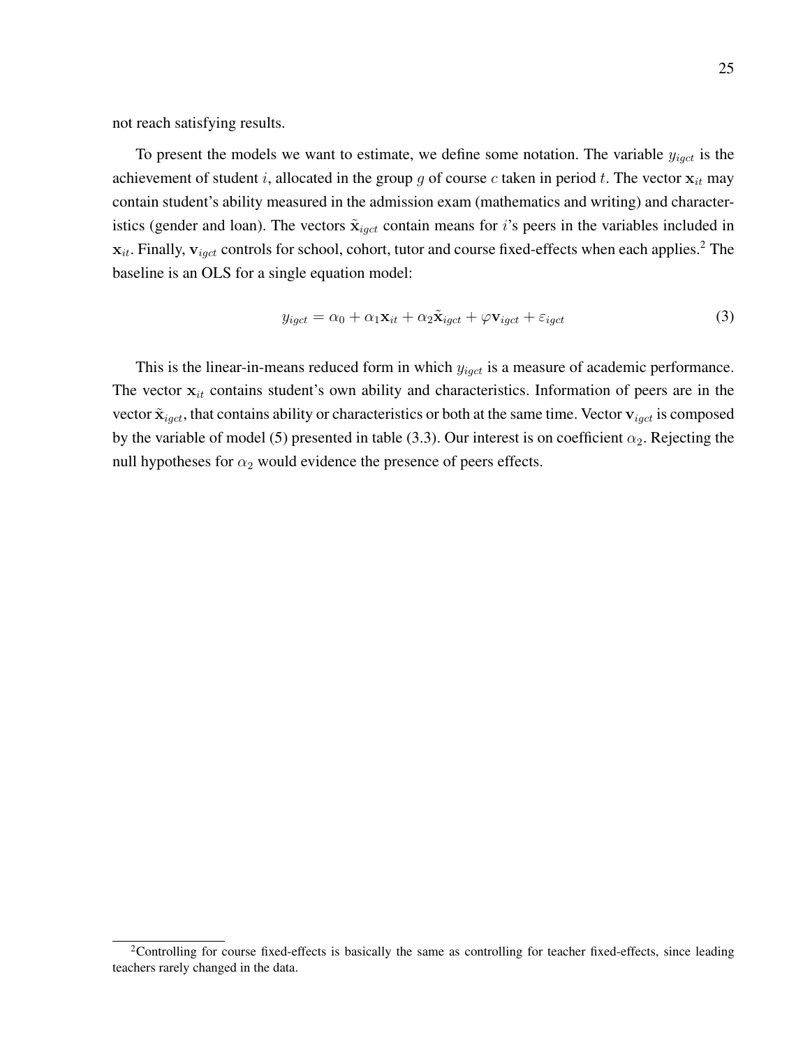not reach satisfying results.

To present the models we want to estimate, we define some notation. The variable $y_{igct}$ is the achievement of student $i$, allocated in the group $g$ of course $c$ taken in period $t$. The vector $\mathbf{x}_{it}$ may contain student's ability measured in the admission exam (mathematics and writing) and characteristics (gender and loan). The vectors $\tilde{\mathbf{x}}_{igct}$ contain means for $i$'s peers in the variables included in $\mathbf{x}_{it}$. Finally, $\mathbf{v}_{igct}$ controls for school, cohort, tutor and course fixed-effects when each applies.[2] The baseline is an OLS for a single equation model:

$$y_{igct} = \alpha_0 + \alpha_1 \mathbf{x}_{it} + \alpha_2 \tilde{\mathbf{x}}_{igct} + \varphi \mathbf{v}_{igct} + \varepsilon_{igct} \tag{3}$$

This is the linear-in-means reduced form in which $y_{igct}$ is a measure of academic performance. The vector $\mathbf{x}_{it}$ contains student's own ability and characteristics. Information of peers are in the vector $\tilde{\mathbf{x}}_{igct}$, that contains ability or characteristics or both at the same time. Vector $\mathbf{v}_{igct}$ is composed by the variable of model (5) presented in table (3.3). Our interest is on coefficient $\alpha_2$. Rejecting the null hypotheses for $\alpha_2$ would evidence the presence of peers effects.

[2]Controlling for course fixed-effects is basically the same as controlling for teacher fixed-effects, since leading teachers rarely changed in the data.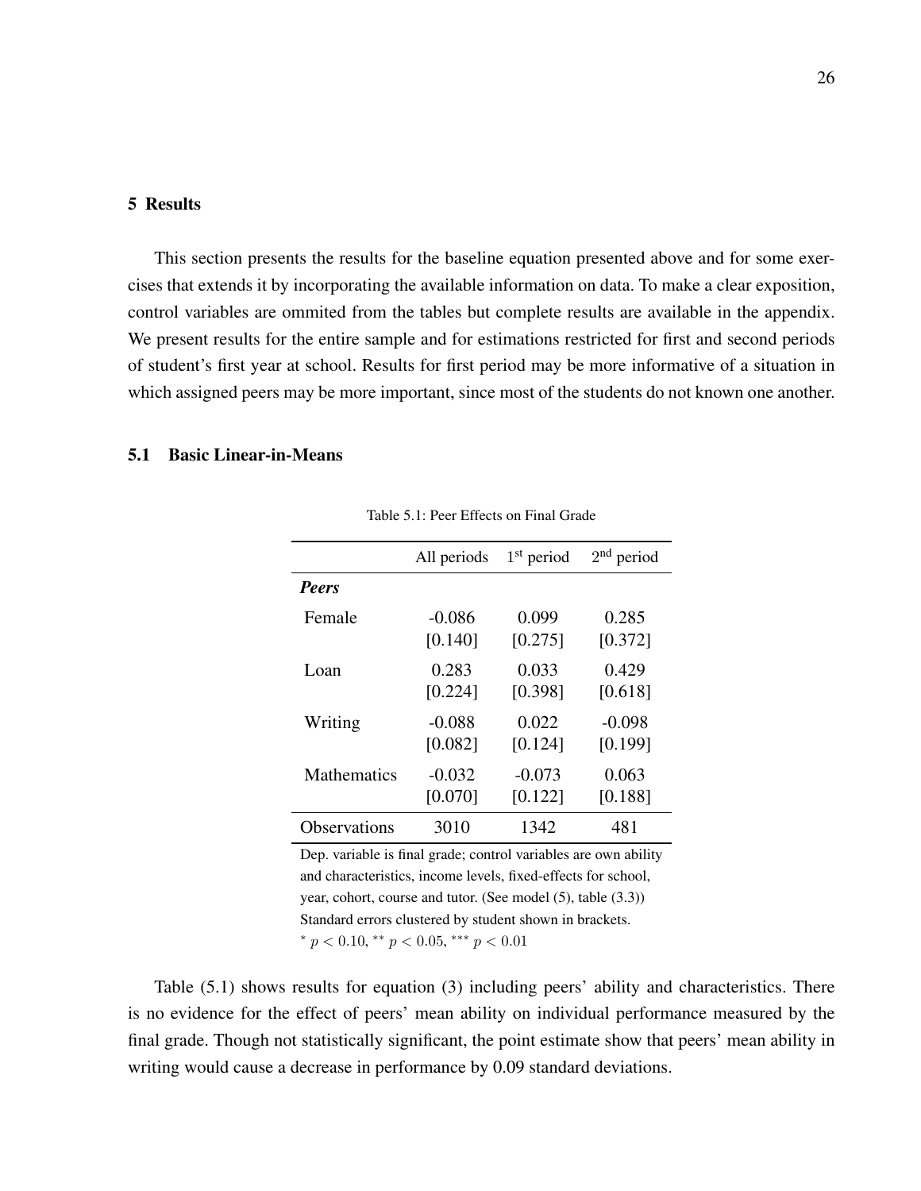## 5 Results

This section presents the results for the baseline equation presented above and for some exercises that extends it by incorporating the available information on data. To make a clear exposition, control variables are ommited from the tables but complete results are available in the appendix. We present results for the entire sample and for estimations restricted for first and second periods of student's first year at school. Results for first period may be more informative of a situation in which assigned peers may be more important, since most of the students do not known one another.

### 5.1 Basic Linear-in-Means

Table 5.1: Peer Effects on Final Grade

| | All periods | 1st period | 2nd period |
|---|---|---|---|
| ***Peers*** | | | |
| Female | -0.086 | 0.099 | 0.285 |
| | [0.140] | [0.275] | [0.372] |
| Loan | 0.283 | 0.033 | 0.429 |
| | [0.224] | [0.398] | [0.618] |
| Writing | -0.088 | 0.022 | -0.098 |
| | [0.082] | [0.124] | [0.199] |
| Mathematics | -0.032 | -0.073 | 0.063 |
| | [0.070] | [0.122] | [0.188] |
| Observations | 3010 | 1342 | 481 |

Dep. variable is final grade; control variables are own ability and characteristics, income levels, fixed-effects for school, year, cohort, course and tutor. (See model (5), table (3.3))
Standard errors clustered by student shown in brackets.
$^{*}$ $p < 0.10$, $^{**}$ $p < 0.05$, $^{***}$ $p < 0.01$

Table (5.1) shows results for equation (3) including peers' ability and characteristics. There is no evidence for the effect of peers' mean ability on individual performance measured by the final grade. Though not statistically significant, the point estimate show that peers' mean ability in writing would cause a decrease in performance by 0.09 standard deviations.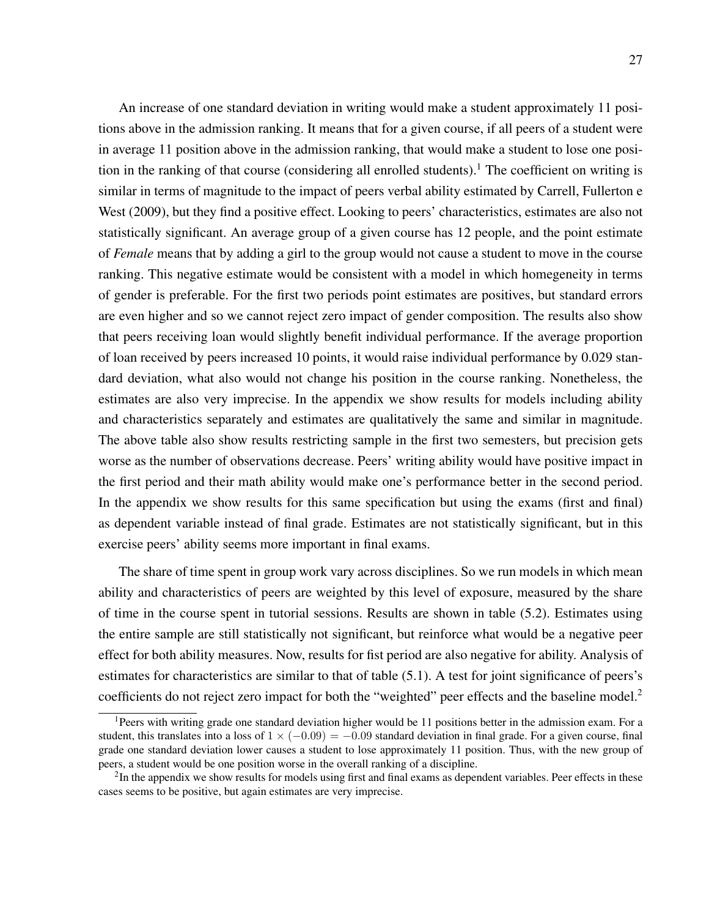An increase of one standard deviation in writing would make a student approximately 11 positions above in the admission ranking. It means that for a given course, if all peers of a student were in average 11 position above in the admission ranking, that would make a student to lose one position in the ranking of that course (considering all enrolled students).[1] The coefficient on writing is similar in terms of magnitude to the impact of peers verbal ability estimated by Carrell, Fullerton e West (2009), but they find a positive effect. Looking to peers' characteristics, estimates are also not statistically significant. An average group of a given course has 12 people, and the point estimate of *Female* means that by adding a girl to the group would not cause a student to move in the course ranking. This negative estimate would be consistent with a model in which homegeneity in terms of gender is preferable. For the first two periods point estimates are positives, but standard errors are even higher and so we cannot reject zero impact of gender composition. The results also show that peers receiving loan would slightly benefit individual performance. If the average proportion of loan received by peers increased 10 points, it would raise individual performance by 0.029 standard deviation, what also would not change his position in the course ranking. Nonetheless, the estimates are also very imprecise. In the appendix we show results for models including ability and characteristics separately and estimates are qualitatively the same and similar in magnitude. The above table also show results restricting sample in the first two semesters, but precision gets worse as the number of observations decrease. Peers' writing ability would have positive impact in the first period and their math ability would make one's performance better in the second period. In the appendix we show results for this same specification but using the exams (first and final) as dependent variable instead of final grade. Estimates are not statistically significant, but in this exercise peers' ability seems more important in final exams.

The share of time spent in group work vary across disciplines. So we run models in which mean ability and characteristics of peers are weighted by this level of exposure, measured by the share of time in the course spent in tutorial sessions. Results are shown in table (5.2). Estimates using the entire sample are still statistically not significant, but reinforce what would be a negative peer effect for both ability measures. Now, results for fist period are also negative for ability. Analysis of estimates for characteristics are similar to that of table (5.1). A test for joint significance of peers's coefficients do not reject zero impact for both the "weighted" peer effects and the baseline model.[2]

[1] Peers with writing grade one standard deviation higher would be 11 positions better in the admission exam. For a student, this translates into a loss of $1 \times (-0.09) = -0.09$ standard deviation in final grade. For a given course, final grade one standard deviation lower causes a student to lose approximately 11 position. Thus, with the new group of peers, a student would be one position worse in the overall ranking of a discipline.

[2] In the appendix we show results for models using first and final exams as dependent variables. Peer effects in these cases seems to be positive, but again estimates are very imprecise.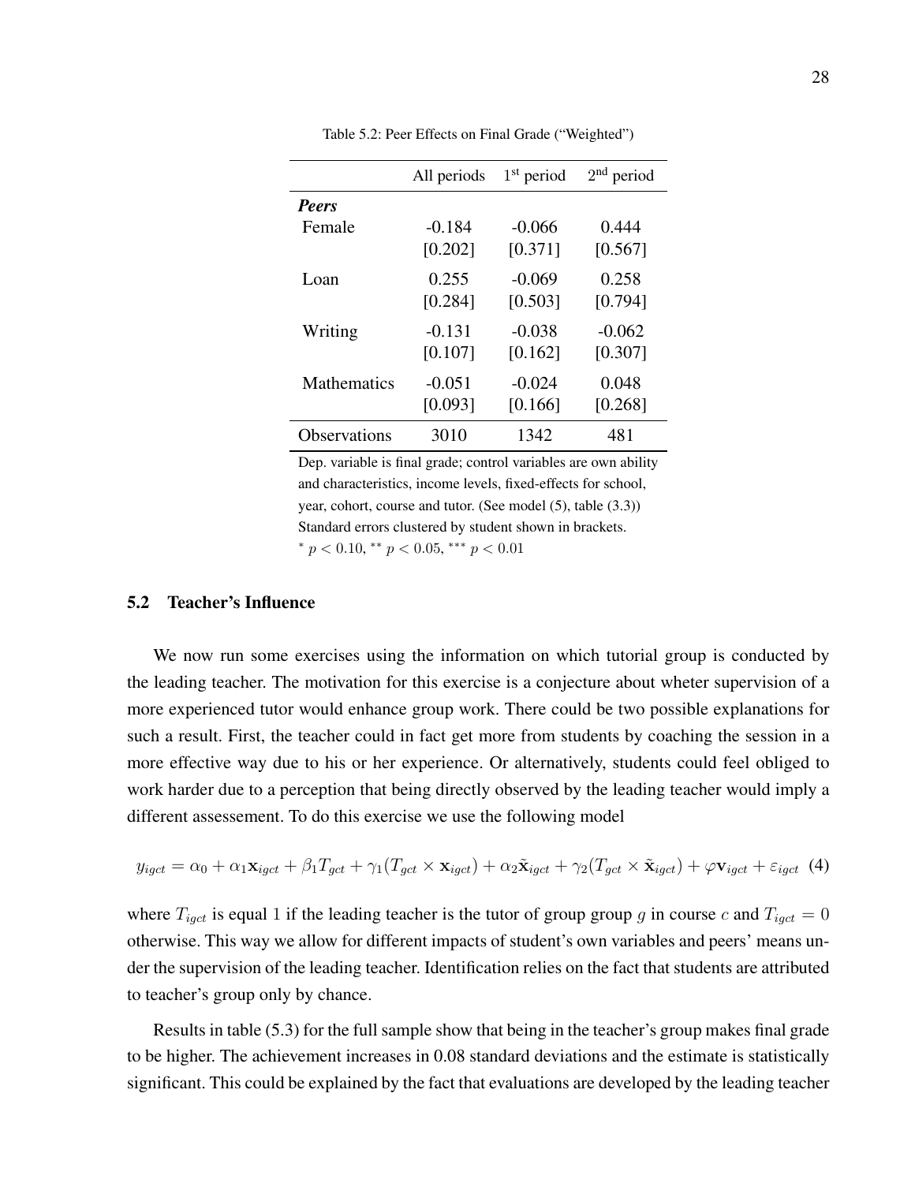Table 5.2: Peer Effects on Final Grade ("Weighted")

| | All periods | 1st period | 2nd period |
|---|---|---|---|
| ***Peers*** | | | |
| Female | -0.184 | -0.066 | 0.444 |
| | [0.202] | [0.371] | [0.567] |
| Loan | 0.255 | -0.069 | 0.258 |
| | [0.284] | [0.503] | [0.794] |
| Writing | -0.131 | -0.038 | -0.062 |
| | [0.107] | [0.162] | [0.307] |
| Mathematics | -0.051 | -0.024 | 0.048 |
| | [0.093] | [0.166] | [0.268] |
| Observations | 3010 | 1342 | 481 |

Dep. variable is final grade; control variables are own ability and characteristics, income levels, fixed-effects for school, year, cohort, course and tutor. (See model (5), table (3.3)) Standard errors clustered by student shown in brackets.
$^{*}$ $p < 0.10$, $^{**}$ $p < 0.05$, $^{***}$ $p < 0.01$

## 5.2 Teacher's Influence

We now run some exercises using the information on which tutorial group is conducted by the leading teacher. The motivation for this exercise is a conjecture about wheter supervision of a more experienced tutor would enhance group work. There could be two possible explanations for such a result. First, the teacher could in fact get more from students by coaching the session in a more effective way due to his or her experience. Or alternatively, students could feel obliged to work harder due to a perception that being directly observed by the leading teacher would imply a different assessement. To do this exercise we use the following model

$$y_{igct} = \alpha_0 + \alpha_1 \mathbf{x}_{igct} + \beta_1 T_{gct} + \gamma_1 (T_{gct} \times \mathbf{x}_{igct}) + \alpha_2 \tilde{\mathbf{x}}_{igct} + \gamma_2 (T_{gct} \times \tilde{\mathbf{x}}_{igct}) + \varphi \mathbf{v}_{igct} + \varepsilon_{igct} \quad (4)$$

where $T_{igct}$ is equal 1 if the leading teacher is the tutor of group group $g$ in course $c$ and $T_{igct} = 0$ otherwise. This way we allow for different impacts of student's own variables and peers' means under the supervision of the leading teacher. Identification relies on the fact that students are attributed to teacher's group only by chance.

Results in table (5.3) for the full sample show that being in the teacher's group makes final grade to be higher. The achievement increases in 0.08 standard deviations and the estimate is statistically significant. This could be explained by the fact that evaluations are developed by the leading teacher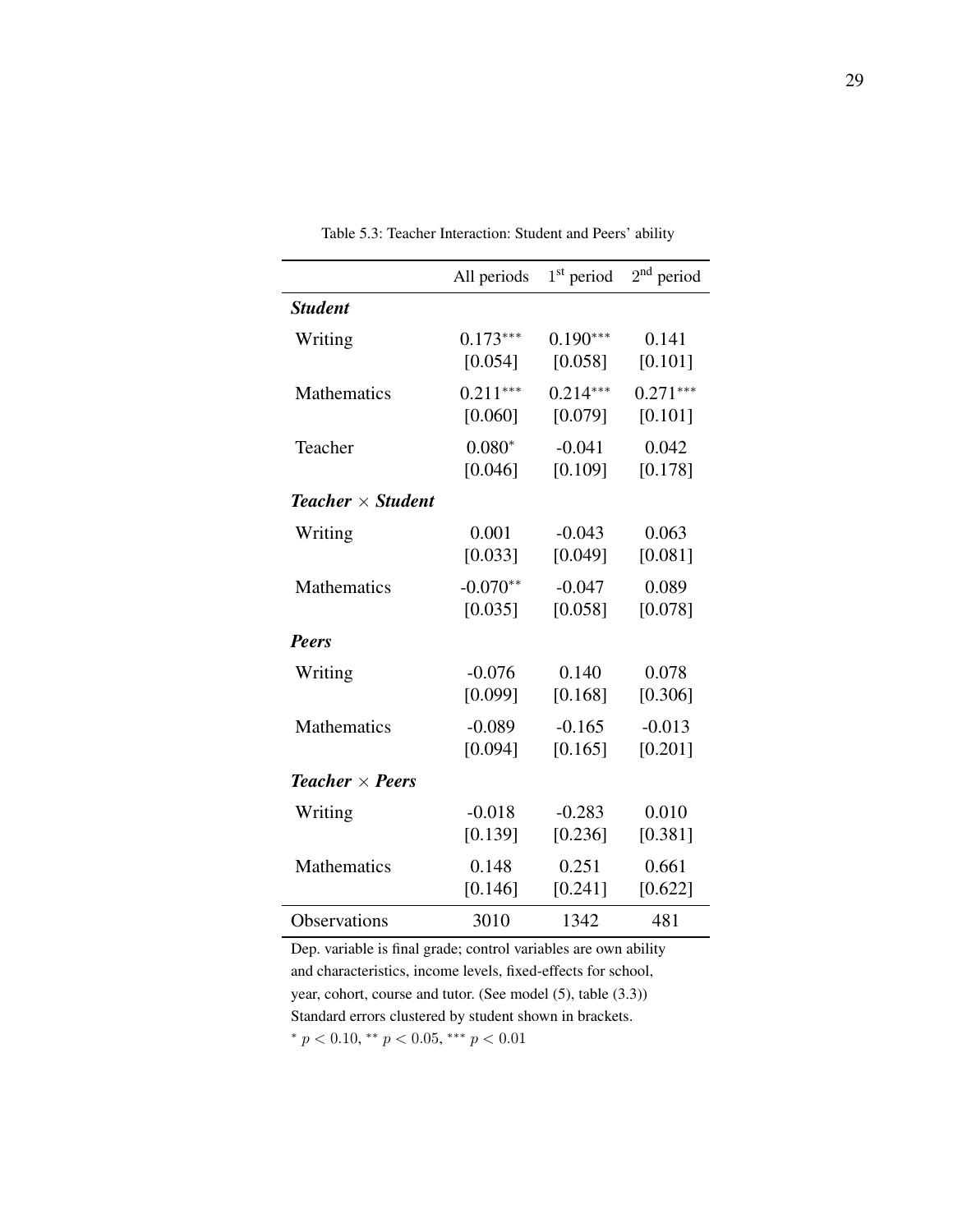Table 5.3: Teacher Interaction: Student and Peers' ability

| | All periods | 1st period | 2nd period |
|---|---|---|---|
| ***Student*** | | | |
| Writing | 0.173*** | 0.190*** | 0.141 |
| | [0.054] | [0.058] | [0.101] |
| Mathematics | 0.211*** | 0.214*** | 0.271*** |
| | [0.060] | [0.079] | [0.101] |
| Teacher | 0.080* | -0.041 | 0.042 |
| | [0.046] | [0.109] | [0.178] |
| ***Teacher × Student*** | | | |
| Writing | 0.001 | -0.043 | 0.063 |
| | [0.033] | [0.049] | [0.081] |
| Mathematics | -0.070** | -0.047 | 0.089 |
| | [0.035] | [0.058] | [0.078] |
| ***Peers*** | | | |
| Writing | -0.076 | 0.140 | 0.078 |
| | [0.099] | [0.168] | [0.306] |
| Mathematics | -0.089 | -0.165 | -0.013 |
| | [0.094] | [0.165] | [0.201] |
| ***Teacher × Peers*** | | | |
| Writing | -0.018 | -0.283 | 0.010 |
| | [0.139] | [0.236] | [0.381] |
| Mathematics | 0.148 | 0.251 | 0.661 |
| | [0.146] | [0.241] | [0.622] |
| Observations | 3010 | 1342 | 481 |

Dep. variable is final grade; control variables are own ability and characteristics, income levels, fixed-effects for school, year, cohort, course and tutor. (See model (5), table (3.3))
Standard errors clustered by student shown in brackets.
$^{*}\ p < 0.10$, $^{**}\ p < 0.05$, $^{***}\ p < 0.01$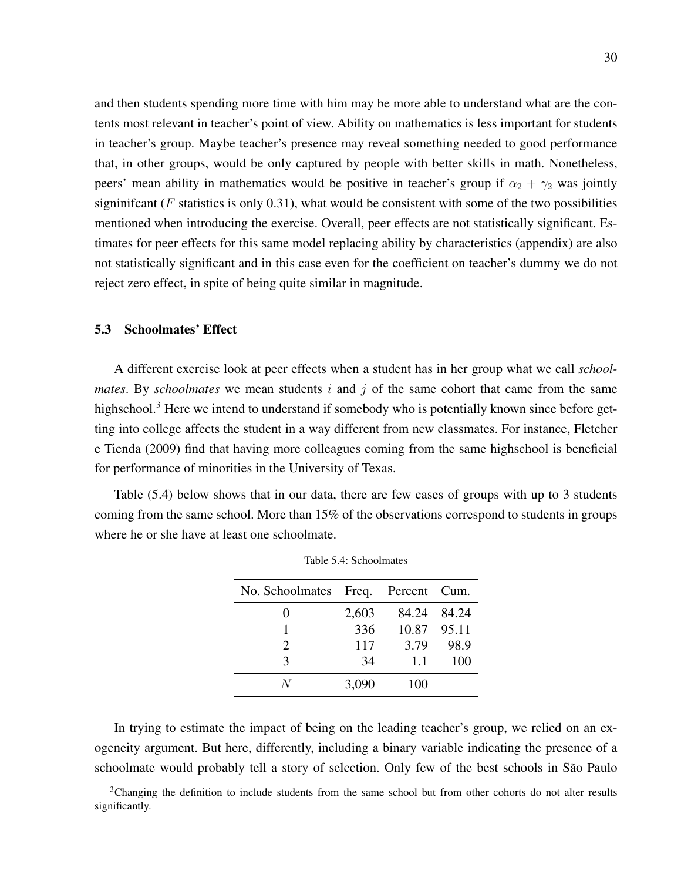and then students spending more time with him may be more able to understand what are the contents most relevant in teacher's point of view. Ability on mathematics is less important for students in teacher's group. Maybe teacher's presence may reveal something needed to good performance that, in other groups, would be only captured by people with better skills in math. Nonetheless, peers' mean ability in mathematics would be positive in teacher's group if $\alpha_2 + \gamma_2$ was jointly signinifcant ($F$ statistics is only 0.31), what would be consistent with some of the two possibilities mentioned when introducing the exercise. Overall, peer effects are not statistically significant. Estimates for peer effects for this same model replacing ability by characteristics (appendix) are also not statistically significant and in this case even for the coefficient on teacher's dummy we do not reject zero effect, in spite of being quite similar in magnitude.

### 5.3 Schoolmates' Effect

A different exercise look at peer effects when a student has in her group what we call *schoolmates*. By *schoolmates* we mean students $i$ and $j$ of the same cohort that came from the same highschool.[3] Here we intend to understand if somebody who is potentially known since before getting into college affects the student in a way different from new classmates. For instance, Fletcher e Tienda (2009) find that having more colleagues coming from the same highschool is beneficial for performance of minorities in the University of Texas.

Table (5.4) below shows that in our data, there are few cases of groups with up to 3 students coming from the same school. More than 15% of the observations correspond to students in groups where he or she have at least one schoolmate.

Table 5.4: Schoolmates

| No. Schoolmates | Freq. | Percent | Cum. |
|---|---|---|---|
| 0 | 2,603 | 84.24 | 84.24 |
| 1 | 336 | 10.87 | 95.11 |
| 2 | 117 | 3.79 | 98.9 |
| 3 | 34 | 1.1 | 100 |
| $N$ | 3,090 | 100 | |

In trying to estimate the impact of being on the leading teacher's group, we relied on an exogeneity argument. But here, differently, including a binary variable indicating the presence of a schoolmate would probably tell a story of selection. Only few of the best schools in São Paulo

[3] Changing the definition to include students from the same school but from other cohorts do not alter results significantly.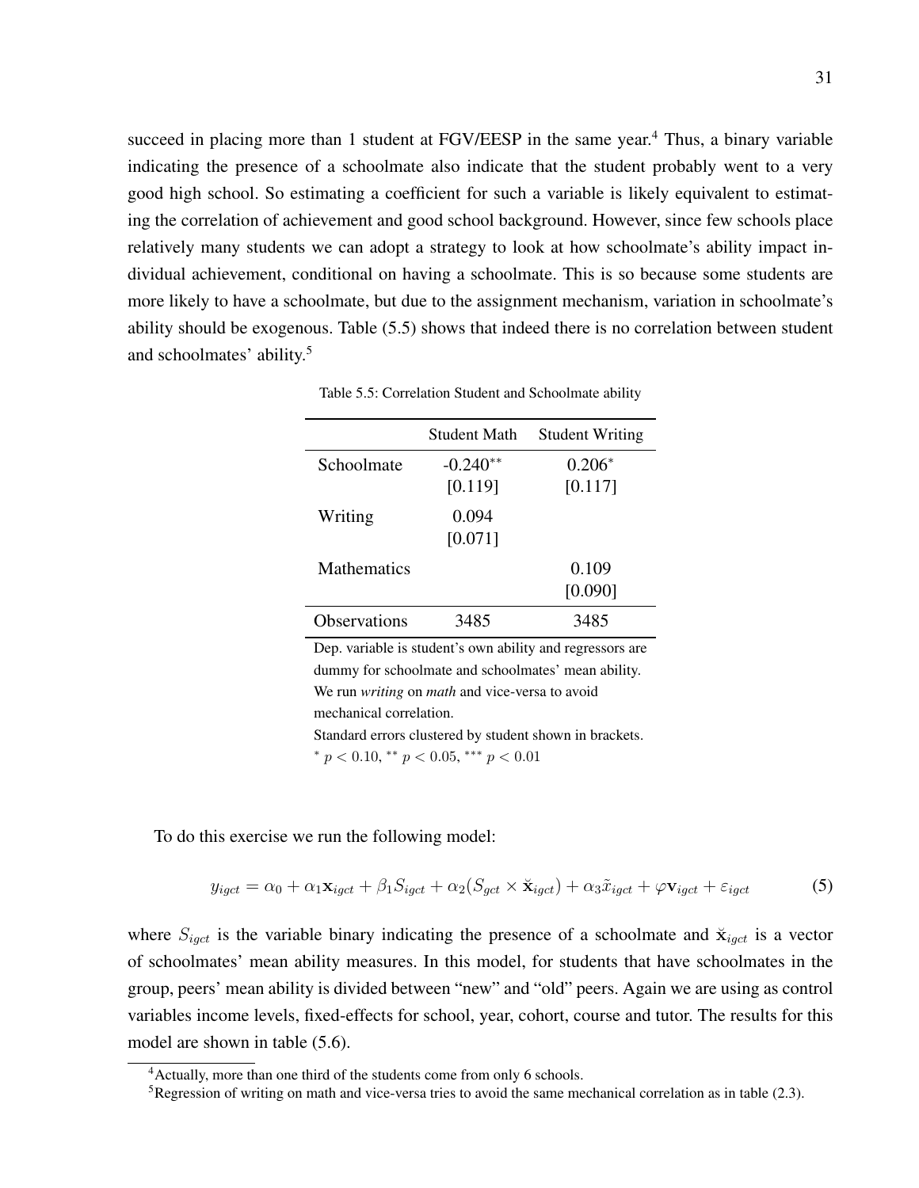succeed in placing more than 1 student at FGV/EESP in the same year.[4] Thus, a binary variable indicating the presence of a schoolmate also indicate that the student probably went to a very good high school. So estimating a coefficient for such a variable is likely equivalent to estimating the correlation of achievement and good school background. However, since few schools place relatively many students we can adopt a strategy to look at how schoolmate's ability impact individual achievement, conditional on having a schoolmate. This is so because some students are more likely to have a schoolmate, but due to the assignment mechanism, variation in schoolmate's ability should be exogenous. Table (5.5) shows that indeed there is no correlation between student and schoolmates' ability.[5]

Table 5.5: Correlation Student and Schoolmate ability

| | Student Math | Student Writing |
|---|---|---|
| Schoolmate | -0.240** | 0.206* |
| | [0.119] | [0.117] |
| Writing | 0.094 | |
| | [0.071] | |
| Mathematics | | 0.109 |
| | | [0.090] |
| Observations | 3485 | 3485 |

Dep. variable is student's own ability and regressors are dummy for schoolmate and schoolmates' mean ability. We run *writing* on *math* and vice-versa to avoid mechanical correlation.
Standard errors clustered by student shown in brackets.
$^{*}\ p < 0.10$, $^{**}\ p < 0.05$, $^{***}\ p < 0.01$

To do this exercise we run the following model:

$$y_{igct} = \alpha_0 + \alpha_1 \mathbf{x}_{igct} + \beta_1 S_{igct} + \alpha_2 (S_{gct} \times \breve{\mathbf{x}}_{igct}) + \alpha_3 \tilde{x}_{igct} + \varphi \mathbf{v}_{igct} + \varepsilon_{igct} \tag{5}$$

where $S_{igct}$ is the variable binary indicating the presence of a schoolmate and $\breve{\mathbf{x}}_{igct}$ is a vector of schoolmates' mean ability measures. In this model, for students that have schoolmates in the group, peers' mean ability is divided between "new" and "old" peers. Again we are using as control variables income levels, fixed-effects for school, year, cohort, course and tutor. The results for this model are shown in table (5.6).

[4] Actually, more than one third of the students come from only 6 schools.

[5] Regression of writing on math and vice-versa tries to avoid the same mechanical correlation as in table (2.3).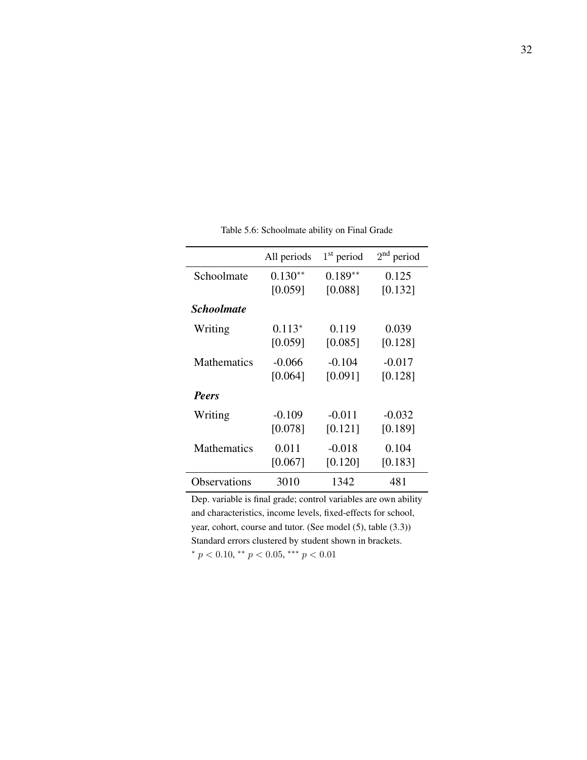Table 5.6: Schoolmate ability on Final Grade

| | All periods | 1st period | 2nd period |
|---|---|---|---|
| Schoolmate | $0.130^{**}$ | $0.189^{**}$ | 0.125 |
| | [0.059] | [0.088] | [0.132] |
| ***Schoolmate*** | | | |
| Writing | $0.113^{*}$ | 0.119 | 0.039 |
| | [0.059] | [0.085] | [0.128] |
| Mathematics | -0.066 | -0.104 | -0.017 |
| | [0.064] | [0.091] | [0.128] |
| ***Peers*** | | | |
| Writing | -0.109 | -0.011 | -0.032 |
| | [0.078] | [0.121] | [0.189] |
| Mathematics | 0.011 | -0.018 | 0.104 |
| | [0.067] | [0.120] | [0.183] |
| Observations | 3010 | 1342 | 481 |

Dep. variable is final grade; control variables are own ability and characteristics, income levels, fixed-effects for school, year, cohort, course and tutor. (See model (5), table (3.3))
Standard errors clustered by student shown in brackets.
$^{*}$ $p < 0.10$, $^{**}$ $p < 0.05$, $^{***}$ $p < 0.01$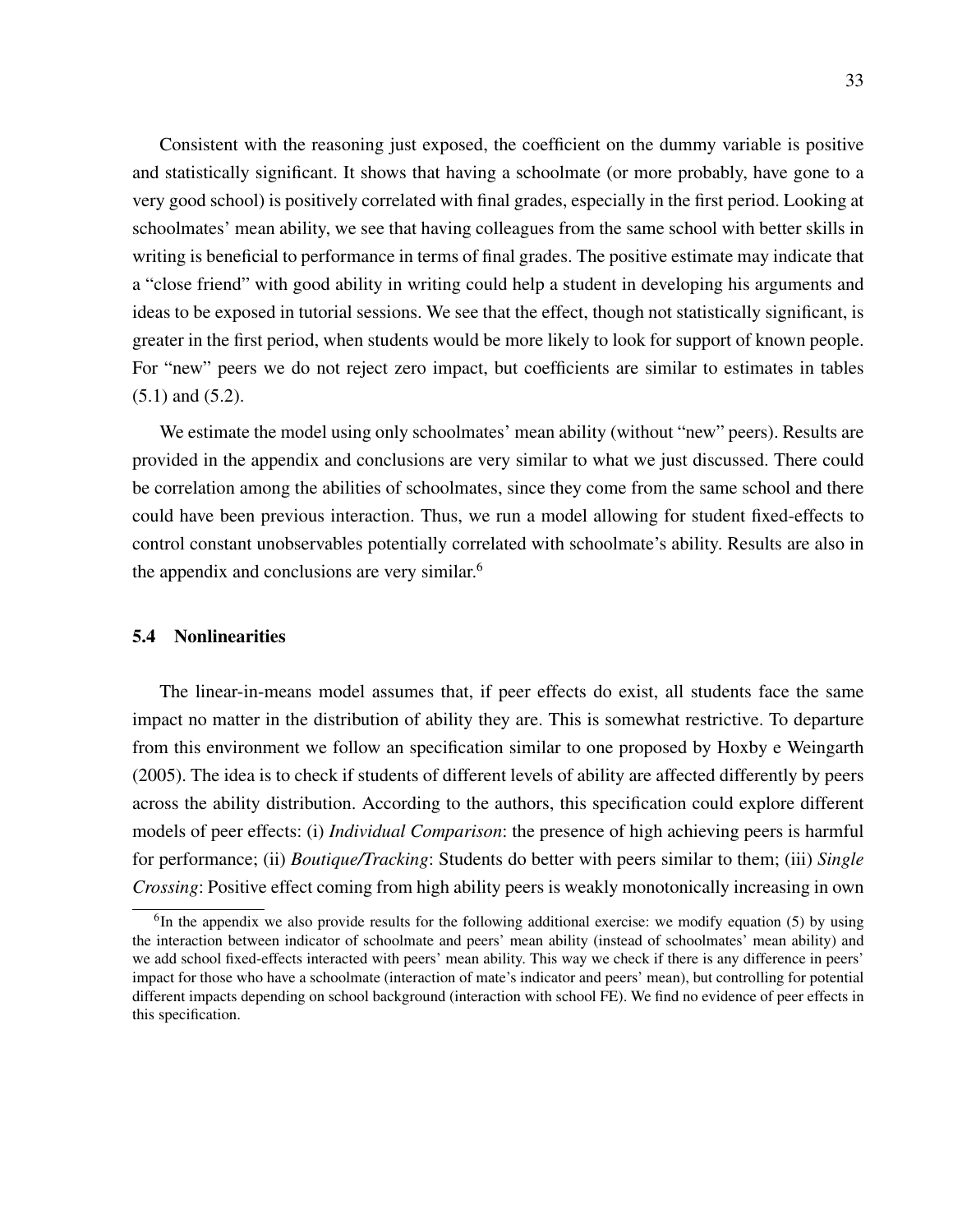Consistent with the reasoning just exposed, the coefficient on the dummy variable is positive and statistically significant. It shows that having a schoolmate (or more probably, have gone to a very good school) is positively correlated with final grades, especially in the first period. Looking at schoolmates' mean ability, we see that having colleagues from the same school with better skills in writing is beneficial to performance in terms of final grades. The positive estimate may indicate that a "close friend" with good ability in writing could help a student in developing his arguments and ideas to be exposed in tutorial sessions. We see that the effect, though not statistically significant, is greater in the first period, when students would be more likely to look for support of known people. For "new" peers we do not reject zero impact, but coefficients are similar to estimates in tables (5.1) and (5.2).

We estimate the model using only schoolmates' mean ability (without "new" peers). Results are provided in the appendix and conclusions are very similar to what we just discussed. There could be correlation among the abilities of schoolmates, since they come from the same school and there could have been previous interaction. Thus, we run a model allowing for student fixed-effects to control constant unobservables potentially correlated with schoolmate's ability. Results are also in the appendix and conclusions are very similar.[6]

### 5.4 Nonlinearities

The linear-in-means model assumes that, if peer effects do exist, all students face the same impact no matter in the distribution of ability they are. This is somewhat restrictive. To departure from this environment we follow an specification similar to one proposed by Hoxby e Weingarth (2005). The idea is to check if students of different levels of ability are affected differently by peers across the ability distribution. According to the authors, this specification could explore different models of peer effects: (i) *Individual Comparison*: the presence of high achieving peers is harmful for performance; (ii) *Boutique/Tracking*: Students do better with peers similar to them; (iii) *Single Crossing*: Positive effect coming from high ability peers is weakly monotonically increasing in own

[6] In the appendix we also provide results for the following additional exercise: we modify equation (5) by using the interaction between indicator of schoolmate and peers' mean ability (instead of schoolmates' mean ability) and we add school fixed-effects interacted with peers' mean ability. This way we check if there is any difference in peers' impact for those who have a schoolmate (interaction of mate's indicator and peers' mean), but controlling for potential different impacts depending on school background (interaction with school FE). We find no evidence of peer effects in this specification.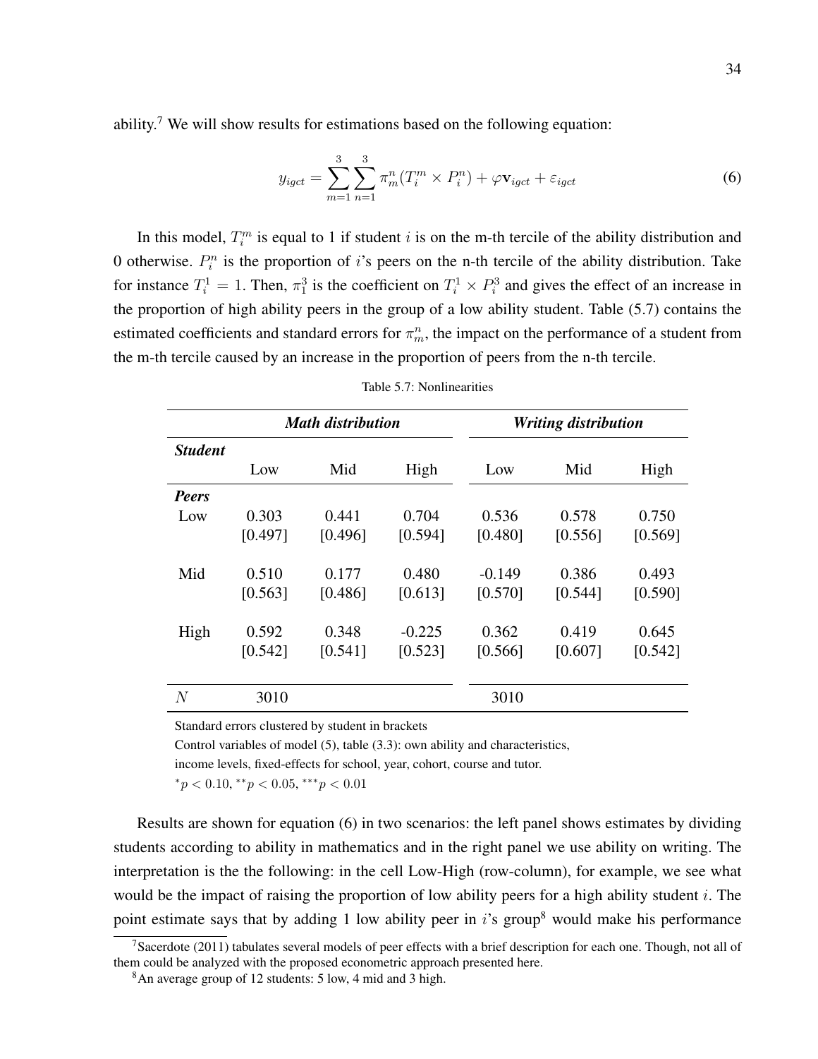ability.[7] We will show results for estimations based on the following equation:

$$y_{igct} = \sum_{m=1}^{3} \sum_{n=1}^{3} \pi_m^n (T_i^m \times P_i^n) + \varphi \mathbf{v}_{igct} + \varepsilon_{igct} \tag{6}$$

In this model, $T_i^m$ is equal to 1 if student $i$ is on the m-th tercile of the ability distribution and 0 otherwise. $P_i^n$ is the proportion of $i$'s peers on the n-th tercile of the ability distribution. Take for instance $T_i^1 = 1$. Then, $\pi_1^3$ is the coefficient on $T_i^1 \times P_i^3$ and gives the effect of an increase in the proportion of high ability peers in the group of a low ability student. Table (5.7) contains the estimated coefficients and standard errors for $\pi_m^n$, the impact on the performance of a student from the m-th tercile caused by an increase in the proportion of peers from the n-th tercile.

Table 5.7: Nonlinearities

| | ***Math distribution*** | | | ***Writing distribution*** | | |
|---|---|---|---|---|---|---|
| ***Student*** | Low | Mid | High | Low | Mid | High |
| ***Peers*** | | | | | | |
| Low | 0.303 | 0.441 | 0.704 | 0.536 | 0.578 | 0.750 |
| | [0.497] | [0.496] | [0.594] | [0.480] | [0.556] | [0.569] |
| Mid | 0.510 | 0.177 | 0.480 | -0.149 | 0.386 | 0.493 |
| | [0.563] | [0.486] | [0.613] | [0.570] | [0.544] | [0.590] |
| High | 0.592 | 0.348 | -0.225 | 0.362 | 0.419 | 0.645 |
| | [0.542] | [0.541] | [0.523] | [0.566] | [0.607] | [0.542] |
| $N$ | 3010 | | | 3010 | | |

Standard errors clustered by student in brackets

Control variables of model (5), table (3.3): own ability and characteristics, income levels, fixed-effects for school, year, cohort, course and tutor.

$^{*}p < 0.10$, $^{**}p < 0.05$, $^{***}p < 0.01$

Results are shown for equation (6) in two scenarios: the left panel shows estimates by dividing students according to ability in mathematics and in the right panel we use ability on writing. The interpretation is the the following: in the cell Low-High (row-column), for example, we see what would be the impact of raising the proportion of low ability peers for a high ability student $i$. The point estimate says that by adding 1 low ability peer in $i$'s group[8] would make his performance

[7] Sacerdote (2011) tabulates several models of peer effects with a brief description for each one. Though, not all of them could be analyzed with the proposed econometric approach presented here.

[8] An average group of 12 students: 5 low, 4 mid and 3 high.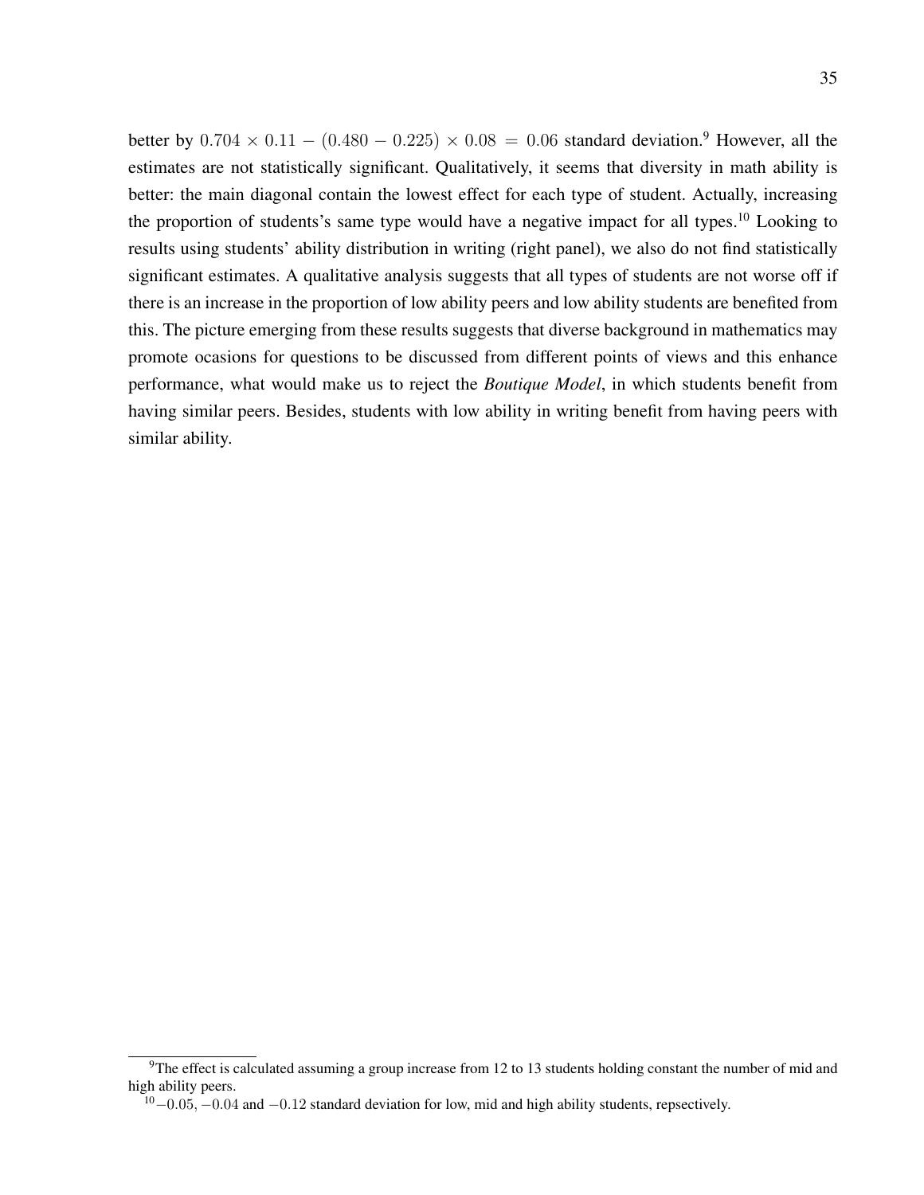better by $0.704 \times 0.11 - (0.480 - 0.225) \times 0.08 = 0.06$ standard deviation.[9] However, all the estimates are not statistically significant. Qualitatively, it seems that diversity in math ability is better: the main diagonal contain the lowest effect for each type of student. Actually, increasing the proportion of students's same type would have a negative impact for all types.[10] Looking to results using students' ability distribution in writing (right panel), we also do not find statistically significant estimates. A qualitative analysis suggests that all types of students are not worse off if there is an increase in the proportion of low ability peers and low ability students are benefited from this. The picture emerging from these results suggests that diverse background in mathematics may promote ocasions for questions to be discussed from different points of views and this enhance performance, what would make us to reject the *Boutique Model*, in which students benefit from having similar peers. Besides, students with low ability in writing benefit from having peers with similar ability.

---

[9] The effect is calculated assuming a group increase from 12 to 13 students holding constant the number of mid and high ability peers.

[10] $-0.05$, $-0.04$ and $-0.12$ standard deviation for low, mid and high ability students, repsectively.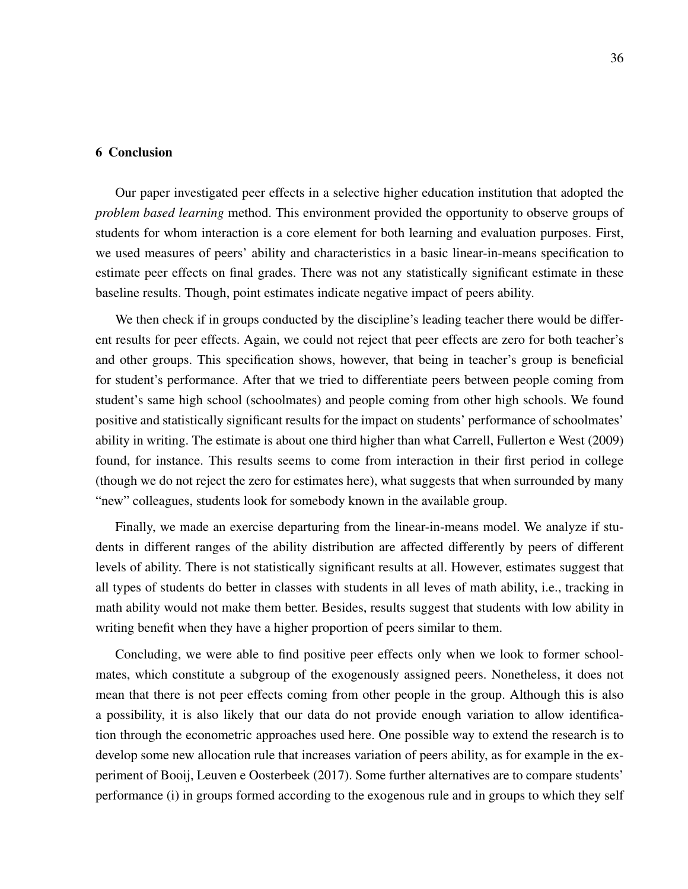## 6 Conclusion

Our paper investigated peer effects in a selective higher education institution that adopted the *problem based learning* method. This environment provided the opportunity to observe groups of students for whom interaction is a core element for both learning and evaluation purposes. First, we used measures of peers' ability and characteristics in a basic linear-in-means specification to estimate peer effects on final grades. There was not any statistically significant estimate in these baseline results. Though, point estimates indicate negative impact of peers ability.

We then check if in groups conducted by the discipline's leading teacher there would be different results for peer effects. Again, we could not reject that peer effects are zero for both teacher's and other groups. This specification shows, however, that being in teacher's group is beneficial for student's performance. After that we tried to differentiate peers between people coming from student's same high school (schoolmates) and people coming from other high schools. We found positive and statistically significant results for the impact on students' performance of schoolmates' ability in writing. The estimate is about one third higher than what Carrell, Fullerton e West (2009) found, for instance. This results seems to come from interaction in their first period in college (though we do not reject the zero for estimates here), what suggests that when surrounded by many "new" colleagues, students look for somebody known in the available group.

Finally, we made an exercise departuring from the linear-in-means model. We analyze if students in different ranges of the ability distribution are affected differently by peers of different levels of ability. There is not statistically significant results at all. However, estimates suggest that all types of students do better in classes with students in all leves of math ability, i.e., tracking in math ability would not make them better. Besides, results suggest that students with low ability in writing benefit when they have a higher proportion of peers similar to them.

Concluding, we were able to find positive peer effects only when we look to former schoolmates, which constitute a subgroup of the exogenously assigned peers. Nonetheless, it does not mean that there is not peer effects coming from other people in the group. Although this is also a possibility, it is also likely that our data do not provide enough variation to allow identification through the econometric approaches used here. One possible way to extend the research is to develop some new allocation rule that increases variation of peers ability, as for example in the experiment of Booij, Leuven e Oosterbeek (2017). Some further alternatives are to compare students' performance (i) in groups formed according to the exogenous rule and in groups to which they self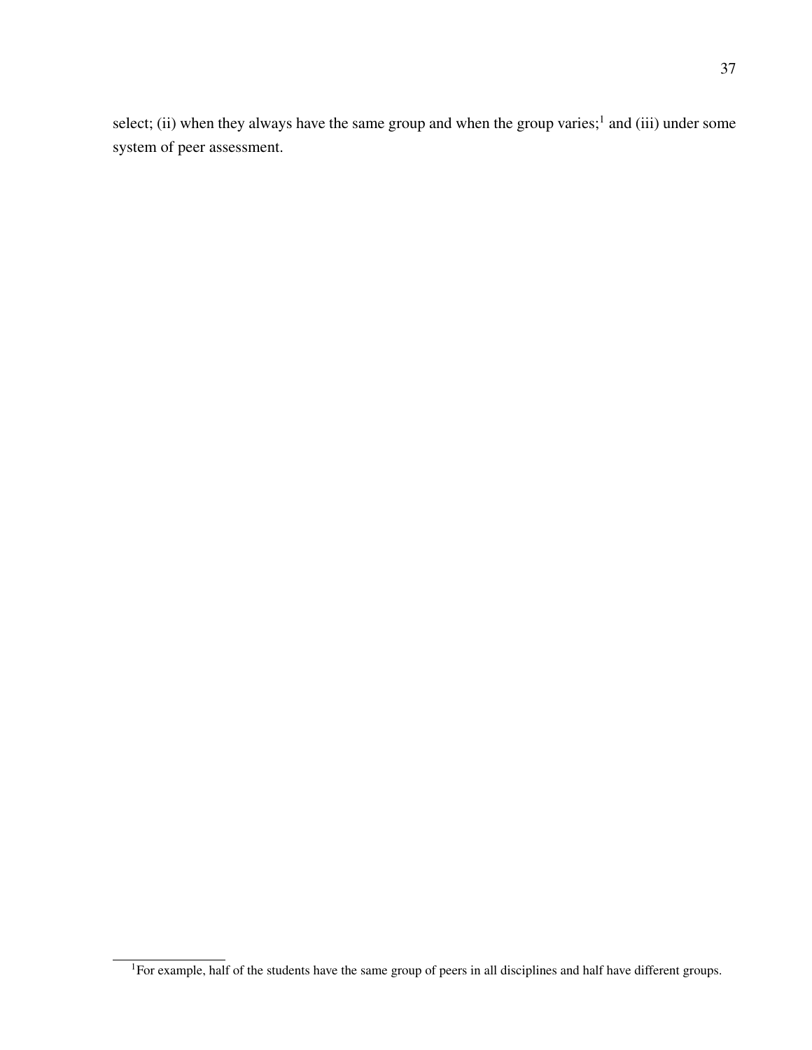select; (ii) when they always have the same group and when the group varies;[1] and (iii) under some system of peer assessment.

[1]For example, half of the students have the same group of peers in all disciplines and half have different groups.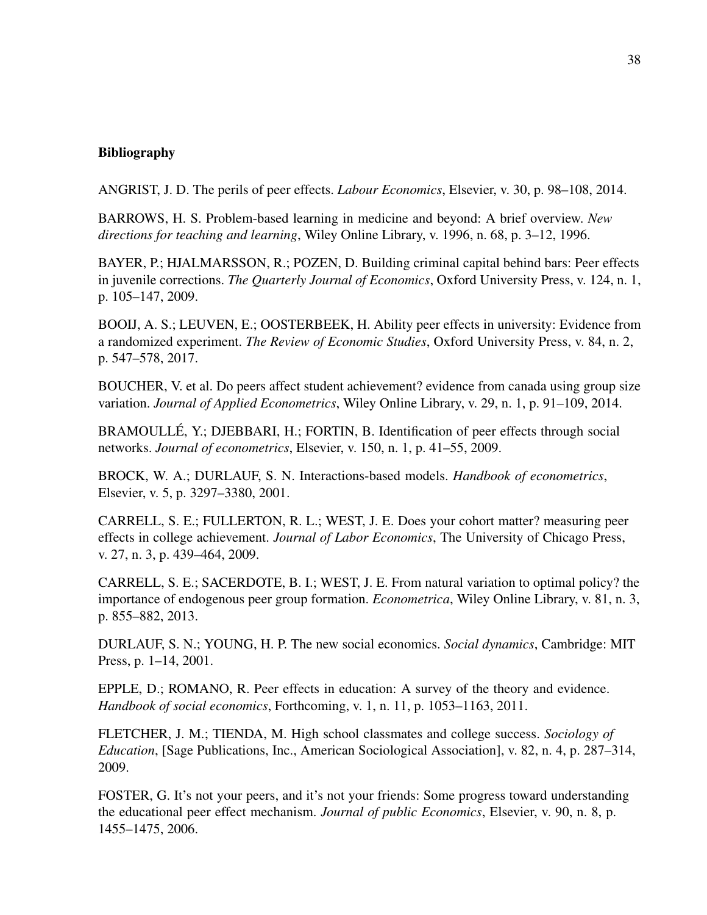**Bibliography**

ANGRIST, J. D. The perils of peer effects. *Labour Economics*, Elsevier, v. 30, p. 98–108, 2014.

BARROWS, H. S. Problem-based learning in medicine and beyond: A brief overview. *New directions for teaching and learning*, Wiley Online Library, v. 1996, n. 68, p. 3–12, 1996.

BAYER, P.; HJALMARSSON, R.; POZEN, D. Building criminal capital behind bars: Peer effects in juvenile corrections. *The Quarterly Journal of Economics*, Oxford University Press, v. 124, n. 1, p. 105–147, 2009.

BOOIJ, A. S.; LEUVEN, E.; OOSTERBEEK, H. Ability peer effects in university: Evidence from a randomized experiment. *The Review of Economic Studies*, Oxford University Press, v. 84, n. 2, p. 547–578, 2017.

BOUCHER, V. et al. Do peers affect student achievement? evidence from canada using group size variation. *Journal of Applied Econometrics*, Wiley Online Library, v. 29, n. 1, p. 91–109, 2014.

BRAMOULLÉ, Y.; DJEBBARI, H.; FORTIN, B. Identification of peer effects through social networks. *Journal of econometrics*, Elsevier, v. 150, n. 1, p. 41–55, 2009.

BROCK, W. A.; DURLAUF, S. N. Interactions-based models. *Handbook of econometrics*, Elsevier, v. 5, p. 3297–3380, 2001.

CARRELL, S. E.; FULLERTON, R. L.; WEST, J. E. Does your cohort matter? measuring peer effects in college achievement. *Journal of Labor Economics*, The University of Chicago Press, v. 27, n. 3, p. 439–464, 2009.

CARRELL, S. E.; SACERDOTE, B. I.; WEST, J. E. From natural variation to optimal policy? the importance of endogenous peer group formation. *Econometrica*, Wiley Online Library, v. 81, n. 3, p. 855–882, 2013.

DURLAUF, S. N.; YOUNG, H. P. The new social economics. *Social dynamics*, Cambridge: MIT Press, p. 1–14, 2001.

EPPLE, D.; ROMANO, R. Peer effects in education: A survey of the theory and evidence. *Handbook of social economics*, Forthcoming, v. 1, n. 11, p. 1053–1163, 2011.

FLETCHER, J. M.; TIENDA, M. High school classmates and college success. *Sociology of Education*, [Sage Publications, Inc., American Sociological Association], v. 82, n. 4, p. 287–314, 2009.

FOSTER, G. It's not your peers, and it's not your friends: Some progress toward understanding the educational peer effect mechanism. *Journal of public Economics*, Elsevier, v. 90, n. 8, p. 1455–1475, 2006.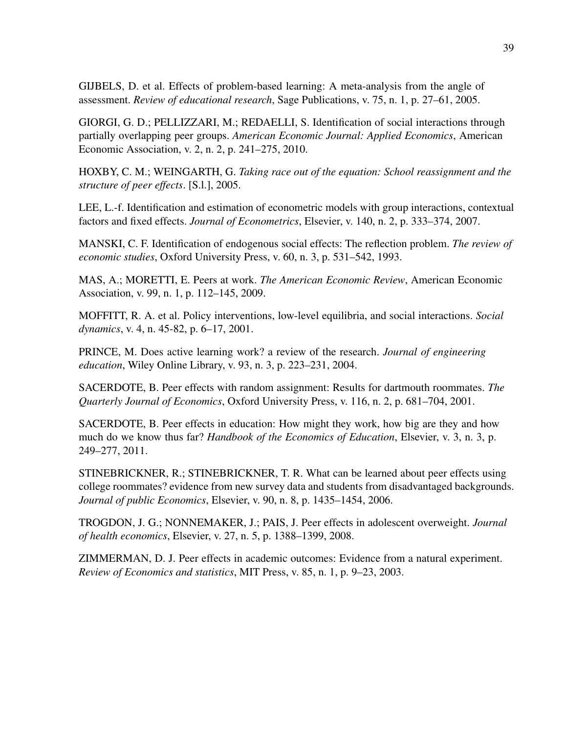GIJBELS, D. et al. Effects of problem-based learning: A meta-analysis from the angle of assessment. *Review of educational research*, Sage Publications, v. 75, n. 1, p. 27–61, 2005.

GIORGI, G. D.; PELLIZZARI, M.; REDAELLI, S. Identification of social interactions through partially overlapping peer groups. *American Economic Journal: Applied Economics*, American Economic Association, v. 2, n. 2, p. 241–275, 2010.

HOXBY, C. M.; WEINGARTH, G. *Taking race out of the equation: School reassignment and the structure of peer effects*. [S.l.], 2005.

LEE, L.-f. Identification and estimation of econometric models with group interactions, contextual factors and fixed effects. *Journal of Econometrics*, Elsevier, v. 140, n. 2, p. 333–374, 2007.

MANSKI, C. F. Identification of endogenous social effects: The reflection problem. *The review of economic studies*, Oxford University Press, v. 60, n. 3, p. 531–542, 1993.

MAS, A.; MORETTI, E. Peers at work. *The American Economic Review*, American Economic Association, v. 99, n. 1, p. 112–145, 2009.

MOFFITT, R. A. et al. Policy interventions, low-level equilibria, and social interactions. *Social dynamics*, v. 4, n. 45-82, p. 6–17, 2001.

PRINCE, M. Does active learning work? a review of the research. *Journal of engineering education*, Wiley Online Library, v. 93, n. 3, p. 223–231, 2004.

SACERDOTE, B. Peer effects with random assignment: Results for dartmouth roommates. *The Quarterly Journal of Economics*, Oxford University Press, v. 116, n. 2, p. 681–704, 2001.

SACERDOTE, B. Peer effects in education: How might they work, how big are they and how much do we know thus far? *Handbook of the Economics of Education*, Elsevier, v. 3, n. 3, p. 249–277, 2011.

STINEBRICKNER, R.; STINEBRICKNER, T. R. What can be learned about peer effects using college roommates? evidence from new survey data and students from disadvantaged backgrounds. *Journal of public Economics*, Elsevier, v. 90, n. 8, p. 1435–1454, 2006.

TROGDON, J. G.; NONNEMAKER, J.; PAIS, J. Peer effects in adolescent overweight. *Journal of health economics*, Elsevier, v. 27, n. 5, p. 1388–1399, 2008.

ZIMMERMAN, D. J. Peer effects in academic outcomes: Evidence from a natural experiment. *Review of Economics and statistics*, MIT Press, v. 85, n. 1, p. 9–23, 2003.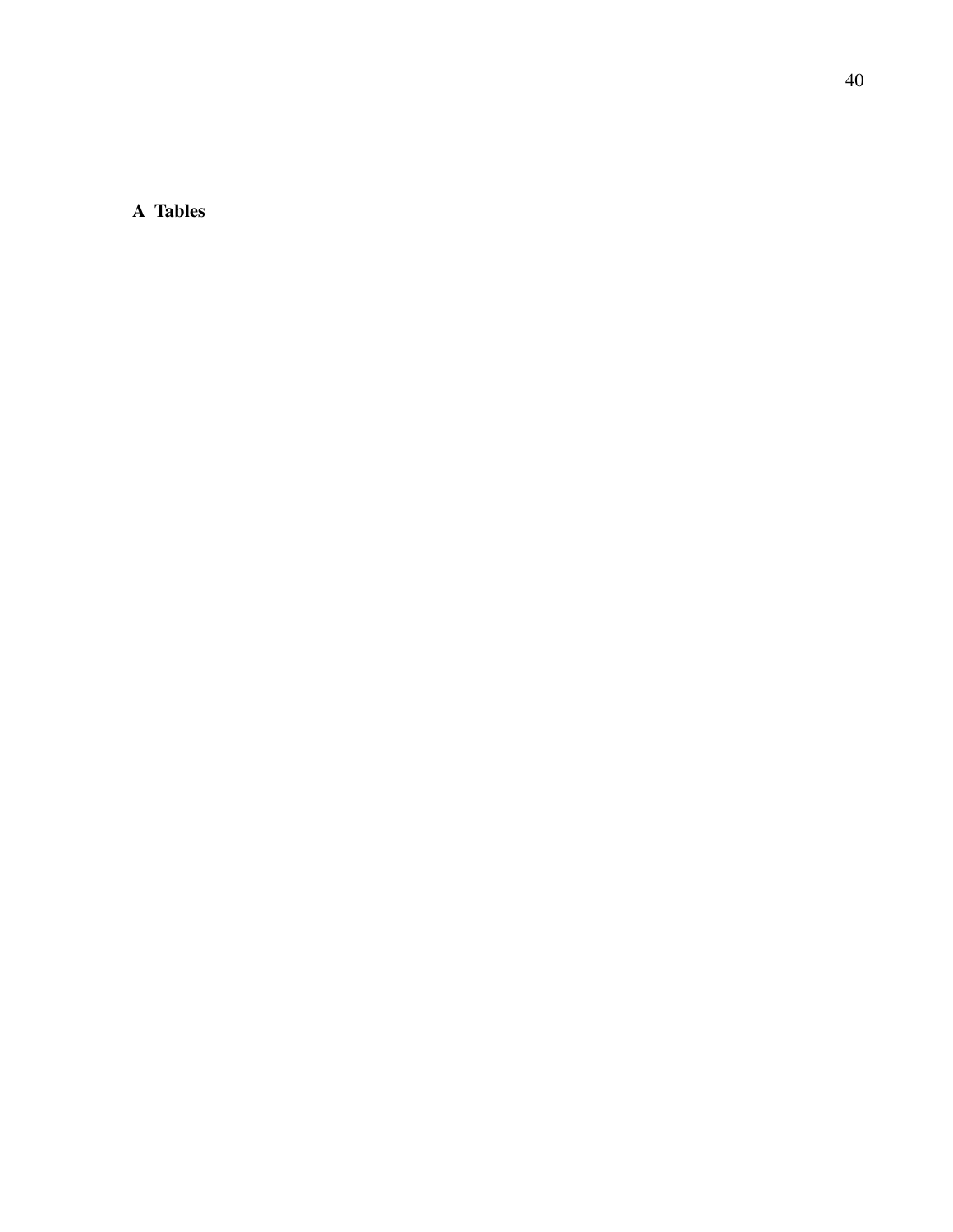# A Tables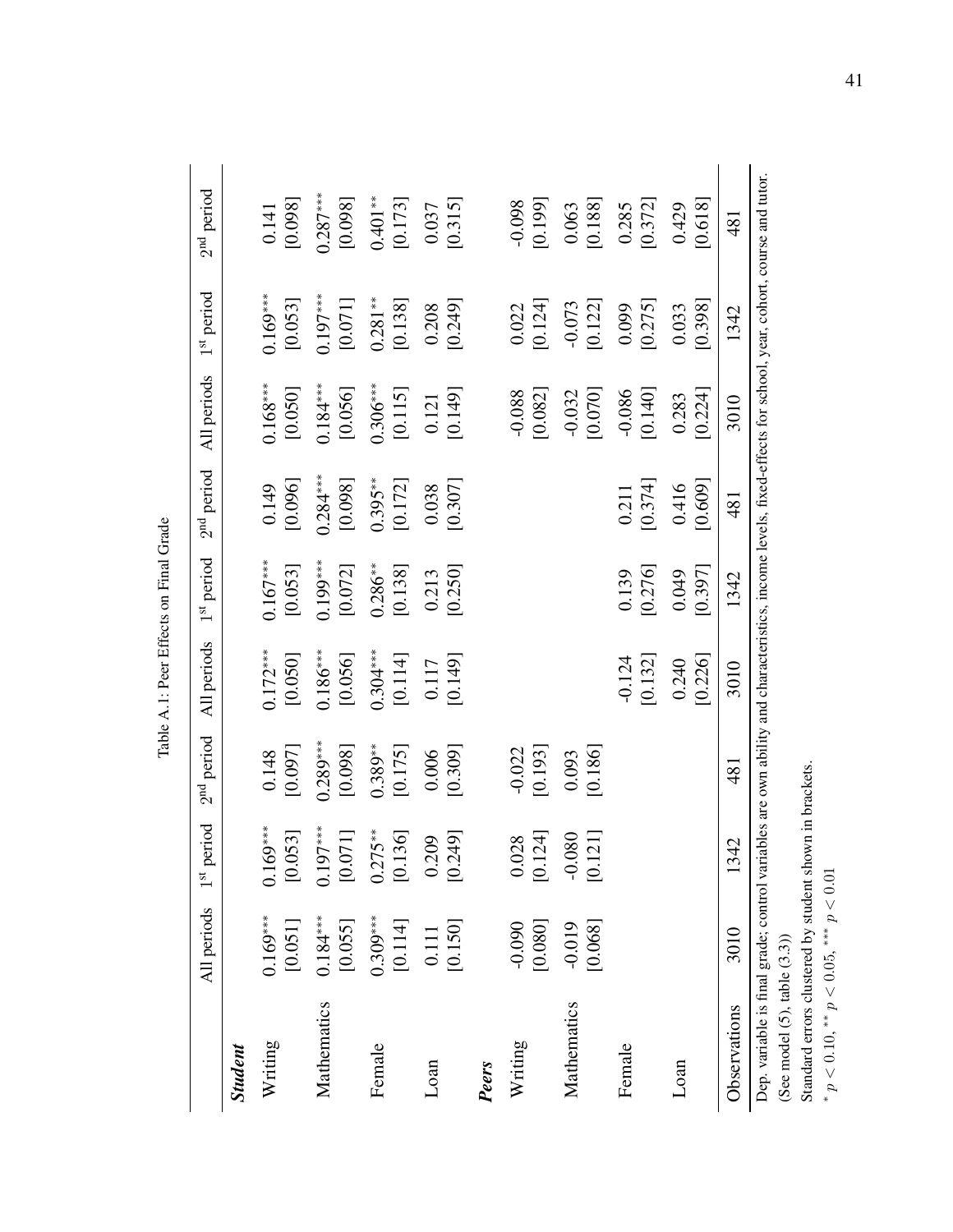Table A.1: Peer Effects on Final Grade

| | All periods | 1st period | 2nd period | All periods | 1st period | 2nd period | All periods | 1st period | 2nd period |
|---|---|---|---|---|---|---|---|---|---|
| ***Student*** | | | | | | | | | |
| Writing | 0.169*** | 0.169*** | 0.148 | 0.172*** | 0.167*** | 0.149 | 0.168*** | 0.169*** | 0.141 |
| | [0.051] | [0.053] | [0.097] | [0.050] | [0.053] | [0.096] | [0.050] | [0.053] | [0.098] |
| Mathematics | 0.184*** | 0.197*** | 0.289*** | 0.186*** | 0.199*** | 0.284*** | 0.184*** | 0.197*** | 0.287*** |
| | [0.055] | [0.071] | [0.098] | [0.056] | [0.072] | [0.098] | [0.056] | [0.071] | [0.098] |
| Female | 0.309*** | 0.275** | 0.389** | 0.304*** | 0.286** | 0.395** | 0.306*** | 0.281** | 0.401** |
| | [0.114] | [0.136] | [0.175] | [0.114] | [0.138] | [0.172] | [0.115] | [0.138] | [0.173] |
| Loan | 0.111 | 0.209 | 0.006 | 0.117 | 0.213 | 0.038 | 0.121 | 0.208 | 0.037 |
| | [0.150] | [0.249] | [0.309] | [0.149] | [0.250] | [0.307] | [0.149] | [0.249] | [0.315] |
| ***Peers*** | | | | | | | | | |
| Writing | -0.090 | 0.028 | -0.022 | | | | -0.088 | 0.022 | -0.098 |
| | [0.080] | [0.124] | [0.193] | | | | [0.082] | [0.124] | [0.199] |
| Mathematics | -0.019 | -0.080 | 0.093 | | | | -0.032 | -0.073 | 0.063 |
| | [0.068] | [0.121] | [0.186] | | | | [0.070] | [0.122] | [0.188] |
| Female | | | | -0.124 | 0.139 | 0.211 | -0.086 | 0.099 | 0.285 |
| | | | | [0.132] | [0.276] | [0.374] | [0.140] | [0.275] | [0.372] |
| Loan | | | | 0.240 | 0.049 | 0.416 | 0.283 | 0.033 | 0.429 |
| | | | | [0.226] | [0.397] | [0.609] | [0.224] | [0.398] | [0.618] |
| Observations | 3010 | 1342 | 481 | 3010 | 1342 | 481 | 3010 | 1342 | 481 |

Dep. variable is final grade; control variables are own ability and characteristics, income levels, fixed-effects for school, year, cohort, course and tutor. (See model (5), table (3.3))

Standard errors clustered by student shown in brackets.

* $p < 0.10$, ** $p < 0.05$, *** $p < 0.01$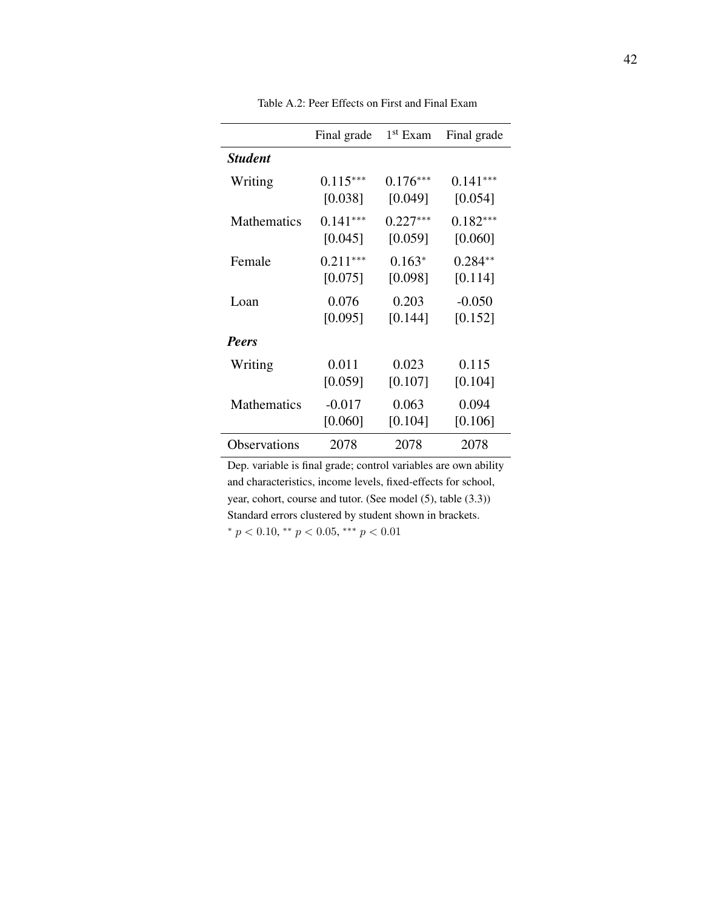Table A.2: Peer Effects on First and Final Exam

| | Final grade | 1st Exam | Final grade |
|---|---|---|---|
| ***Student*** | | | |
| Writing | 0.115*** | 0.176*** | 0.141*** |
| | [0.038] | [0.049] | [0.054] |
| Mathematics | 0.141*** | 0.227*** | 0.182*** |
| | [0.045] | [0.059] | [0.060] |
| Female | 0.211*** | 0.163* | 0.284** |
| | [0.075] | [0.098] | [0.114] |
| Loan | 0.076 | 0.203 | -0.050 |
| | [0.095] | [0.144] | [0.152] |
| ***Peers*** | | | |
| Writing | 0.011 | 0.023 | 0.115 |
| | [0.059] | [0.107] | [0.104] |
| Mathematics | -0.017 | 0.063 | 0.094 |
| | [0.060] | [0.104] | [0.106] |
| Observations | 2078 | 2078 | 2078 |

Dep. variable is final grade; control variables are own ability and characteristics, income levels, fixed-effects for school, year, cohort, course and tutor. (See model (5), table (3.3))
Standard errors clustered by student shown in brackets.
* $p < 0.10$, ** $p < 0.05$, *** $p < 0.01$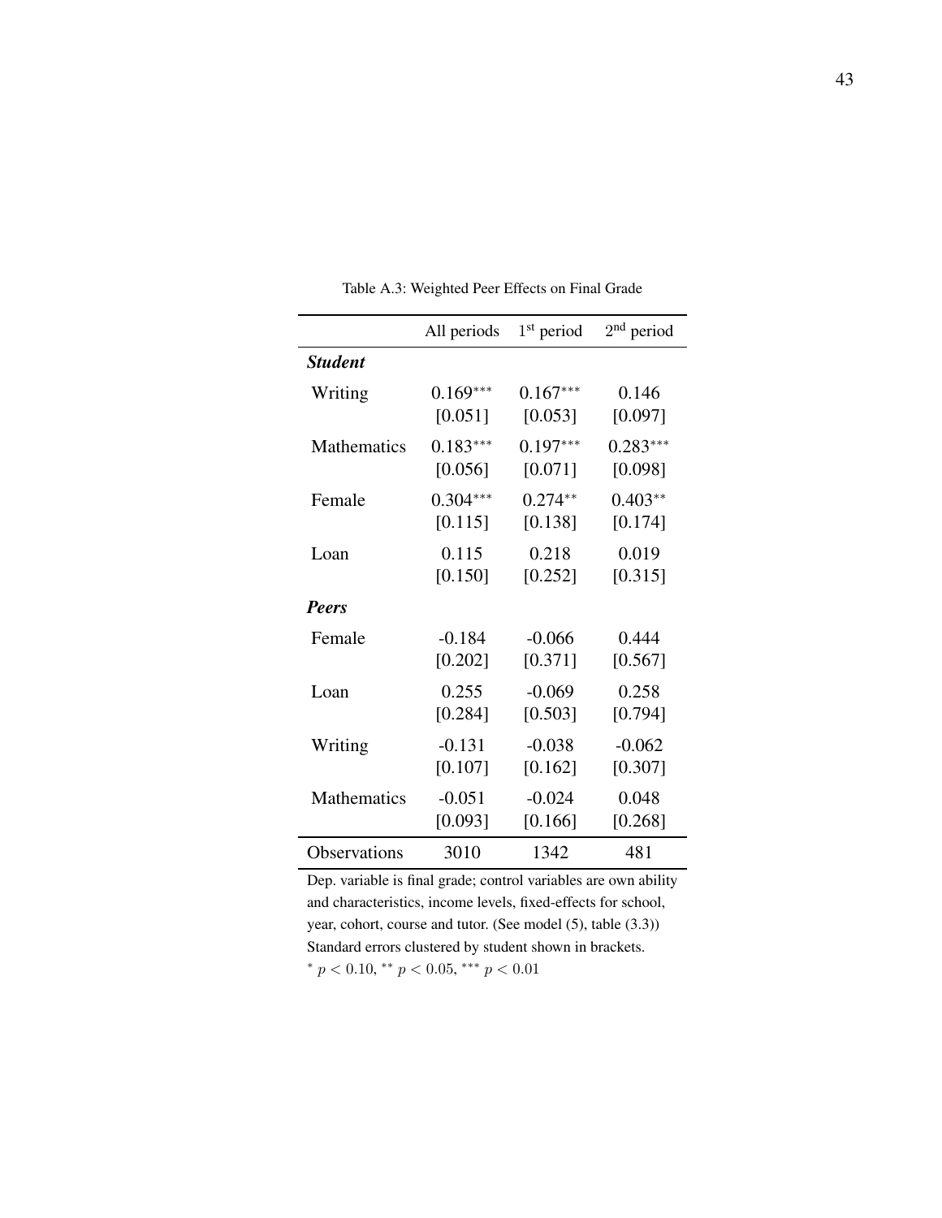Table A.3: Weighted Peer Effects on Final Grade

| | All periods | 1st period | 2nd period |
|---|---|---|---|
| ***Student*** | | | |
| Writing | 0.169*** | 0.167*** | 0.146 |
| | [0.051] | [0.053] | [0.097] |
| Mathematics | 0.183*** | 0.197*** | 0.283*** |
| | [0.056] | [0.071] | [0.098] |
| Female | 0.304*** | 0.274** | 0.403** |
| | [0.115] | [0.138] | [0.174] |
| Loan | 0.115 | 0.218 | 0.019 |
| | [0.150] | [0.252] | [0.315] |
| ***Peers*** | | | |
| Female | -0.184 | -0.066 | 0.444 |
| | [0.202] | [0.371] | [0.567] |
| Loan | 0.255 | -0.069 | 0.258 |
| | [0.284] | [0.503] | [0.794] |
| Writing | -0.131 | -0.038 | -0.062 |
| | [0.107] | [0.162] | [0.307] |
| Mathematics | -0.051 | -0.024 | 0.048 |
| | [0.093] | [0.166] | [0.268] |
| Observations | 3010 | 1342 | 481 |

Dep. variable is final grade; control variables are own ability and characteristics, income levels, fixed-effects for school, year, cohort, course and tutor. (See model (5), table (3.3))
Standard errors clustered by student shown in brackets.
* $p < 0.10$, ** $p < 0.05$, *** $p < 0.01$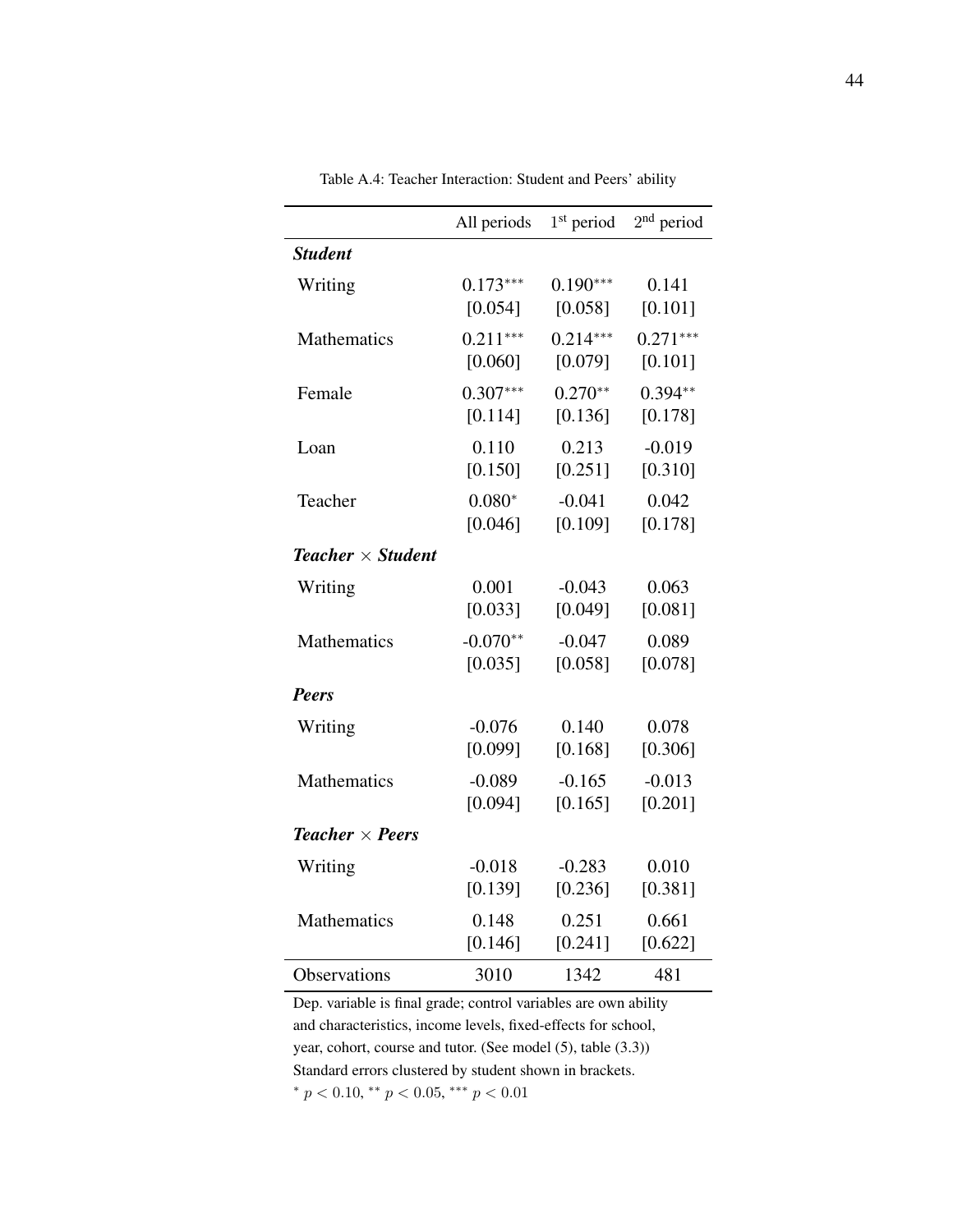Table A.4: Teacher Interaction: Student and Peers' ability

| | All periods | 1st period | 2nd period |
|---|---|---|---|
| ***Student*** | | | |
| Writing | $0.173^{***}$ | $0.190^{***}$ | 0.141 |
| | [0.054] | [0.058] | [0.101] |
| Mathematics | $0.211^{***}$ | $0.214^{***}$ | $0.271^{***}$ |
| | [0.060] | [0.079] | [0.101] |
| Female | $0.307^{***}$ | $0.270^{**}$ | $0.394^{**}$ |
| | [0.114] | [0.136] | [0.178] |
| Loan | 0.110 | 0.213 | -0.019 |
| | [0.150] | [0.251] | [0.310] |
| Teacher | $0.080^{*}$ | -0.041 | 0.042 |
| | [0.046] | [0.109] | [0.178] |
| ***Teacher × Student*** | | | |
| Writing | 0.001 | -0.043 | 0.063 |
| | [0.033] | [0.049] | [0.081] |
| Mathematics | $-0.070^{**}$ | -0.047 | 0.089 |
| | [0.035] | [0.058] | [0.078] |
| ***Peers*** | | | |
| Writing | -0.076 | 0.140 | 0.078 |
| | [0.099] | [0.168] | [0.306] |
| Mathematics | -0.089 | -0.165 | -0.013 |
| | [0.094] | [0.165] | [0.201] |
| ***Teacher × Peers*** | | | |
| Writing | -0.018 | -0.283 | 0.010 |
| | [0.139] | [0.236] | [0.381] |
| Mathematics | 0.148 | 0.251 | 0.661 |
| | [0.146] | [0.241] | [0.622] |
| Observations | 3010 | 1342 | 481 |

Dep. variable is final grade; control variables are own ability and characteristics, income levels, fixed-effects for school, year, cohort, course and tutor. (See model (5), table (3.3))
Standard errors clustered by student shown in brackets.
$^{*}$ $p < 0.10$, $^{**}$ $p < 0.05$, $^{***}$ $p < 0.01$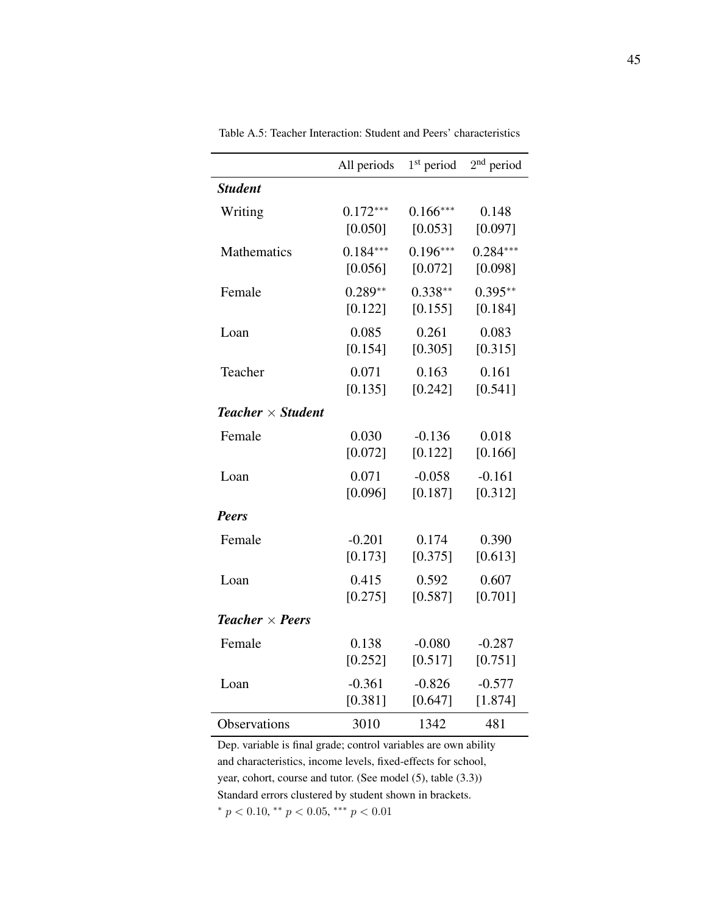Table A.5: Teacher Interaction: Student and Peers' characteristics

| | All periods | 1st period | 2nd period |
|---|---|---|---|
| ***Student*** | | | |
| Writing | $0.172^{***}$ | $0.166^{***}$ | 0.148 |
| | [0.050] | [0.053] | [0.097] |
| Mathematics | $0.184^{***}$ | $0.196^{***}$ | $0.284^{***}$ |
| | [0.056] | [0.072] | [0.098] |
| Female | $0.289^{**}$ | $0.338^{**}$ | $0.395^{**}$ |
| | [0.122] | [0.155] | [0.184] |
| Loan | 0.085 | 0.261 | 0.083 |
| | [0.154] | [0.305] | [0.315] |
| Teacher | 0.071 | 0.163 | 0.161 |
| | [0.135] | [0.242] | [0.541] |
| ***Teacher × Student*** | | | |
| Female | 0.030 | -0.136 | 0.018 |
| | [0.072] | [0.122] | [0.166] |
| Loan | 0.071 | -0.058 | -0.161 |
| | [0.096] | [0.187] | [0.312] |
| ***Peers*** | | | |
| Female | -0.201 | 0.174 | 0.390 |
| | [0.173] | [0.375] | [0.613] |
| Loan | 0.415 | 0.592 | 0.607 |
| | [0.275] | [0.587] | [0.701] |
| ***Teacher × Peers*** | | | |
| Female | 0.138 | -0.080 | -0.287 |
| | [0.252] | [0.517] | [0.751] |
| Loan | -0.361 | -0.826 | -0.577 |
| | [0.381] | [0.647] | [1.874] |
| Observations | 3010 | 1342 | 481 |

Dep. variable is final grade; control variables are own ability and characteristics, income levels, fixed-effects for school, year, cohort, course and tutor. (See model (5), table (3.3))
Standard errors clustered by student shown in brackets.
$^{*}$ $p < 0.10$, $^{**}$ $p < 0.05$, $^{***}$ $p < 0.01$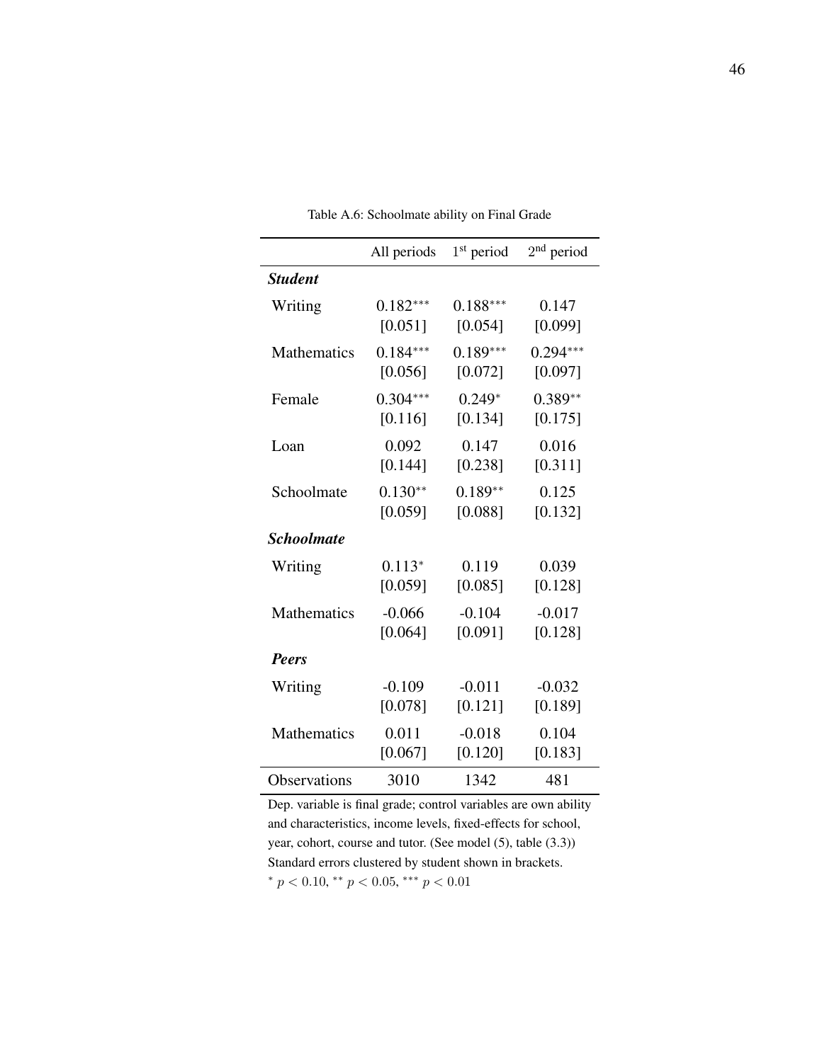Table A.6: Schoolmate ability on Final Grade

| | All periods | 1st period | 2nd period |
|---|---|---|---|
| ***Student*** | | | |
| Writing | 0.182*** | 0.188*** | 0.147 |
| | [0.051] | [0.054] | [0.099] |
| Mathematics | 0.184*** | 0.189*** | 0.294*** |
| | [0.056] | [0.072] | [0.097] |
| Female | 0.304*** | 0.249* | 0.389** |
| | [0.116] | [0.134] | [0.175] |
| Loan | 0.092 | 0.147 | 0.016 |
| | [0.144] | [0.238] | [0.311] |
| Schoolmate | 0.130** | 0.189** | 0.125 |
| | [0.059] | [0.088] | [0.132] |
| ***Schoolmate*** | | | |
| Writing | 0.113* | 0.119 | 0.039 |
| | [0.059] | [0.085] | [0.128] |
| Mathematics | -0.066 | -0.104 | -0.017 |
| | [0.064] | [0.091] | [0.128] |
| ***Peers*** | | | |
| Writing | -0.109 | -0.011 | -0.032 |
| | [0.078] | [0.121] | [0.189] |
| Mathematics | 0.011 | -0.018 | 0.104 |
| | [0.067] | [0.120] | [0.183] |
| Observations | 3010 | 1342 | 481 |

Dep. variable is final grade; control variables are own ability and characteristics, income levels, fixed-effects for school, year, cohort, course and tutor. (See model (5), table (3.3))
Standard errors clustered by student shown in brackets.
$^{*}$ $p < 0.10$, $^{**}$ $p < 0.05$, $^{***}$ $p < 0.01$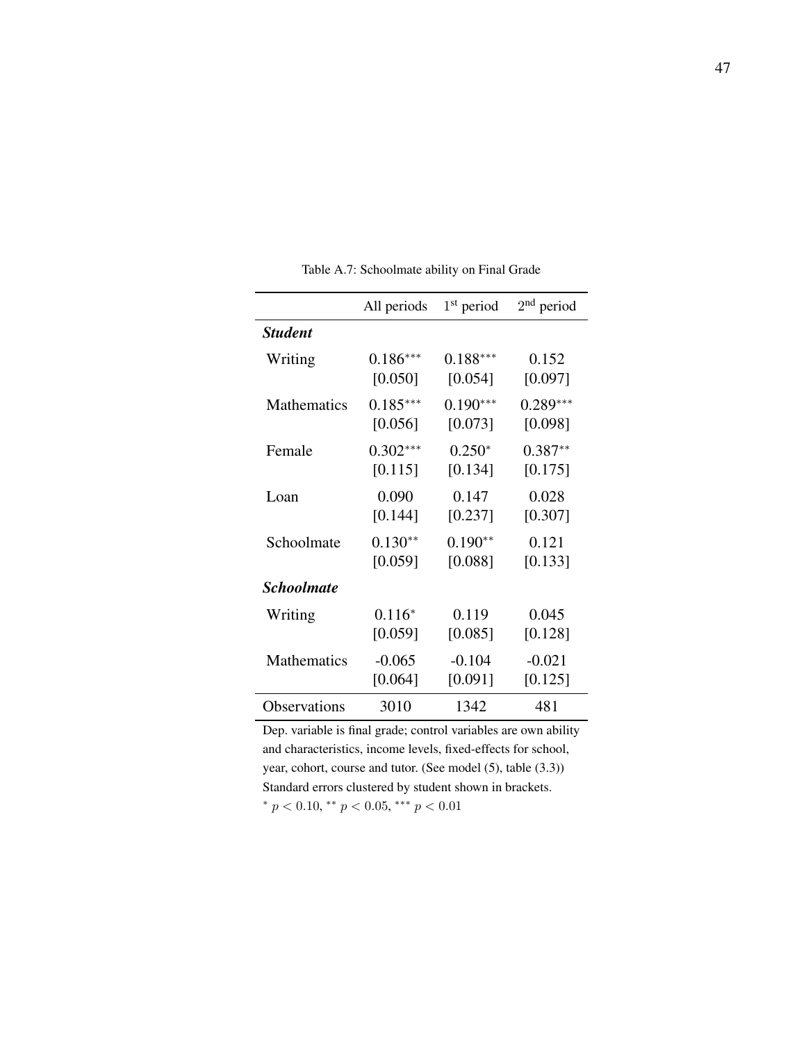Table A.7: Schoolmate ability on Final Grade

| | All periods | $1^{st}$ period | $2^{nd}$ period |
|---|---|---|---|
| ***Student*** | | | |
| Writing | $0.186^{***}$ | $0.188^{***}$ | 0.152 |
| | [0.050] | [0.054] | [0.097] |
| Mathematics | $0.185^{***}$ | $0.190^{***}$ | $0.289^{***}$ |
| | [0.056] | [0.073] | [0.098] |
| Female | $0.302^{***}$ | $0.250^{*}$ | $0.387^{**}$ |
| | [0.115] | [0.134] | [0.175] |
| Loan | 0.090 | 0.147 | 0.028 |
| | [0.144] | [0.237] | [0.307] |
| Schoolmate | $0.130^{**}$ | $0.190^{**}$ | 0.121 |
| | [0.059] | [0.088] | [0.133] |
| ***Schoolmate*** | | | |
| Writing | $0.116^{*}$ | 0.119 | 0.045 |
| | [0.059] | [0.085] | [0.128] |
| Mathematics | -0.065 | -0.104 | -0.021 |
| | [0.064] | [0.091] | [0.125] |
| Observations | 3010 | 1342 | 481 |

Dep. variable is final grade; control variables are own ability and characteristics, income levels, fixed-effects for school, year, cohort, course and tutor. (See model (5), table (3.3))
Standard errors clustered by student shown in brackets.
$^{*}$ $p < 0.10$, $^{**}$ $p < 0.05$, $^{***}$ $p < 0.01$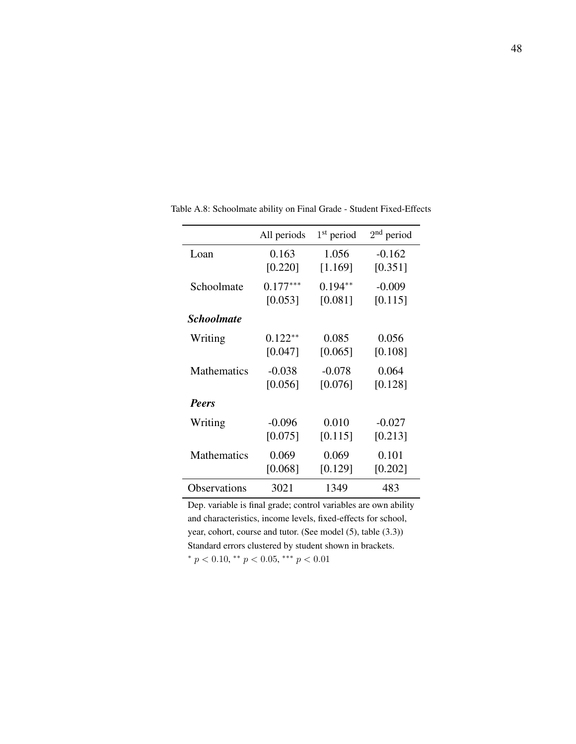Table A.8: Schoolmate ability on Final Grade - Student Fixed-Effects

| | All periods | 1st period | 2nd period |
|---|---|---|---|
| Loan | 0.163 | 1.056 | -0.162 |
| | [0.220] | [1.169] | [0.351] |
| Schoolmate | 0.177*** | 0.194** | -0.009 |
| | [0.053] | [0.081] | [0.115] |
| ***Schoolmate*** | | | |
| Writing | 0.122** | 0.085 | 0.056 |
| | [0.047] | [0.065] | [0.108] |
| Mathematics | -0.038 | -0.078 | 0.064 |
| | [0.056] | [0.076] | [0.128] |
| ***Peers*** | | | |
| Writing | -0.096 | 0.010 | -0.027 |
| | [0.075] | [0.115] | [0.213] |
| Mathematics | 0.069 | 0.069 | 0.101 |
| | [0.068] | [0.129] | [0.202] |
| Observations | 3021 | 1349 | 483 |

Dep. variable is final grade; control variables are own ability and characteristics, income levels, fixed-effects for school, year, cohort, course and tutor. (See model (5), table (3.3))
Standard errors clustered by student shown in brackets.
$^{*}$ $p < 0.10$, $^{**}$ $p < 0.05$, $^{***}$ $p < 0.01$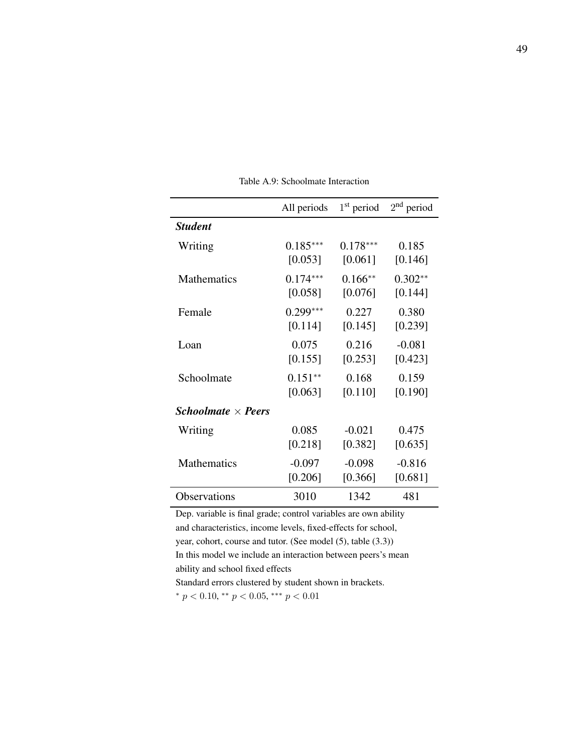Table A.9: Schoolmate Interaction

| | All periods | 1[st] period | 2[nd] period |
|---|---|---|---|
| ***Student*** | | | |
| Writing | 0.185*** | 0.178*** | 0.185 |
| | [0.053] | [0.061] | [0.146] |
| Mathematics | 0.174*** | 0.166** | 0.302** |
| | [0.058] | [0.076] | [0.144] |
| Female | 0.299*** | 0.227 | 0.380 |
| | [0.114] | [0.145] | [0.239] |
| Loan | 0.075 | 0.216 | -0.081 |
| | [0.155] | [0.253] | [0.423] |
| Schoolmate | 0.151** | 0.168 | 0.159 |
| | [0.063] | [0.110] | [0.190] |
| ***Schoolmate × Peers*** | | | |
| Writing | 0.085 | -0.021 | 0.475 |
| | [0.218] | [0.382] | [0.635] |
| Mathematics | -0.097 | -0.098 | -0.816 |
| | [0.206] | [0.366] | [0.681] |
| Observations | 3010 | 1342 | 481 |

Dep. variable is final grade; control variables are own ability and characteristics, income levels, fixed-effects for school, year, cohort, course and tutor. (See model (5), table (3.3))

In this model we include an interaction between peers's mean ability and school fixed effects

Standard errors clustered by student shown in brackets.

$^{*}$ $p < 0.10$, $^{**}$ $p < 0.05$, $^{***}$ $p < 0.01$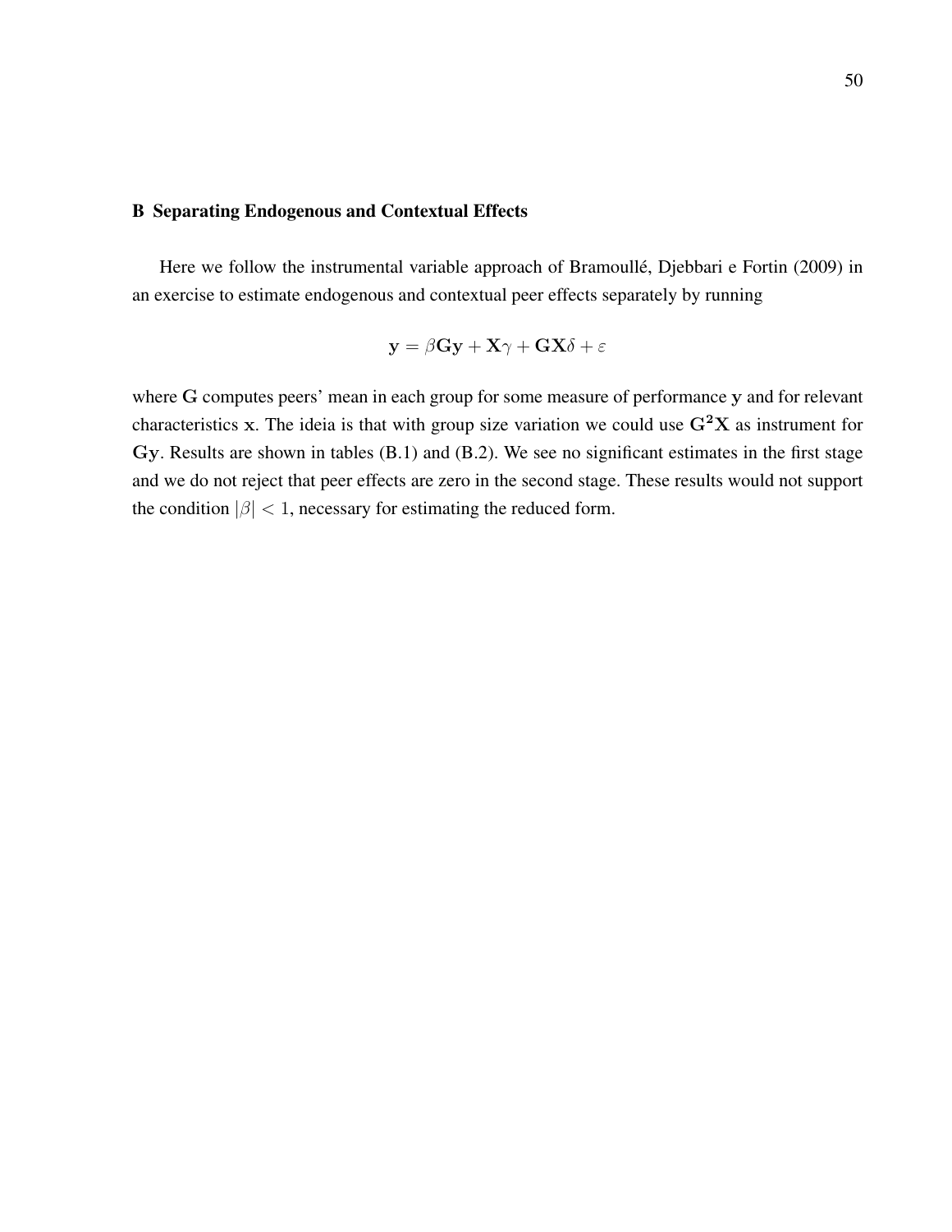## B Separating Endogenous and Contextual Effects

Here we follow the instrumental variable approach of Bramoullé, Djebbari e Fortin (2009) in an exercise to estimate endogenous and contextual peer effects separately by running

$$\mathbf{y} = \beta \mathbf{G}\mathbf{y} + \mathbf{X}\gamma + \mathbf{G}\mathbf{X}\delta + \varepsilon$$

where $\mathbf{G}$ computes peers' mean in each group for some measure of performance $\mathbf{y}$ and for relevant characteristics $\mathbf{x}$. The ideia is that with group size variation we could use $\mathbf{G^2X}$ as instrument for $\mathbf{Gy}$. Results are shown in tables (B.1) and (B.2). We see no significant estimates in the first stage and we do not reject that peer effects are zero in the second stage. These results would not support the condition $|\beta| < 1$, necessary for estimating the reduced form.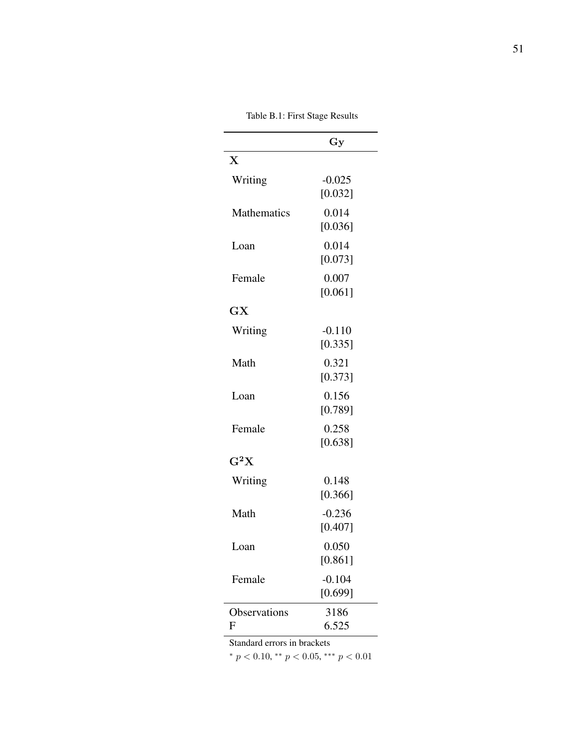Table B.1: First Stage Results

| | **Gy** |
|---|---|
| **X** | |
| Writing | -0.025 |
| | [0.032] |
| Mathematics | 0.014 |
| | [0.036] |
| Loan | 0.014 |
| | [0.073] |
| Female | 0.007 |
| | [0.061] |
| **GX** | |
| Writing | -0.110 |
| | [0.335] |
| Math | 0.321 |
| | [0.373] |
| Loan | 0.156 |
| | [0.789] |
| Female | 0.258 |
| | [0.638] |
| **$G^2X$** | |
| Writing | 0.148 |
| | [0.366] |
| Math | -0.236 |
| | [0.407] |
| Loan | 0.050 |
| | [0.861] |
| Female | -0.104 |
| | [0.699] |
| Observations | 3186 |
| F | 6.525 |

Standard errors in brackets

$^{*}$ $p < 0.10$, $^{**}$ $p < 0.05$, $^{***}$ $p < 0.01$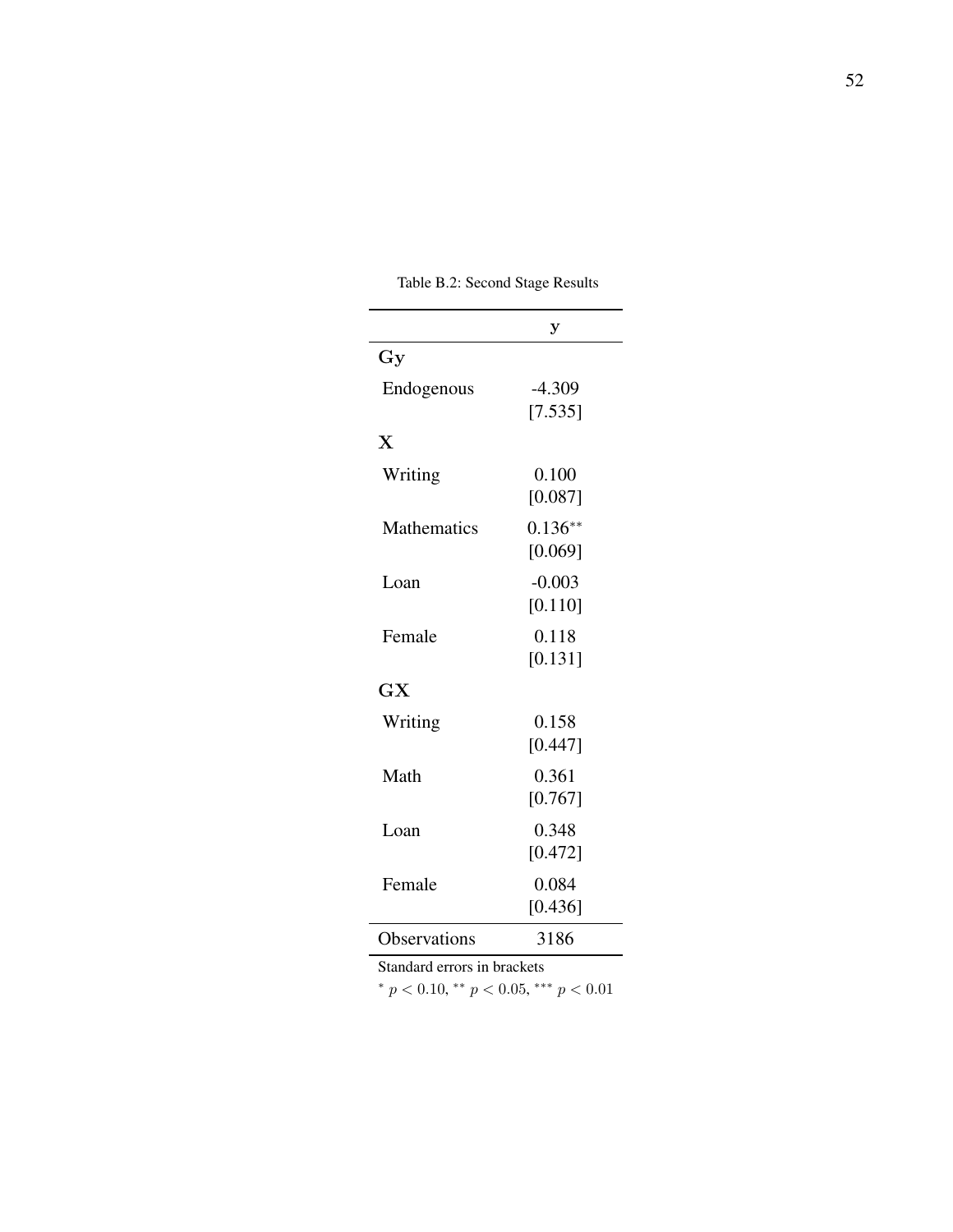Table B.2: Second Stage Results

| | y |
|---|---|
| **Gy** | |
| Endogenous | -4.309 |
| | [7.535] |
| **X** | |
| Writing | 0.100 |
| | [0.087] |
| Mathematics | $0.136^{**}$ |
| | [0.069] |
| Loan | -0.003 |
| | [0.110] |
| Female | 0.118 |
| | [0.131] |
| **GX** | |
| Writing | 0.158 |
| | [0.447] |
| Math | 0.361 |
| | [0.767] |
| Loan | 0.348 |
| | [0.472] |
| Female | 0.084 |
| | [0.436] |
| Observations | 3186 |

Standard errors in brackets

$^{*}$ $p < 0.10$, $^{**}$ $p < 0.05$, $^{***}$ $p < 0.01$